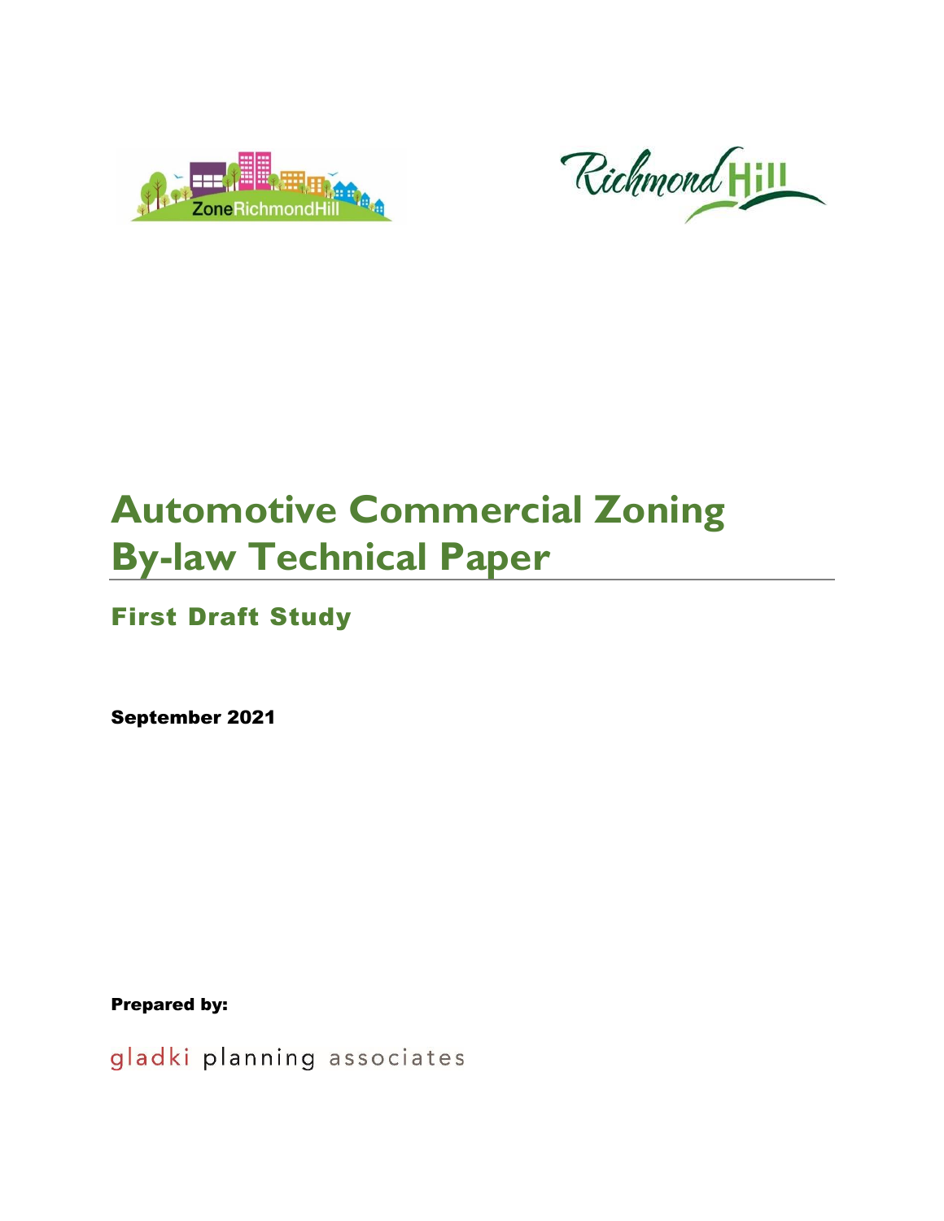# Automotive Commercial Zoning By-law Technical Paper

## First Draft Study

**September 2021**

**Prepared by:**

gladki planning associates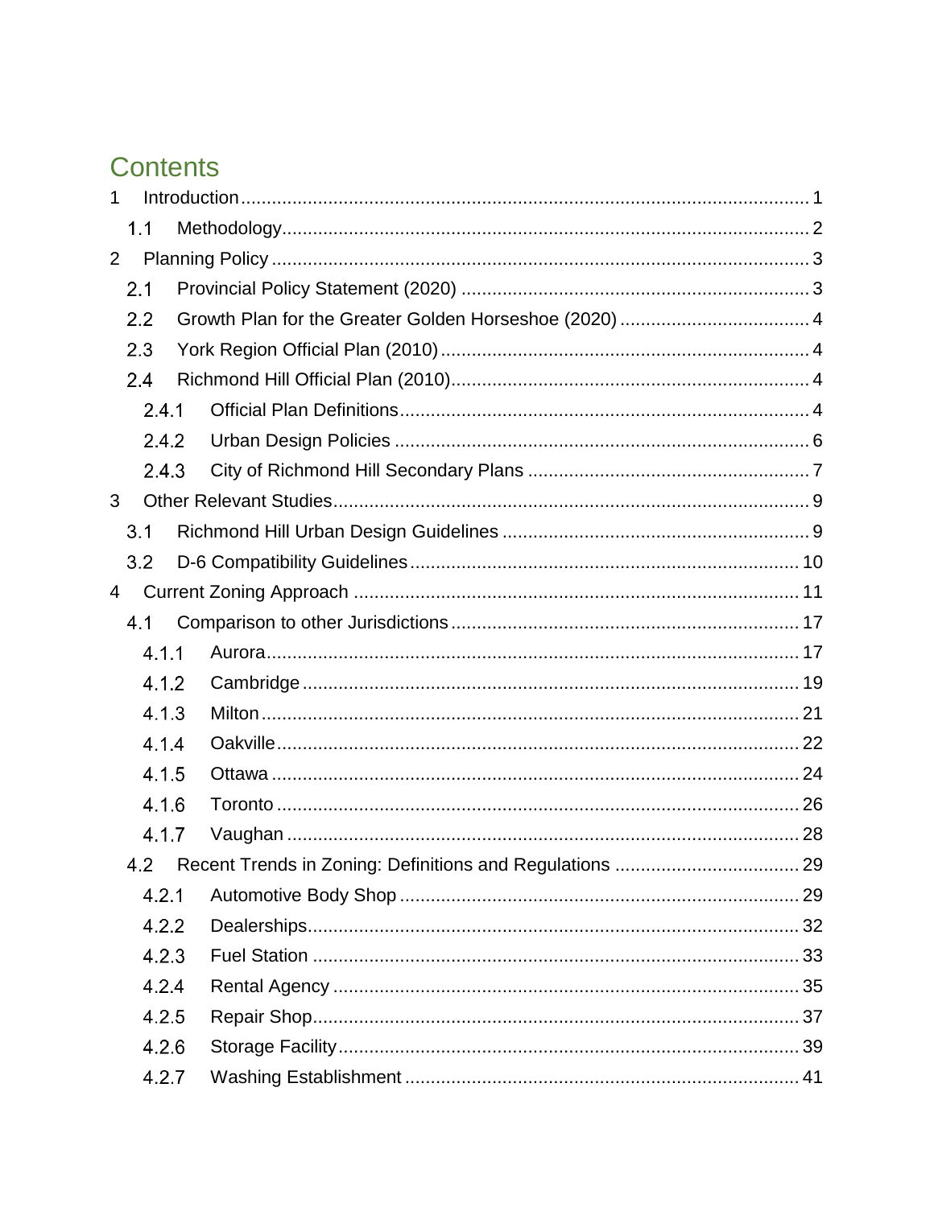# Contents

1 Introduction ..... 1
  1.1 Methodology ..... 2
2 Planning Policy ..... 3
  2.1 Provincial Policy Statement (2020) ..... 3
  2.2 Growth Plan for the Greater Golden Horseshoe (2020) ..... 4
  2.3 York Region Official Plan (2010) ..... 4
  2.4 Richmond Hill Official Plan (2010) ..... 4
    2.4.1 Official Plan Definitions ..... 4
    2.4.2 Urban Design Policies ..... 6
    2.4.3 City of Richmond Hill Secondary Plans ..... 7
3 Other Relevant Studies ..... 9
  3.1 Richmond Hill Urban Design Guidelines ..... 9
  3.2 D-6 Compatibility Guidelines ..... 10
4 Current Zoning Approach ..... 11
  4.1 Comparison to other Jurisdictions ..... 17
    4.1.1 Aurora ..... 17
    4.1.2 Cambridge ..... 19
    4.1.3 Milton ..... 21
    4.1.4 Oakville ..... 22
    4.1.5 Ottawa ..... 24
    4.1.6 Toronto ..... 26
    4.1.7 Vaughan ..... 28
  4.2 Recent Trends in Zoning: Definitions and Regulations ..... 29
    4.2.1 Automotive Body Shop ..... 29
    4.2.2 Dealerships ..... 32
    4.2.3 Fuel Station ..... 33
    4.2.4 Rental Agency ..... 35
    4.2.5 Repair Shop ..... 37
    4.2.6 Storage Facility ..... 39
    4.2.7 Washing Establishment ..... 41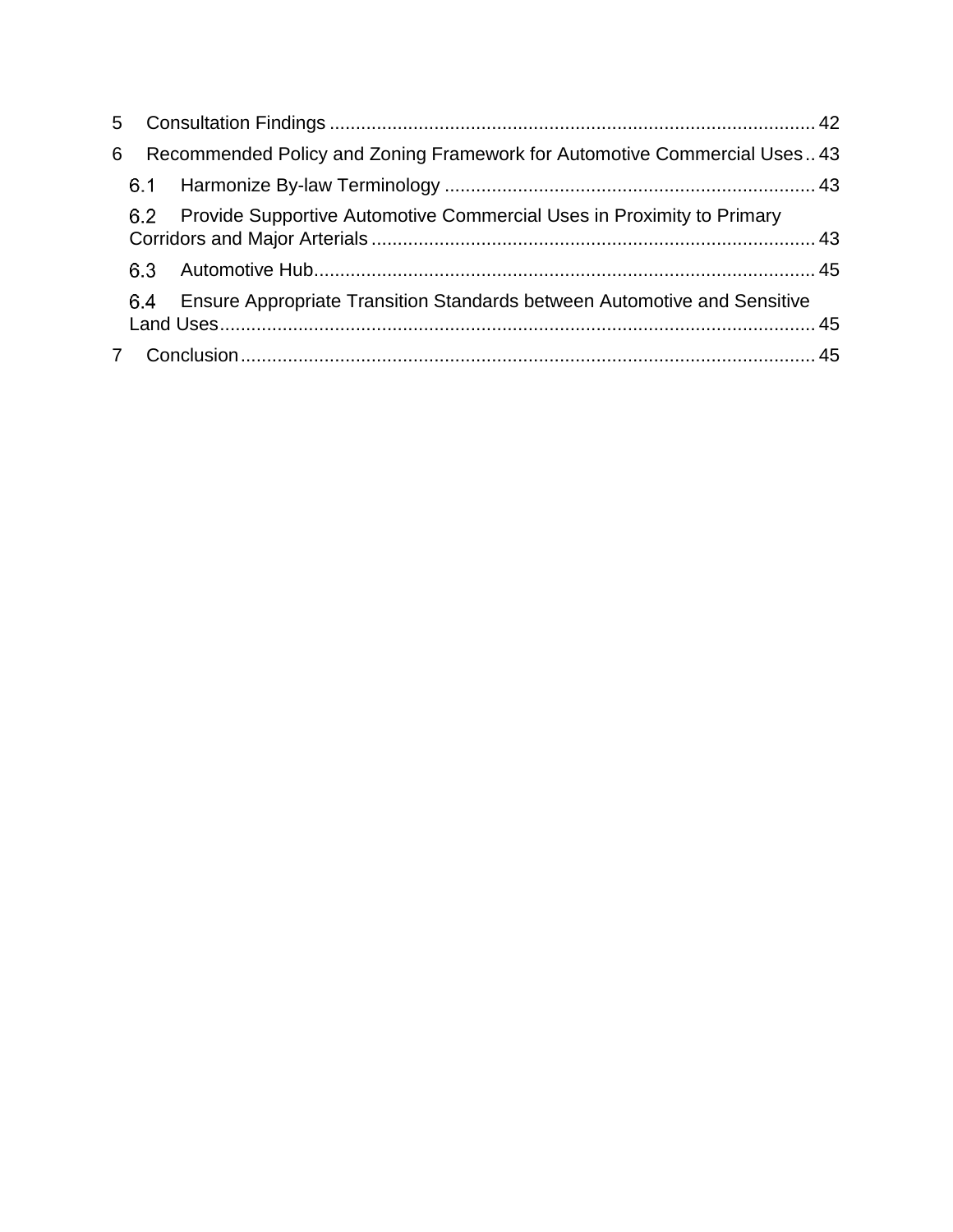5 Consultation Findings ..... 42

6 Recommended Policy and Zoning Framework for Automotive Commercial Uses .. 43

- 6.1 Harmonize By-law Terminology ..... 43
- 6.2 Provide Supportive Automotive Commercial Uses in Proximity to Primary Corridors and Major Arterials ..... 43
- 6.3 Automotive Hub ..... 45
- 6.4 Ensure Appropriate Transition Standards between Automotive and Sensitive Land Uses ..... 45

7 Conclusion ..... 45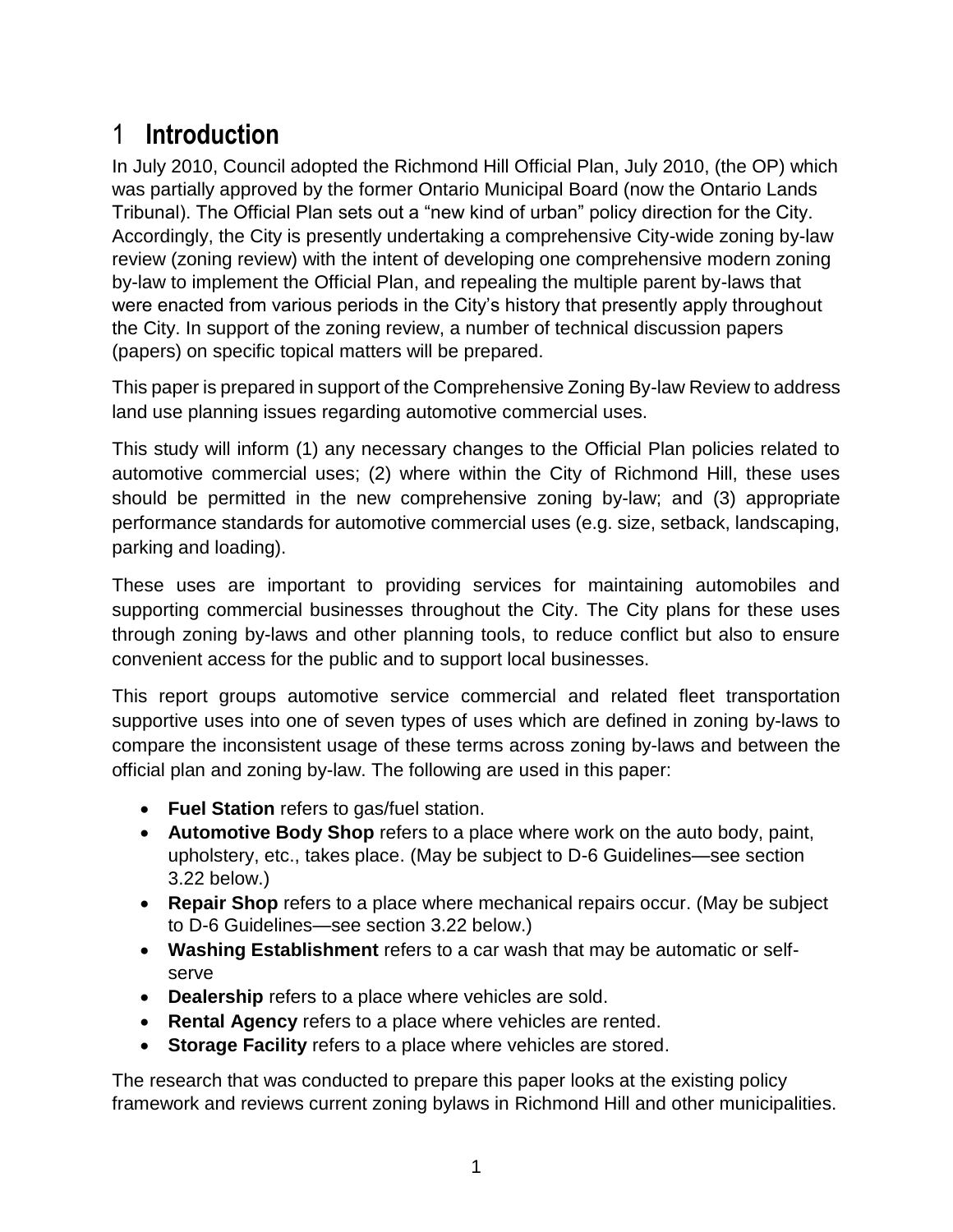# 1 Introduction

In July 2010, Council adopted the Richmond Hill Official Plan, July 2010, (the OP) which was partially approved by the former Ontario Municipal Board (now the Ontario Lands Tribunal). The Official Plan sets out a "new kind of urban" policy direction for the City. Accordingly, the City is presently undertaking a comprehensive City-wide zoning by-law review (zoning review) with the intent of developing one comprehensive modern zoning by-law to implement the Official Plan, and repealing the multiple parent by-laws that were enacted from various periods in the City's history that presently apply throughout the City. In support of the zoning review, a number of technical discussion papers (papers) on specific topical matters will be prepared.

This paper is prepared in support of the Comprehensive Zoning By-law Review to address land use planning issues regarding automotive commercial uses.

This study will inform (1) any necessary changes to the Official Plan policies related to automotive commercial uses; (2) where within the City of Richmond Hill, these uses should be permitted in the new comprehensive zoning by-law; and (3) appropriate performance standards for automotive commercial uses (e.g. size, setback, landscaping, parking and loading).

These uses are important to providing services for maintaining automobiles and supporting commercial businesses throughout the City. The City plans for these uses through zoning by-laws and other planning tools, to reduce conflict but also to ensure convenient access for the public and to support local businesses.

This report groups automotive service commercial and related fleet transportation supportive uses into one of seven types of uses which are defined in zoning by-laws to compare the inconsistent usage of these terms across zoning by-laws and between the official plan and zoning by-law. The following are used in this paper:

- **Fuel Station** refers to gas/fuel station.
- **Automotive Body Shop** refers to a place where work on the auto body, paint, upholstery, etc., takes place. (May be subject to D-6 Guidelines—see section 3.22 below.)
- **Repair Shop** refers to a place where mechanical repairs occur. (May be subject to D-6 Guidelines—see section 3.22 below.)
- **Washing Establishment** refers to a car wash that may be automatic or self-serve
- **Dealership** refers to a place where vehicles are sold.
- **Rental Agency** refers to a place where vehicles are rented.
- **Storage Facility** refers to a place where vehicles are stored.

The research that was conducted to prepare this paper looks at the existing policy framework and reviews current zoning bylaws in Richmond Hill and other municipalities.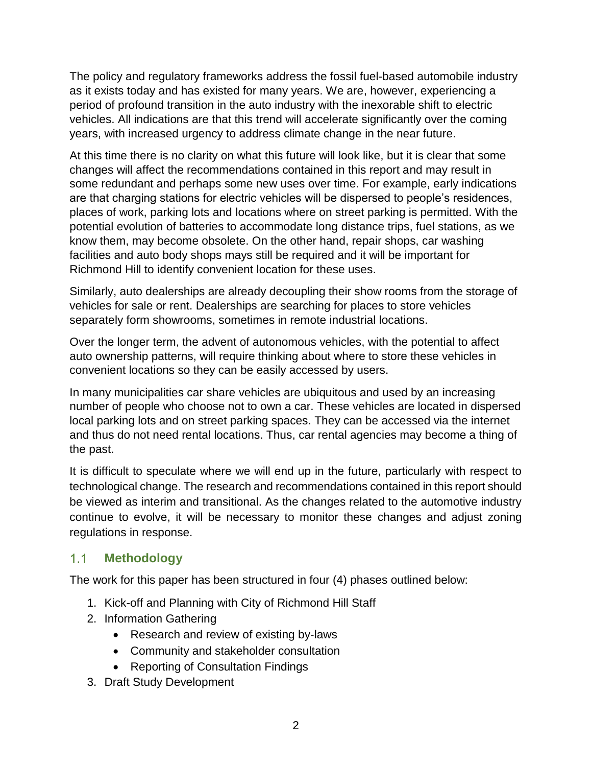The policy and regulatory frameworks address the fossil fuel-based automobile industry as it exists today and has existed for many years. We are, however, experiencing a period of profound transition in the auto industry with the inexorable shift to electric vehicles. All indications are that this trend will accelerate significantly over the coming years, with increased urgency to address climate change in the near future.

At this time there is no clarity on what this future will look like, but it is clear that some changes will affect the recommendations contained in this report and may result in some redundant and perhaps some new uses over time. For example, early indications are that charging stations for electric vehicles will be dispersed to people's residences, places of work, parking lots and locations where on street parking is permitted. With the potential evolution of batteries to accommodate long distance trips, fuel stations, as we know them, may become obsolete. On the other hand, repair shops, car washing facilities and auto body shops mays still be required and it will be important for Richmond Hill to identify convenient location for these uses.

Similarly, auto dealerships are already decoupling their show rooms from the storage of vehicles for sale or rent. Dealerships are searching for places to store vehicles separately form showrooms, sometimes in remote industrial locations.

Over the longer term, the advent of autonomous vehicles, with the potential to affect auto ownership patterns, will require thinking about where to store these vehicles in convenient locations so they can be easily accessed by users.

In many municipalities car share vehicles are ubiquitous and used by an increasing number of people who choose not to own a car. These vehicles are located in dispersed local parking lots and on street parking spaces. They can be accessed via the internet and thus do not need rental locations. Thus, car rental agencies may become a thing of the past.

It is difficult to speculate where we will end up in the future, particularly with respect to technological change. The research and recommendations contained in this report should be viewed as interim and transitional. As the changes related to the automotive industry continue to evolve, it will be necessary to monitor these changes and adjust zoning regulations in response.

## 1.1 Methodology

The work for this paper has been structured in four (4) phases outlined below:

1. Kick-off and Planning with City of Richmond Hill Staff
2. Information Gathering
    - Research and review of existing by-laws
    - Community and stakeholder consultation
    - Reporting of Consultation Findings
3. Draft Study Development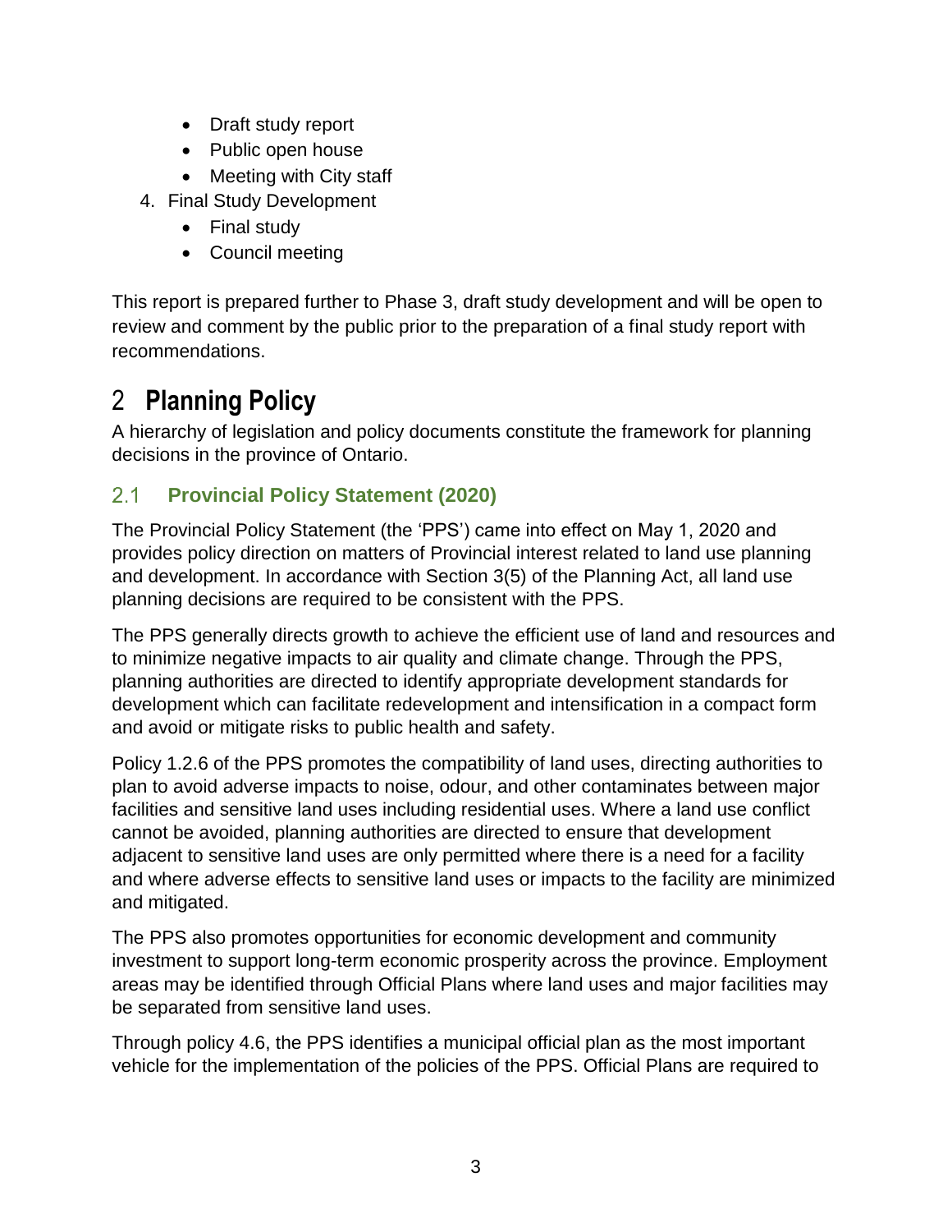- Draft study report
- Public open house
- Meeting with City staff

4. Final Study Development
   - Final study
   - Council meeting

This report is prepared further to Phase 3, draft study development and will be open to review and comment by the public prior to the preparation of a final study report with recommendations.

# 2 Planning Policy

A hierarchy of legislation and policy documents constitute the framework for planning decisions in the province of Ontario.

## 2.1 Provincial Policy Statement (2020)

The Provincial Policy Statement (the 'PPS') came into effect on May 1, 2020 and provides policy direction on matters of Provincial interest related to land use planning and development. In accordance with Section 3(5) of the Planning Act, all land use planning decisions are required to be consistent with the PPS.

The PPS generally directs growth to achieve the efficient use of land and resources and to minimize negative impacts to air quality and climate change. Through the PPS, planning authorities are directed to identify appropriate development standards for development which can facilitate redevelopment and intensification in a compact form and avoid or mitigate risks to public health and safety.

Policy 1.2.6 of the PPS promotes the compatibility of land uses, directing authorities to plan to avoid adverse impacts to noise, odour, and other contaminates between major facilities and sensitive land uses including residential uses. Where a land use conflict cannot be avoided, planning authorities are directed to ensure that development adjacent to sensitive land uses are only permitted where there is a need for a facility and where adverse effects to sensitive land uses or impacts to the facility are minimized and mitigated.

The PPS also promotes opportunities for economic development and community investment to support long-term economic prosperity across the province. Employment areas may be identified through Official Plans where land uses and major facilities may be separated from sensitive land uses.

Through policy 4.6, the PPS identifies a municipal official plan as the most important vehicle for the implementation of the policies of the PPS. Official Plans are required to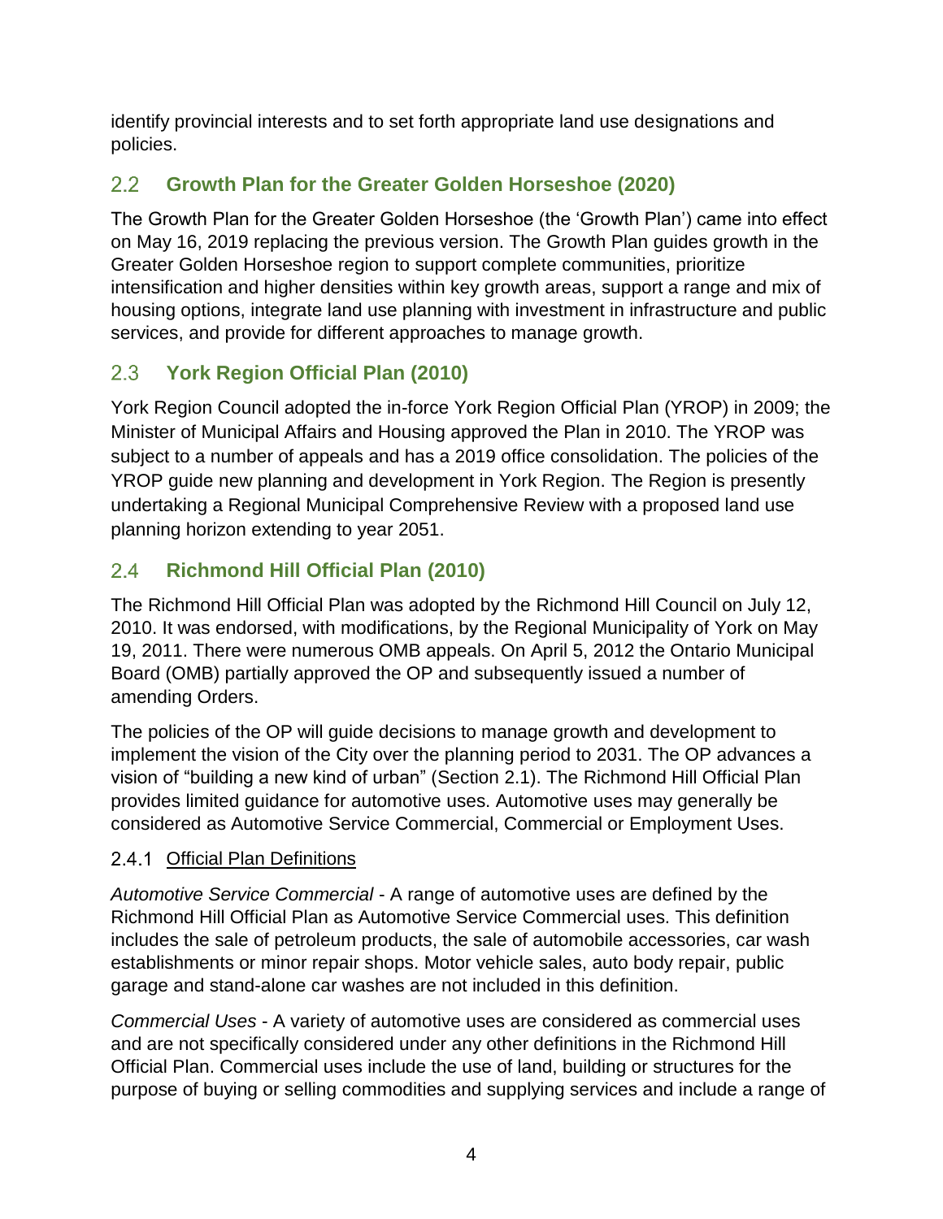identify provincial interests and to set forth appropriate land use designations and policies.

## 2.2 Growth Plan for the Greater Golden Horseshoe (2020)

The Growth Plan for the Greater Golden Horseshoe (the 'Growth Plan') came into effect on May 16, 2019 replacing the previous version. The Growth Plan guides growth in the Greater Golden Horseshoe region to support complete communities, prioritize intensification and higher densities within key growth areas, support a range and mix of housing options, integrate land use planning with investment in infrastructure and public services, and provide for different approaches to manage growth.

## 2.3 York Region Official Plan (2010)

York Region Council adopted the in-force York Region Official Plan (YROP) in 2009; the Minister of Municipal Affairs and Housing approved the Plan in 2010. The YROP was subject to a number of appeals and has a 2019 office consolidation. The policies of the YROP guide new planning and development in York Region. The Region is presently undertaking a Regional Municipal Comprehensive Review with a proposed land use planning horizon extending to year 2051.

## 2.4 Richmond Hill Official Plan (2010)

The Richmond Hill Official Plan was adopted by the Richmond Hill Council on July 12, 2010. It was endorsed, with modifications, by the Regional Municipality of York on May 19, 2011. There were numerous OMB appeals. On April 5, 2012 the Ontario Municipal Board (OMB) partially approved the OP and subsequently issued a number of amending Orders.

The policies of the OP will guide decisions to manage growth and development to implement the vision of the City over the planning period to 2031. The OP advances a vision of "building a new kind of urban" (Section 2.1). The Richmond Hill Official Plan provides limited guidance for automotive uses. Automotive uses may generally be considered as Automotive Service Commercial, Commercial or Employment Uses.

### 2.4.1 Official Plan Definitions

*Automotive Service Commercial* - A range of automotive uses are defined by the Richmond Hill Official Plan as Automotive Service Commercial uses. This definition includes the sale of petroleum products, the sale of automobile accessories, car wash establishments or minor repair shops. Motor vehicle sales, auto body repair, public garage and stand-alone car washes are not included in this definition.

*Commercial Uses* - A variety of automotive uses are considered as commercial uses and are not specifically considered under any other definitions in the Richmond Hill Official Plan. Commercial uses include the use of land, building or structures for the purpose of buying or selling commodities and supplying services and include a range of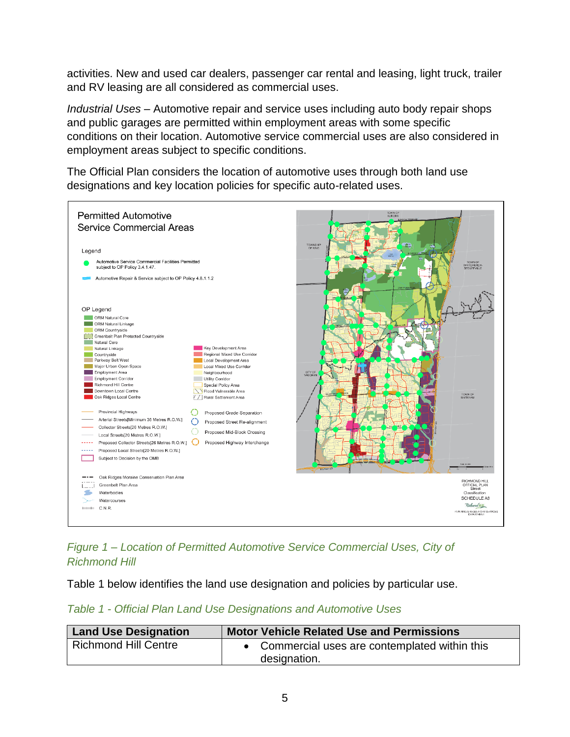activities. New and used car dealers, passenger car rental and leasing, light truck, trailer and RV leasing are all considered as commercial uses.

*Industrial Uses* – Automotive repair and service uses including auto body repair shops and public garages are permitted within employment areas with some specific conditions on their location. Automotive service commercial uses are also considered in employment areas subject to specific conditions.

The Official Plan considers the location of automotive uses through both land use designations and key location policies for specific auto-related uses.

*Figure 1 – Location of Permitted Automotive Service Commercial Uses, City of Richmond Hill*

Table 1 below identifies the land use designation and policies by particular use.

*Table 1 - Official Plan Land Use Designations and Automotive Uses*

| Land Use Designation | Motor Vehicle Related Use and Permissions |
|---|---|
| Richmond Hill Centre | • Commercial uses are contemplated within this designation. |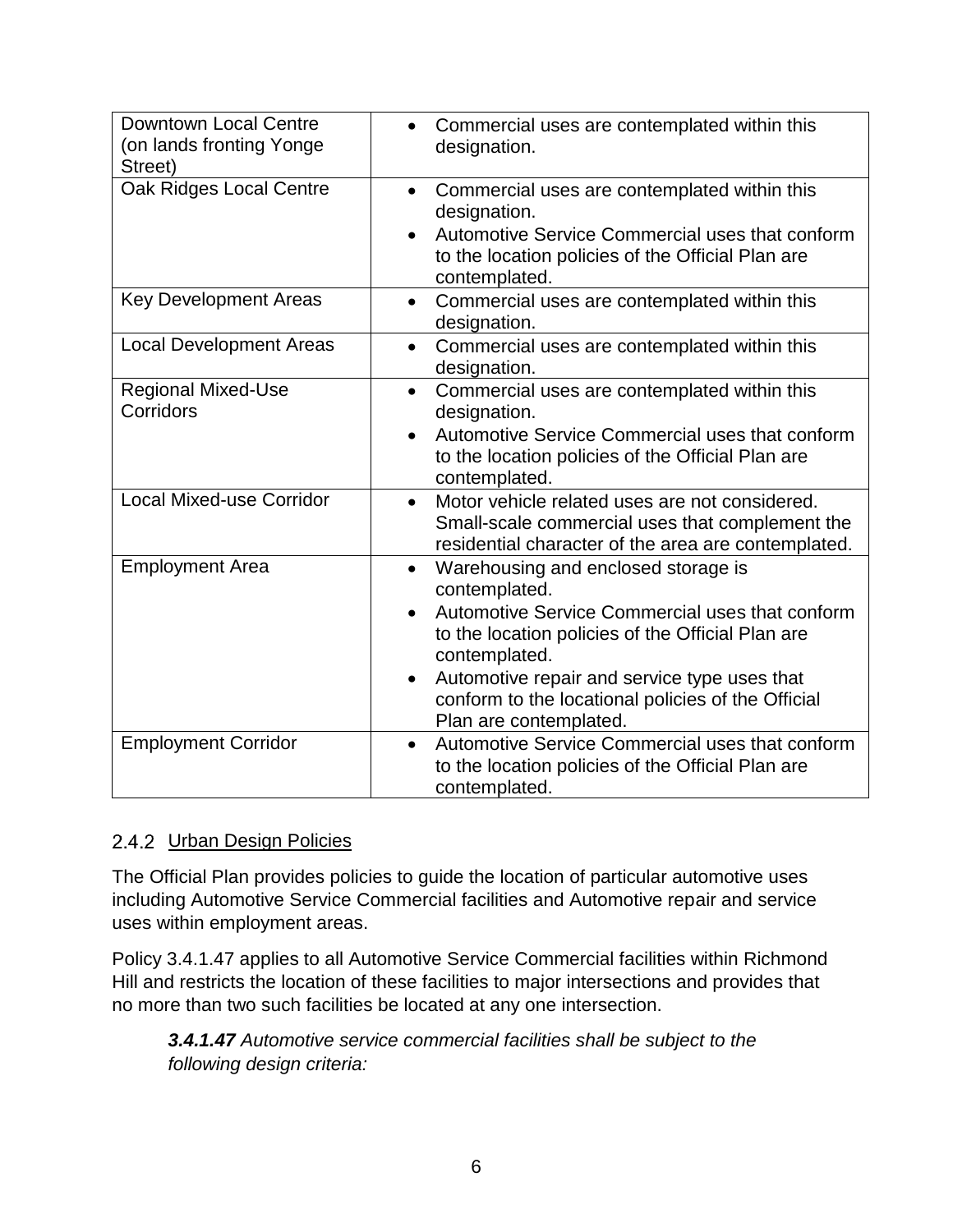| Downtown Local Centre (on lands fronting Yonge Street) | • Commercial uses are contemplated within this designation. |
|---|---|
| Oak Ridges Local Centre | • Commercial uses are contemplated within this designation.<br>• Automotive Service Commercial uses that conform to the location policies of the Official Plan are contemplated. |
| Key Development Areas | • Commercial uses are contemplated within this designation. |
| Local Development Areas | • Commercial uses are contemplated within this designation. |
| Regional Mixed-Use Corridors | • Commercial uses are contemplated within this designation.<br>• Automotive Service Commercial uses that conform to the location policies of the Official Plan are contemplated. |
| Local Mixed-use Corridor | • Motor vehicle related uses are not considered. Small-scale commercial uses that complement the residential character of the area are contemplated. |
| Employment Area | • Warehousing and enclosed storage is contemplated.<br>• Automotive Service Commercial uses that conform to the location policies of the Official Plan are contemplated.<br>• Automotive repair and service type uses that conform to the locational policies of the Official Plan are contemplated. |
| Employment Corridor | • Automotive Service Commercial uses that conform to the location policies of the Official Plan are contemplated. |

### 2.4.2 Urban Design Policies

The Official Plan provides policies to guide the location of particular automotive uses including Automotive Service Commercial facilities and Automotive repair and service uses within employment areas.

Policy 3.4.1.47 applies to all Automotive Service Commercial facilities within Richmond Hill and restricts the location of these facilities to major intersections and provides that no more than two such facilities be located at any one intersection.

> ***3.4.1.47*** *Automotive service commercial facilities shall be subject to the following design criteria:*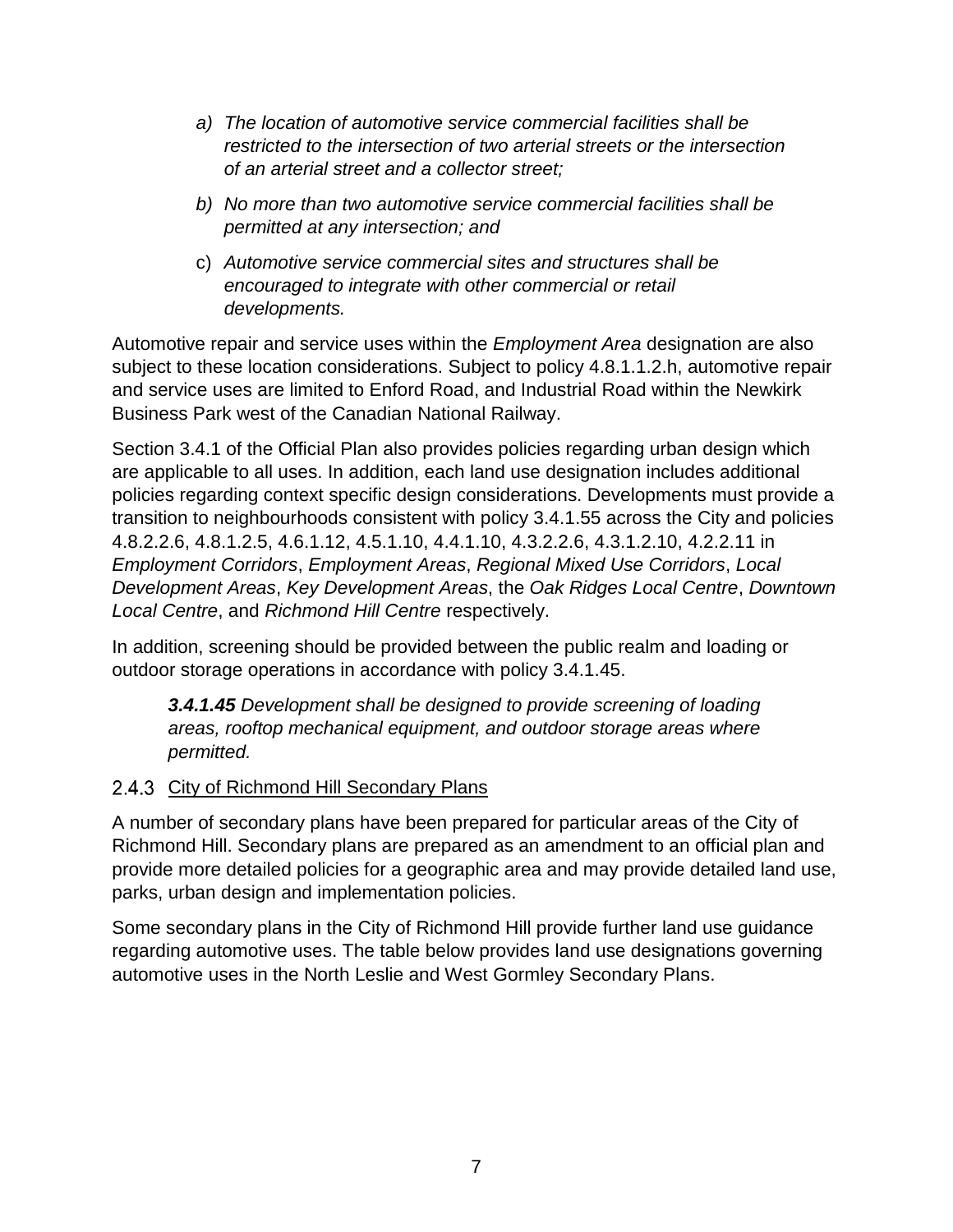> *a) The location of automotive service commercial facilities shall be restricted to the intersection of two arterial streets or the intersection of an arterial street and a collector street;*
>
> *b) No more than two automotive service commercial facilities shall be permitted at any intersection; and*
>
> c) *Automotive service commercial sites and structures shall be encouraged to integrate with other commercial or retail developments.*

Automotive repair and service uses within the *Employment Area* designation are also subject to these location considerations. Subject to policy 4.8.1.1.2.h, automotive repair and service uses are limited to Enford Road, and Industrial Road within the Newkirk Business Park west of the Canadian National Railway.

Section 3.4.1 of the Official Plan also provides policies regarding urban design which are applicable to all uses. In addition, each land use designation includes additional policies regarding context specific design considerations. Developments must provide a transition to neighbourhoods consistent with policy 3.4.1.55 across the City and policies 4.8.2.2.6, 4.8.1.2.5, 4.6.1.12, 4.5.1.10, 4.4.1.10, 4.3.2.2.6, 4.3.1.2.10, 4.2.2.11 in *Employment Corridors*, *Employment Areas*, *Regional Mixed Use Corridors*, *Local Development Areas*, *Key Development Areas*, the *Oak Ridges Local Centre*, *Downtown Local Centre*, and *Richmond Hill Centre* respectively.

In addition, screening should be provided between the public realm and loading or outdoor storage operations in accordance with policy 3.4.1.45.

> ***3.4.1.45*** *Development shall be designed to provide screening of loading areas, rooftop mechanical equipment, and outdoor storage areas where permitted.*

### 2.4.3 City of Richmond Hill Secondary Plans

A number of secondary plans have been prepared for particular areas of the City of Richmond Hill. Secondary plans are prepared as an amendment to an official plan and provide more detailed policies for a geographic area and may provide detailed land use, parks, urban design and implementation policies.

Some secondary plans in the City of Richmond Hill provide further land use guidance regarding automotive uses. The table below provides land use designations governing automotive uses in the North Leslie and West Gormley Secondary Plans.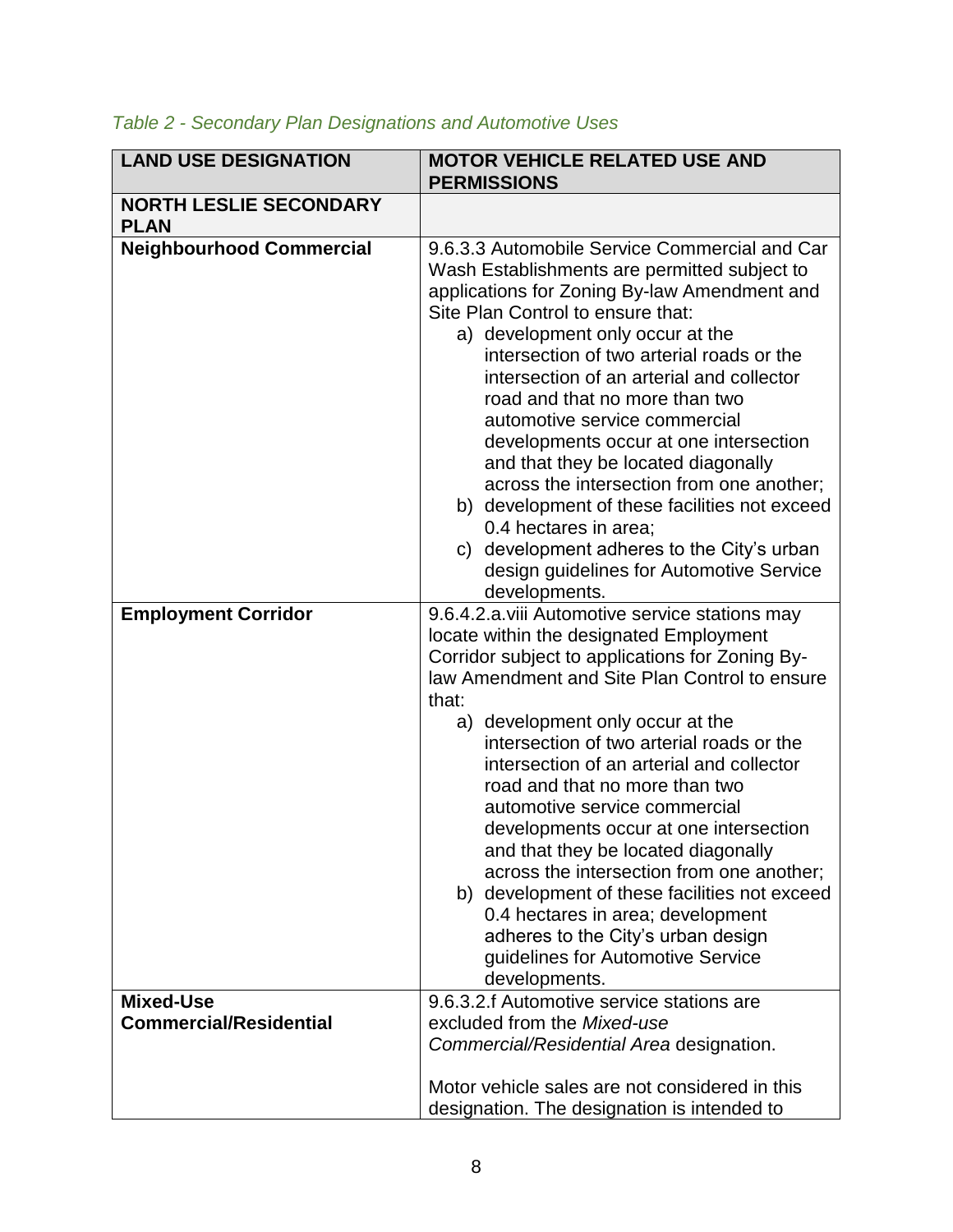*Table 2 - Secondary Plan Designations and Automotive Uses*

| LAND USE DESIGNATION | MOTOR VEHICLE RELATED USE AND PERMISSIONS |
| --- | --- |
| **NORTH LESLIE SECONDARY PLAN** | |
| **Neighbourhood Commercial** | 9.6.3.3 Automobile Service Commercial and Car Wash Establishments are permitted subject to applications for Zoning By-law Amendment and Site Plan Control to ensure that:<br>a) development only occur at the intersection of two arterial roads or the intersection of an arterial and collector road and that no more than two automotive service commercial developments occur at one intersection and that they be located diagonally across the intersection from one another;<br>b) development of these facilities not exceed 0.4 hectares in area;<br>c) development adheres to the City's urban design guidelines for Automotive Service developments. |
| **Employment Corridor** | 9.6.4.2.a.viii Automotive service stations may locate within the designated Employment Corridor subject to applications for Zoning By-law Amendment and Site Plan Control to ensure that:<br>a) development only occur at the intersection of two arterial roads or the intersection of an arterial and collector road and that no more than two automotive service commercial developments occur at one intersection and that they be located diagonally across the intersection from one another;<br>b) development of these facilities not exceed 0.4 hectares in area; development adheres to the City's urban design guidelines for Automotive Service developments. |
| **Mixed-Use Commercial/Residential** | 9.6.3.2.f Automotive service stations are excluded from the *Mixed-use Commercial/Residential Area* designation.<br><br>Motor vehicle sales are not considered in this designation. The designation is intended to |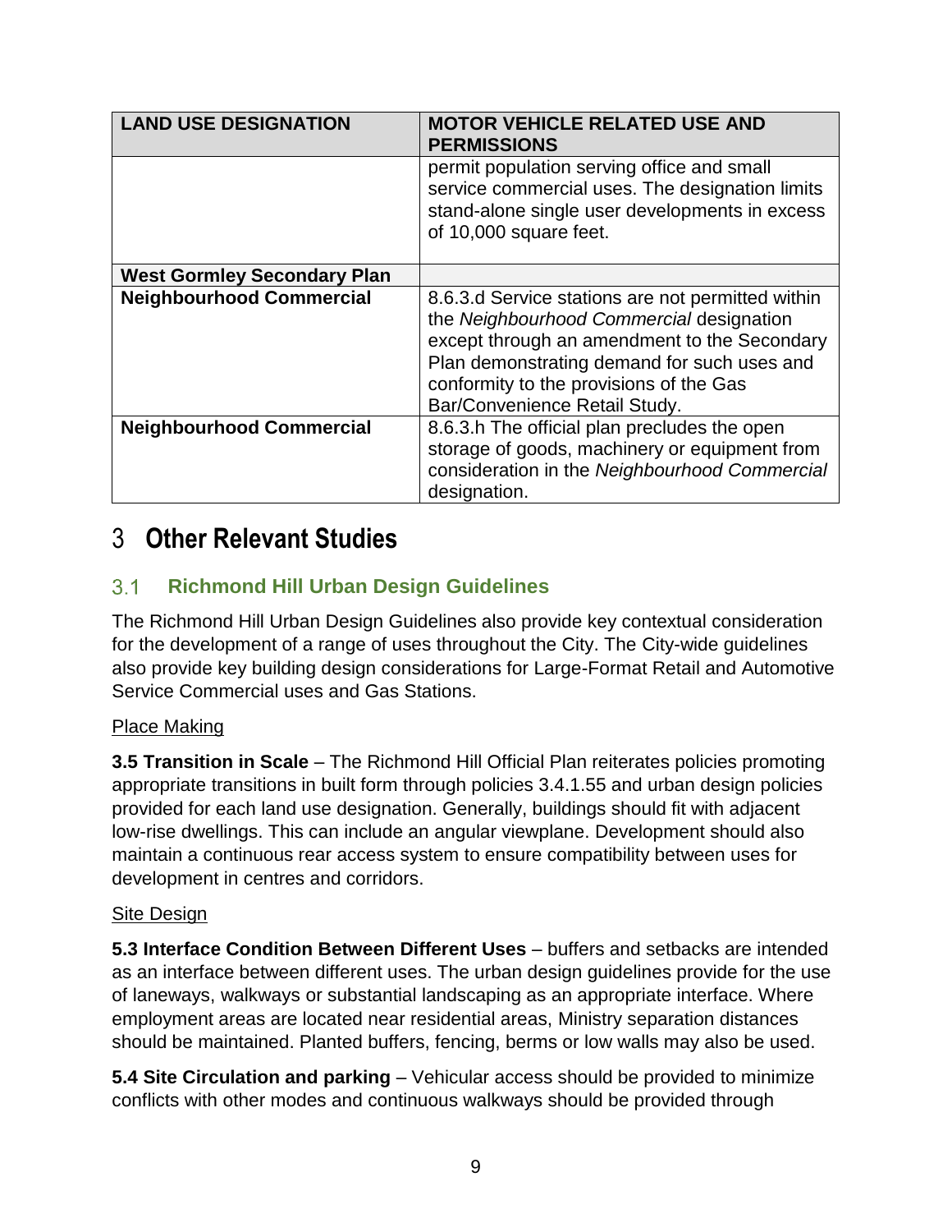| LAND USE DESIGNATION | MOTOR VEHICLE RELATED USE AND PERMISSIONS |
|---|---|
| | permit population serving office and small service commercial uses. The designation limits stand-alone single user developments in excess of 10,000 square feet. |
| **West Gormley Secondary Plan** | |
| **Neighbourhood Commercial** | 8.6.3.d Service stations are not permitted within the *Neighbourhood Commercial* designation except through an amendment to the Secondary Plan demonstrating demand for such uses and conformity to the provisions of the Gas Bar/Convenience Retail Study. |
| **Neighbourhood Commercial** | 8.6.3.h The official plan precludes the open storage of goods, machinery or equipment from consideration in the *Neighbourhood Commercial* designation. |

# 3 Other Relevant Studies

## 3.1 Richmond Hill Urban Design Guidelines

The Richmond Hill Urban Design Guidelines also provide key contextual consideration for the development of a range of uses throughout the City. The City-wide guidelines also provide key building design considerations for Large-Format Retail and Automotive Service Commercial uses and Gas Stations.

Place Making

**3.5 Transition in Scale** – The Richmond Hill Official Plan reiterates policies promoting appropriate transitions in built form through policies 3.4.1.55 and urban design policies provided for each land use designation. Generally, buildings should fit with adjacent low-rise dwellings. This can include an angular viewplane. Development should also maintain a continuous rear access system to ensure compatibility between uses for development in centres and corridors.

Site Design

**5.3 Interface Condition Between Different Uses** – buffers and setbacks are intended as an interface between different uses. The urban design guidelines provide for the use of laneways, walkways or substantial landscaping as an appropriate interface. Where employment areas are located near residential areas, Ministry separation distances should be maintained. Planted buffers, fencing, berms or low walls may also be used.

**5.4 Site Circulation and parking** – Vehicular access should be provided to minimize conflicts with other modes and continuous walkways should be provided through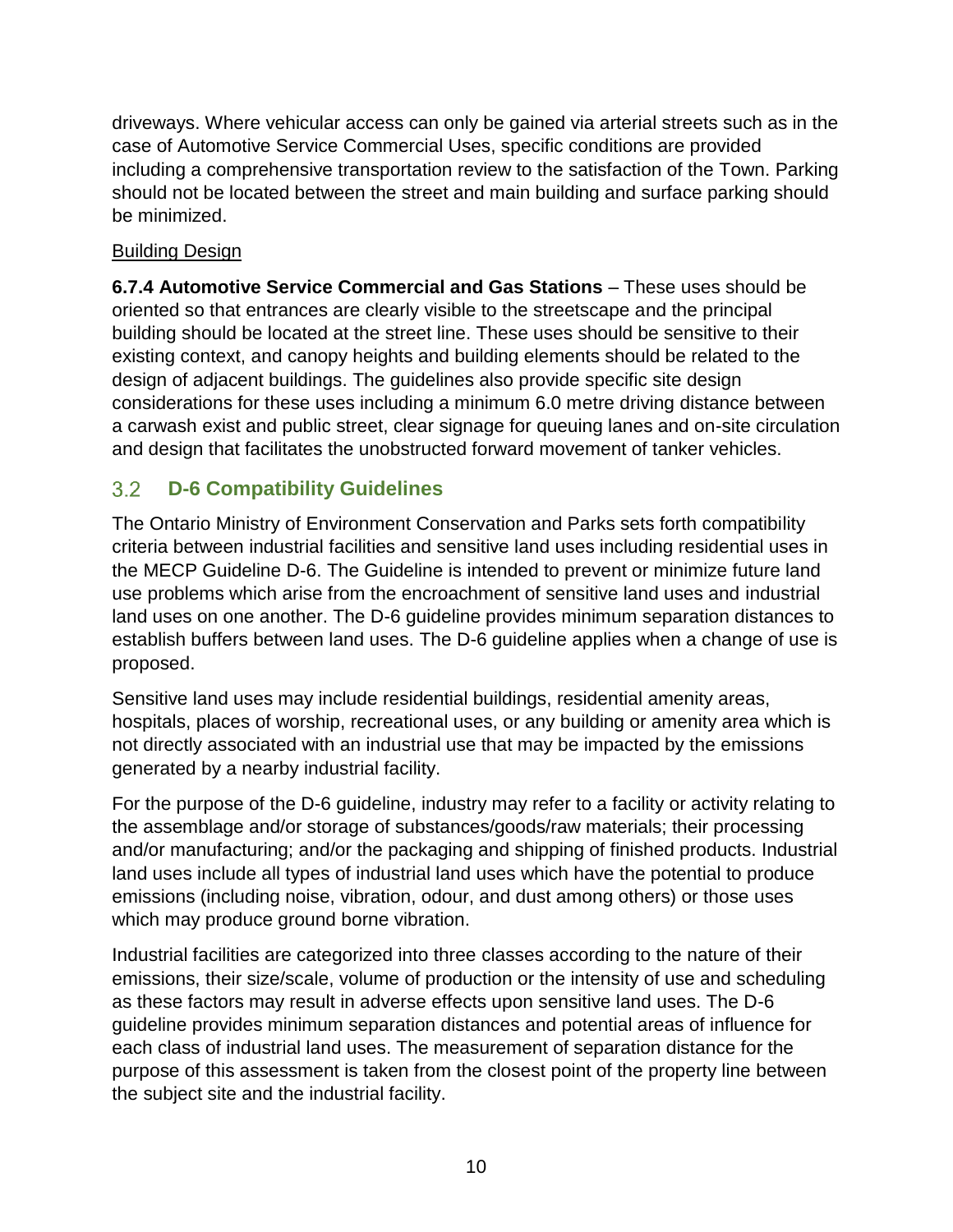driveways. Where vehicular access can only be gained via arterial streets such as in the case of Automotive Service Commercial Uses, specific conditions are provided including a comprehensive transportation review to the satisfaction of the Town. Parking should not be located between the street and main building and surface parking should be minimized.

Building Design

**6.7.4 Automotive Service Commercial and Gas Stations** – These uses should be oriented so that entrances are clearly visible to the streetscape and the principal building should be located at the street line. These uses should be sensitive to their existing context, and canopy heights and building elements should be related to the design of adjacent buildings. The guidelines also provide specific site design considerations for these uses including a minimum 6.0 metre driving distance between a carwash exist and public street, clear signage for queuing lanes and on-site circulation and design that facilitates the unobstructed forward movement of tanker vehicles.

## 3.2 D-6 Compatibility Guidelines

The Ontario Ministry of Environment Conservation and Parks sets forth compatibility criteria between industrial facilities and sensitive land uses including residential uses in the MECP Guideline D-6. The Guideline is intended to prevent or minimize future land use problems which arise from the encroachment of sensitive land uses and industrial land uses on one another. The D-6 guideline provides minimum separation distances to establish buffers between land uses. The D-6 guideline applies when a change of use is proposed.

Sensitive land uses may include residential buildings, residential amenity areas, hospitals, places of worship, recreational uses, or any building or amenity area which is not directly associated with an industrial use that may be impacted by the emissions generated by a nearby industrial facility.

For the purpose of the D-6 guideline, industry may refer to a facility or activity relating to the assemblage and/or storage of substances/goods/raw materials; their processing and/or manufacturing; and/or the packaging and shipping of finished products. Industrial land uses include all types of industrial land uses which have the potential to produce emissions (including noise, vibration, odour, and dust among others) or those uses which may produce ground borne vibration.

Industrial facilities are categorized into three classes according to the nature of their emissions, their size/scale, volume of production or the intensity of use and scheduling as these factors may result in adverse effects upon sensitive land uses. The D-6 guideline provides minimum separation distances and potential areas of influence for each class of industrial land uses. The measurement of separation distance for the purpose of this assessment is taken from the closest point of the property line between the subject site and the industrial facility.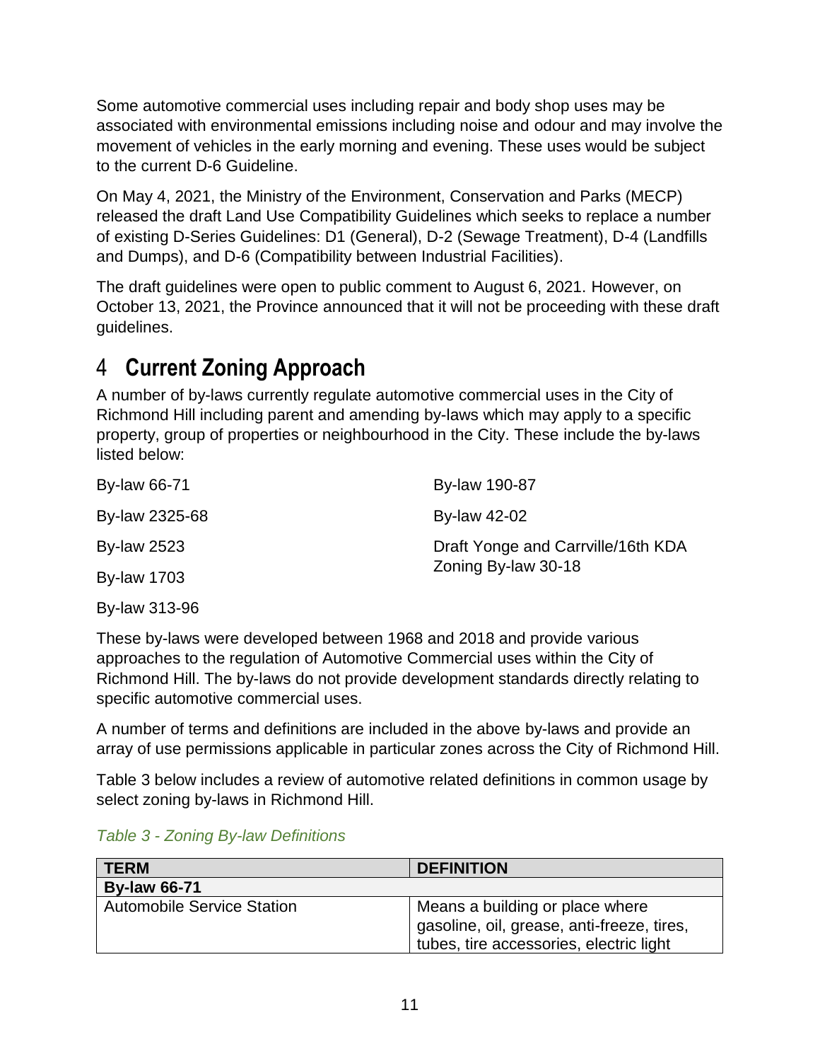Some automotive commercial uses including repair and body shop uses may be associated with environmental emissions including noise and odour and may involve the movement of vehicles in the early morning and evening. These uses would be subject to the current D-6 Guideline.

On May 4, 2021, the Ministry of the Environment, Conservation and Parks (MECP) released the draft Land Use Compatibility Guidelines which seeks to replace a number of existing D-Series Guidelines: D1 (General), D-2 (Sewage Treatment), D-4 (Landfills and Dumps), and D-6 (Compatibility between Industrial Facilities).

The draft guidelines were open to public comment to August 6, 2021. However, on October 13, 2021, the Province announced that it will not be proceeding with these draft guidelines.

# 4 Current Zoning Approach

A number of by-laws currently regulate automotive commercial uses in the City of Richmond Hill including parent and amending by-laws which may apply to a specific property, group of properties or neighbourhood in the City. These include the by-laws listed below:

- By-law 66-71
- By-law 2325-68
- By-law 2523
- By-law 1703
- By-law 313-96
- By-law 190-87
- By-law 42-02
- Draft Yonge and Carrville/16th KDA Zoning By-law 30-18

These by-laws were developed between 1968 and 2018 and provide various approaches to the regulation of Automotive Commercial uses within the City of Richmond Hill. The by-laws do not provide development standards directly relating to specific automotive commercial uses.

A number of terms and definitions are included in the above by-laws and provide an array of use permissions applicable in particular zones across the City of Richmond Hill.

Table 3 below includes a review of automotive related definitions in common usage by select zoning by-laws in Richmond Hill.

*Table 3 - Zoning By-law Definitions*

| TERM | DEFINITION |
|---|---|
| **By-law 66-71** | |
| Automobile Service Station | Means a building or place where gasoline, oil, grease, anti-freeze, tires, tubes, tire accessories, electric light |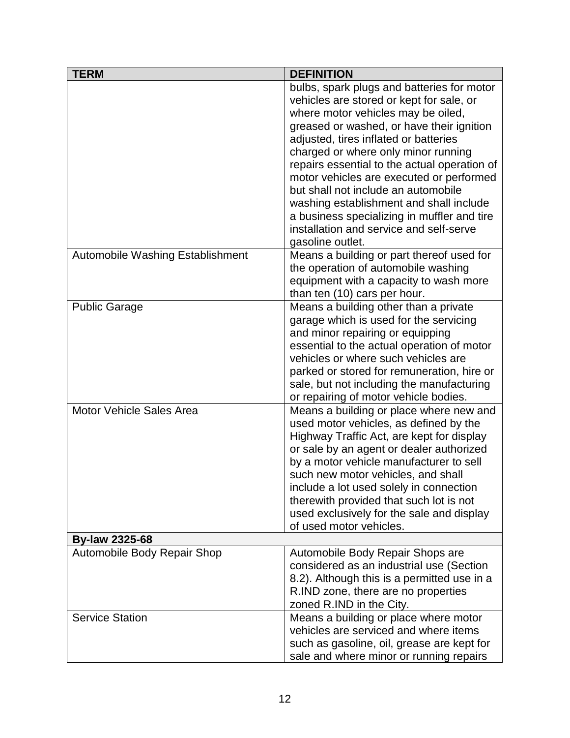| TERM | DEFINITION |
|---|---|
| | bulbs, spark plugs and batteries for motor vehicles are stored or kept for sale, or where motor vehicles may be oiled, greased or washed, or have their ignition adjusted, tires inflated or batteries charged or where only minor running repairs essential to the actual operation of motor vehicles are executed or performed but shall not include an automobile washing establishment and shall include a business specializing in muffler and tire installation and service and self-serve gasoline outlet. |
| Automobile Washing Establishment | Means a building or part thereof used for the operation of automobile washing equipment with a capacity to wash more than ten (10) cars per hour. |
| Public Garage | Means a building other than a private garage which is used for the servicing and minor repairing or equipping essential to the actual operation of motor vehicles or where such vehicles are parked or stored for remuneration, hire or sale, but not including the manufacturing or repairing of motor vehicle bodies. |
| Motor Vehicle Sales Area | Means a building or place where new and used motor vehicles, as defined by the Highway Traffic Act, are kept for display or sale by an agent or dealer authorized by a motor vehicle manufacturer to sell such new motor vehicles, and shall include a lot used solely in connection therewith provided that such lot is not used exclusively for the sale and display of used motor vehicles. |
| **By-law 2325-68** | |
| Automobile Body Repair Shop | Automobile Body Repair Shops are considered as an industrial use (Section 8.2). Although this is a permitted use in a R.IND zone, there are no properties zoned R.IND in the City. |
| Service Station | Means a building or place where motor vehicles are serviced and where items such as gasoline, oil, grease are kept for sale and where minor or running repairs |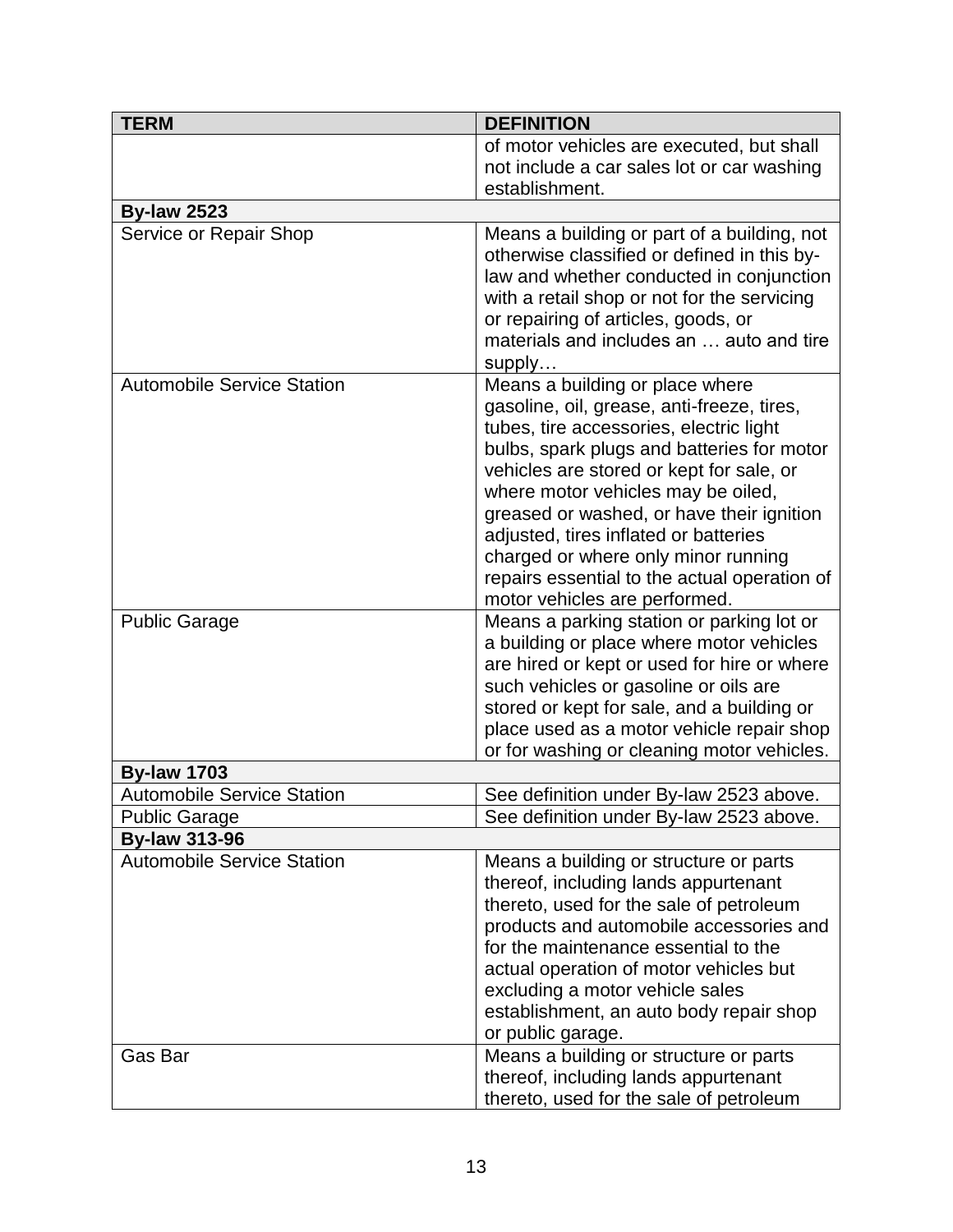| TERM | DEFINITION |
|---|---|
| | of motor vehicles are executed, but shall not include a car sales lot or car washing establishment. |
| **By-law 2523** | |
| Service or Repair Shop | Means a building or part of a building, not otherwise classified or defined in this by-law and whether conducted in conjunction with a retail shop or not for the servicing or repairing of articles, goods, or materials and includes an … auto and tire supply… |
| Automobile Service Station | Means a building or place where gasoline, oil, grease, anti-freeze, tires, tubes, tire accessories, electric light bulbs, spark plugs and batteries for motor vehicles are stored or kept for sale, or where motor vehicles may be oiled, greased or washed, or have their ignition adjusted, tires inflated or batteries charged or where only minor running repairs essential to the actual operation of motor vehicles are performed. |
| Public Garage | Means a parking station or parking lot or a building or place where motor vehicles are hired or kept or used for hire or where such vehicles or gasoline or oils are stored or kept for sale, and a building or place used as a motor vehicle repair shop or for washing or cleaning motor vehicles. |
| **By-law 1703** | |
| Automobile Service Station | See definition under By-law 2523 above. |
| Public Garage | See definition under By-law 2523 above. |
| **By-law 313-96** | |
| Automobile Service Station | Means a building or structure or parts thereof, including lands appurtenant thereto, used for the sale of petroleum products and automobile accessories and for the maintenance essential to the actual operation of motor vehicles but excluding a motor vehicle sales establishment, an auto body repair shop or public garage. |
| Gas Bar | Means a building or structure or parts thereof, including lands appurtenant thereto, used for the sale of petroleum |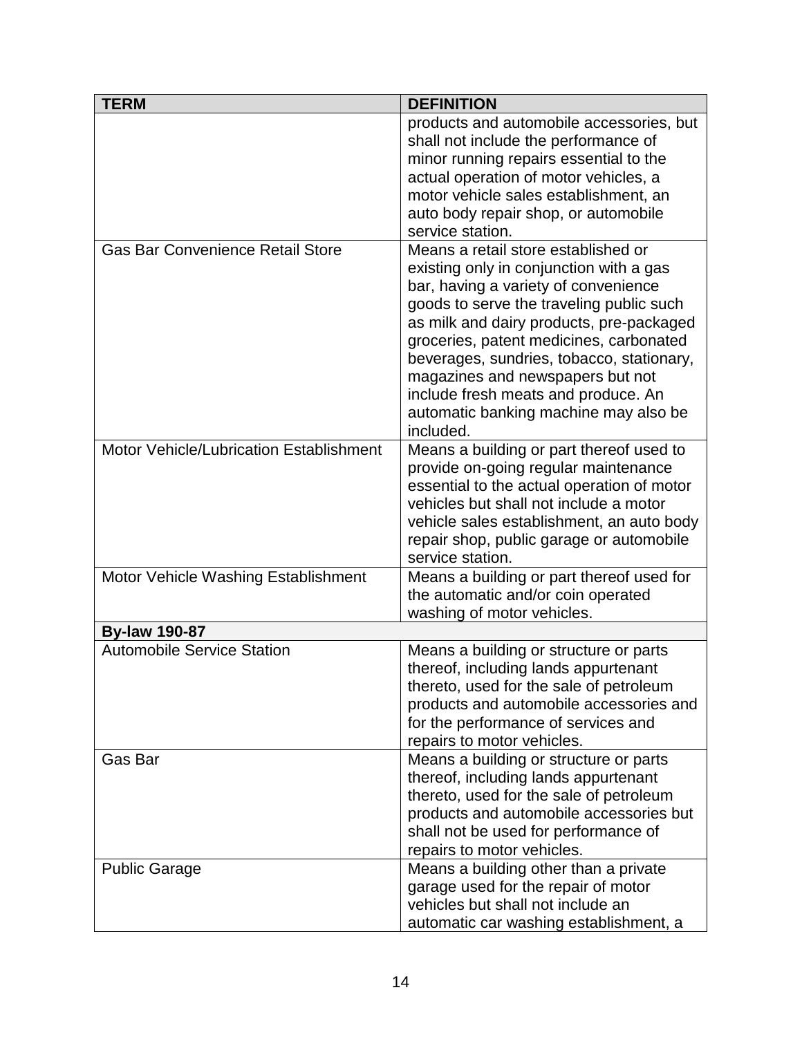| TERM | DEFINITION |
|---|---|
| | products and automobile accessories, but shall not include the performance of minor running repairs essential to the actual operation of motor vehicles, a motor vehicle sales establishment, an auto body repair shop, or automobile service station. |
| Gas Bar Convenience Retail Store | Means a retail store established or existing only in conjunction with a gas bar, having a variety of convenience goods to serve the traveling public such as milk and dairy products, pre-packaged groceries, patent medicines, carbonated beverages, sundries, tobacco, stationary, magazines and newspapers but not include fresh meats and produce. An automatic banking machine may also be included. |
| Motor Vehicle/Lubrication Establishment | Means a building or part thereof used to provide on-going regular maintenance essential to the actual operation of motor vehicles but shall not include a motor vehicle sales establishment, an auto body repair shop, public garage or automobile service station. |
| Motor Vehicle Washing Establishment | Means a building or part thereof used for the automatic and/or coin operated washing of motor vehicles. |
| **By-law 190-87** | |
| Automobile Service Station | Means a building or structure or parts thereof, including lands appurtenant thereto, used for the sale of petroleum products and automobile accessories and for the performance of services and repairs to motor vehicles. |
| Gas Bar | Means a building or structure or parts thereof, including lands appurtenant thereto, used for the sale of petroleum products and automobile accessories but shall not be used for performance of repairs to motor vehicles. |
| Public Garage | Means a building other than a private garage used for the repair of motor vehicles but shall not include an automatic car washing establishment, a |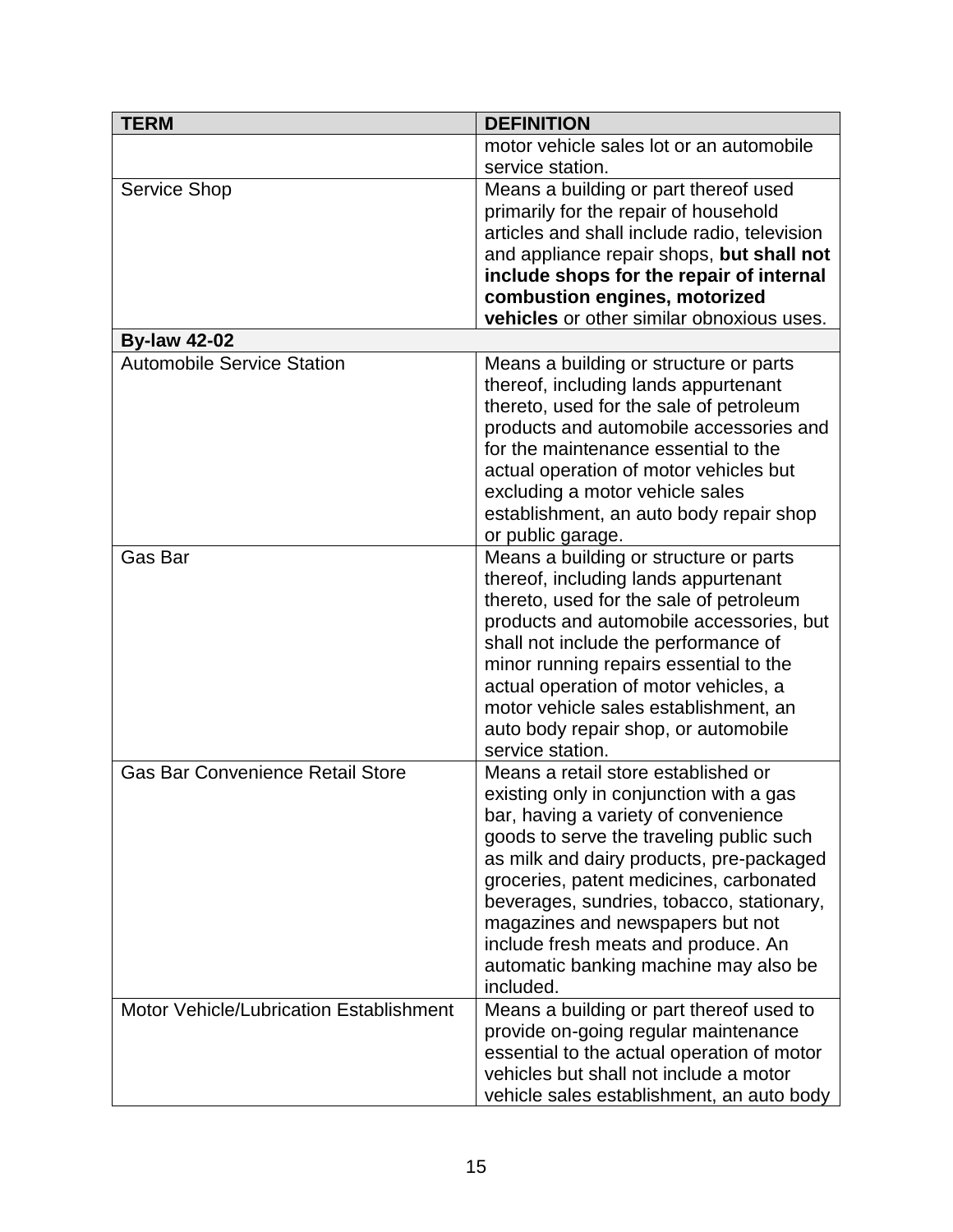| TERM | DEFINITION |
|---|---|
| | motor vehicle sales lot or an automobile service station. |
| Service Shop | Means a building or part thereof used primarily for the repair of household articles and shall include radio, television and appliance repair shops, **but shall not include shops for the repair of internal combustion engines, motorized vehicles** or other similar obnoxious uses. |
| **By-law 42-02** | |
| Automobile Service Station | Means a building or structure or parts thereof, including lands appurtenant thereto, used for the sale of petroleum products and automobile accessories and for the maintenance essential to the actual operation of motor vehicles but excluding a motor vehicle sales establishment, an auto body repair shop or public garage. |
| Gas Bar | Means a building or structure or parts thereof, including lands appurtenant thereto, used for the sale of petroleum products and automobile accessories, but shall not include the performance of minor running repairs essential to the actual operation of motor vehicles, a motor vehicle sales establishment, an auto body repair shop, or automobile service station. |
| Gas Bar Convenience Retail Store | Means a retail store established or existing only in conjunction with a gas bar, having a variety of convenience goods to serve the traveling public such as milk and dairy products, pre-packaged groceries, patent medicines, carbonated beverages, sundries, tobacco, stationary, magazines and newspapers but not include fresh meats and produce. An automatic banking machine may also be included. |
| Motor Vehicle/Lubrication Establishment | Means a building or part thereof used to provide on-going regular maintenance essential to the actual operation of motor vehicles but shall not include a motor vehicle sales establishment, an auto body |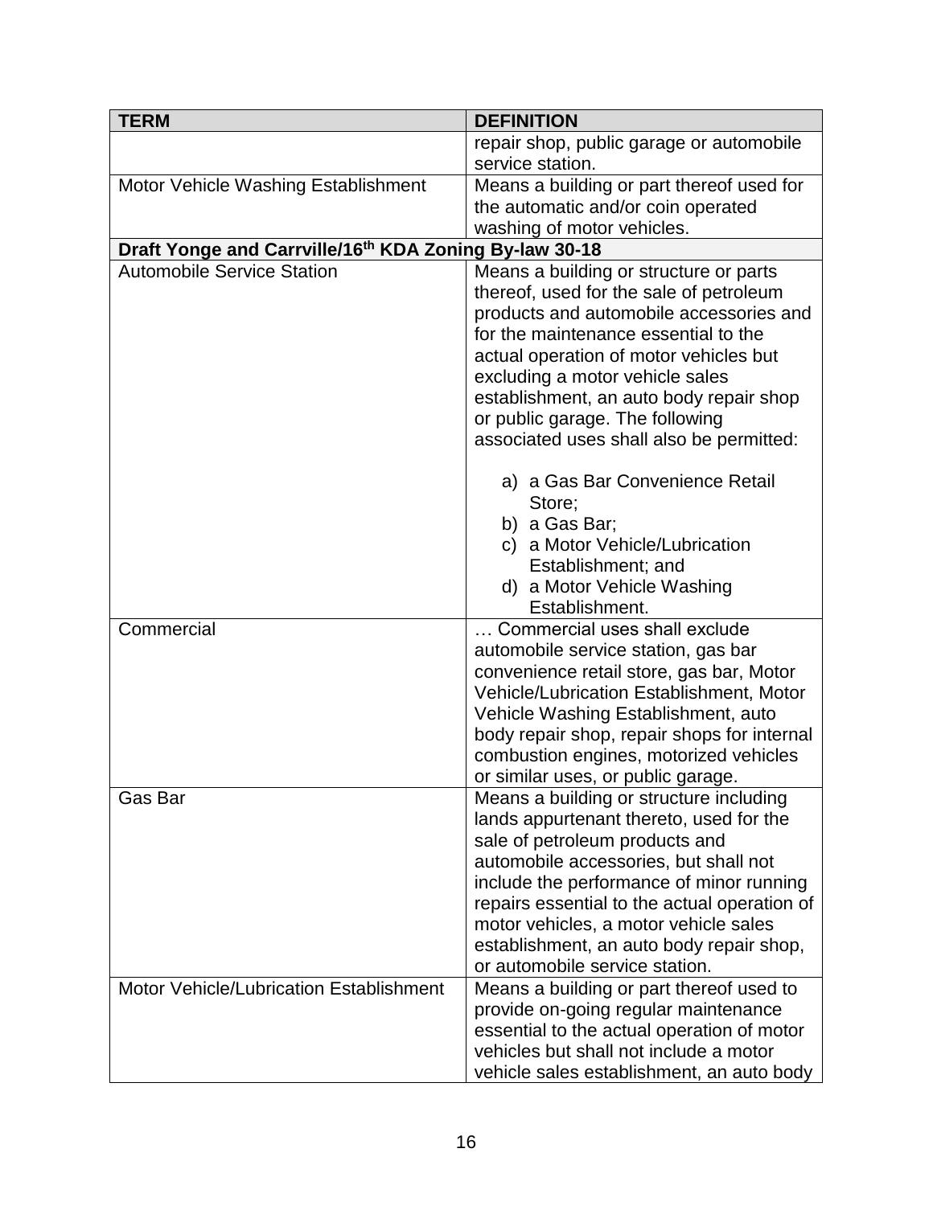| TERM | DEFINITION |
|---|---|
| | repair shop, public garage or automobile service station. |
| Motor Vehicle Washing Establishment | Means a building or part thereof used for the automatic and/or coin operated washing of motor vehicles. |
| **Draft Yonge and Carrville/16th KDA Zoning By-law 30-18** | |
| Automobile Service Station | Means a building or structure or parts thereof, used for the sale of petroleum products and automobile accessories and for the maintenance essential to the actual operation of motor vehicles but excluding a motor vehicle sales establishment, an auto body repair shop or public garage. The following associated uses shall also be permitted: a) a Gas Bar Convenience Retail Store; b) a Gas Bar; c) a Motor Vehicle/Lubrication Establishment; and d) a Motor Vehicle Washing Establishment. |
| Commercial | … Commercial uses shall exclude automobile service station, gas bar convenience retail store, gas bar, Motor Vehicle/Lubrication Establishment, Motor Vehicle Washing Establishment, auto body repair shop, repair shops for internal combustion engines, motorized vehicles or similar uses, or public garage. |
| Gas Bar | Means a building or structure including lands appurtenant thereto, used for the sale of petroleum products and automobile accessories, but shall not include the performance of minor running repairs essential to the actual operation of motor vehicles, a motor vehicle sales establishment, an auto body repair shop, or automobile service station. |
| Motor Vehicle/Lubrication Establishment | Means a building or part thereof used to provide on-going regular maintenance essential to the actual operation of motor vehicles but shall not include a motor vehicle sales establishment, an auto body |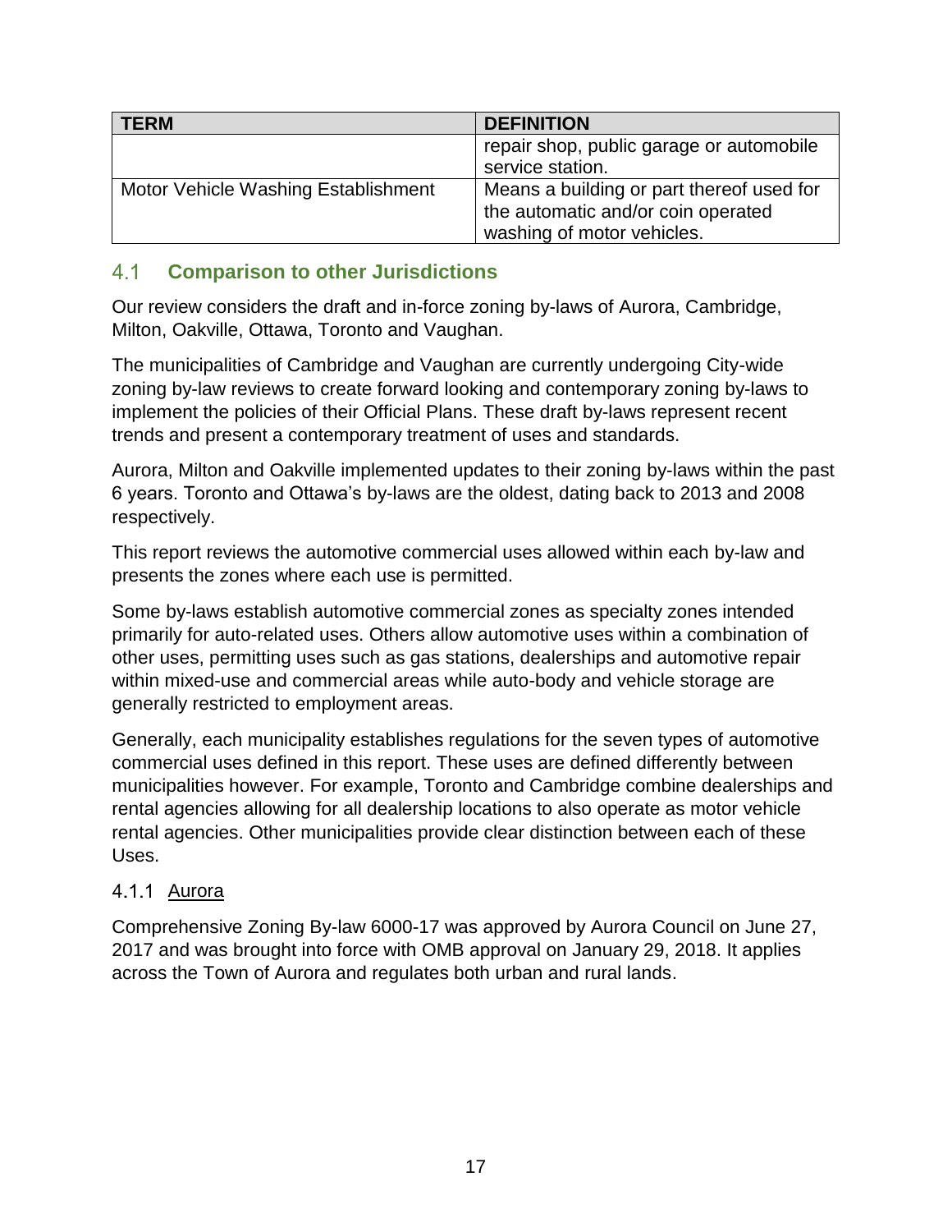| TERM | DEFINITION |
| --- | --- |
| | repair shop, public garage or automobile service station. |
| Motor Vehicle Washing Establishment | Means a building or part thereof used for the automatic and/or coin operated washing of motor vehicles. |

## 4.1 Comparison to other Jurisdictions

Our review considers the draft and in-force zoning by-laws of Aurora, Cambridge, Milton, Oakville, Ottawa, Toronto and Vaughan.

The municipalities of Cambridge and Vaughan are currently undergoing City-wide zoning by-law reviews to create forward looking and contemporary zoning by-laws to implement the policies of their Official Plans. These draft by-laws represent recent trends and present a contemporary treatment of uses and standards.

Aurora, Milton and Oakville implemented updates to their zoning by-laws within the past 6 years. Toronto and Ottawa's by-laws are the oldest, dating back to 2013 and 2008 respectively.

This report reviews the automotive commercial uses allowed within each by-law and presents the zones where each use is permitted.

Some by-laws establish automotive commercial zones as specialty zones intended primarily for auto-related uses. Others allow automotive uses within a combination of other uses, permitting uses such as gas stations, dealerships and automotive repair within mixed-use and commercial areas while auto-body and vehicle storage are generally restricted to employment areas.

Generally, each municipality establishes regulations for the seven types of automotive commercial uses defined in this report. These uses are defined differently between municipalities however. For example, Toronto and Cambridge combine dealerships and rental agencies allowing for all dealership locations to also operate as motor vehicle rental agencies. Other municipalities provide clear distinction between each of these Uses.

### 4.1.1 Aurora

Comprehensive Zoning By-law 6000-17 was approved by Aurora Council on June 27, 2017 and was brought into force with OMB approval on January 29, 2018. It applies across the Town of Aurora and regulates both urban and rural lands.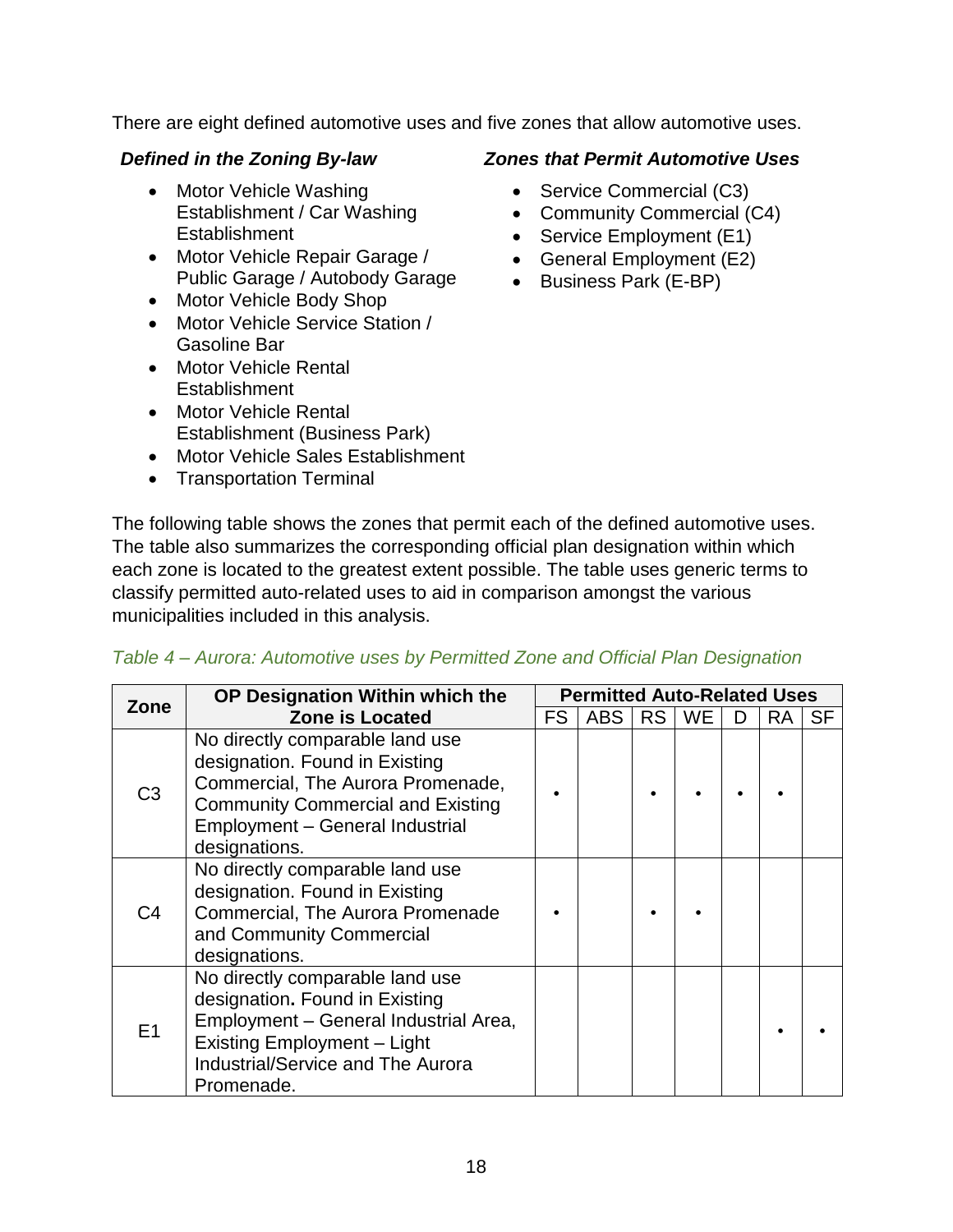There are eight defined automotive uses and five zones that allow automotive uses.

***Defined in the Zoning By-law***

- Motor Vehicle Washing Establishment / Car Washing Establishment
- Motor Vehicle Repair Garage / Public Garage / Autobody Garage
- Motor Vehicle Body Shop
- Motor Vehicle Service Station / Gasoline Bar
- Motor Vehicle Rental Establishment
- Motor Vehicle Rental Establishment (Business Park)
- Motor Vehicle Sales Establishment
- Transportation Terminal

***Zones that Permit Automotive Uses***

- Service Commercial (C3)
- Community Commercial (C4)
- Service Employment (E1)
- General Employment (E2)
- Business Park (E-BP)

The following table shows the zones that permit each of the defined automotive uses. The table also summarizes the corresponding official plan designation within which each zone is located to the greatest extent possible. The table uses generic terms to classify permitted auto-related uses to aid in comparison amongst the various municipalities included in this analysis.

*Table 4 – Aurora: Automotive uses by Permitted Zone and Official Plan Designation*

| Zone | OP Designation Within which the Zone is Located | Permitted Auto-Related Uses | | | | | | |
|---|---|---|---|---|---|---|---|---|
| | | FS | ABS | RS | WE | D | RA | SF |
| C3 | No directly comparable land use designation. Found in Existing Commercial, The Aurora Promenade, Community Commercial and Existing Employment – General Industrial designations. | • | | • | • | • | • | |
| C4 | No directly comparable land use designation. Found in Existing Commercial, The Aurora Promenade and Community Commercial designations. | • | | • | • | | | |
| E1 | No directly comparable land use designation. Found in Existing Employment – General Industrial Area, Existing Employment – Light Industrial/Service and The Aurora Promenade. | | | | | | • | • |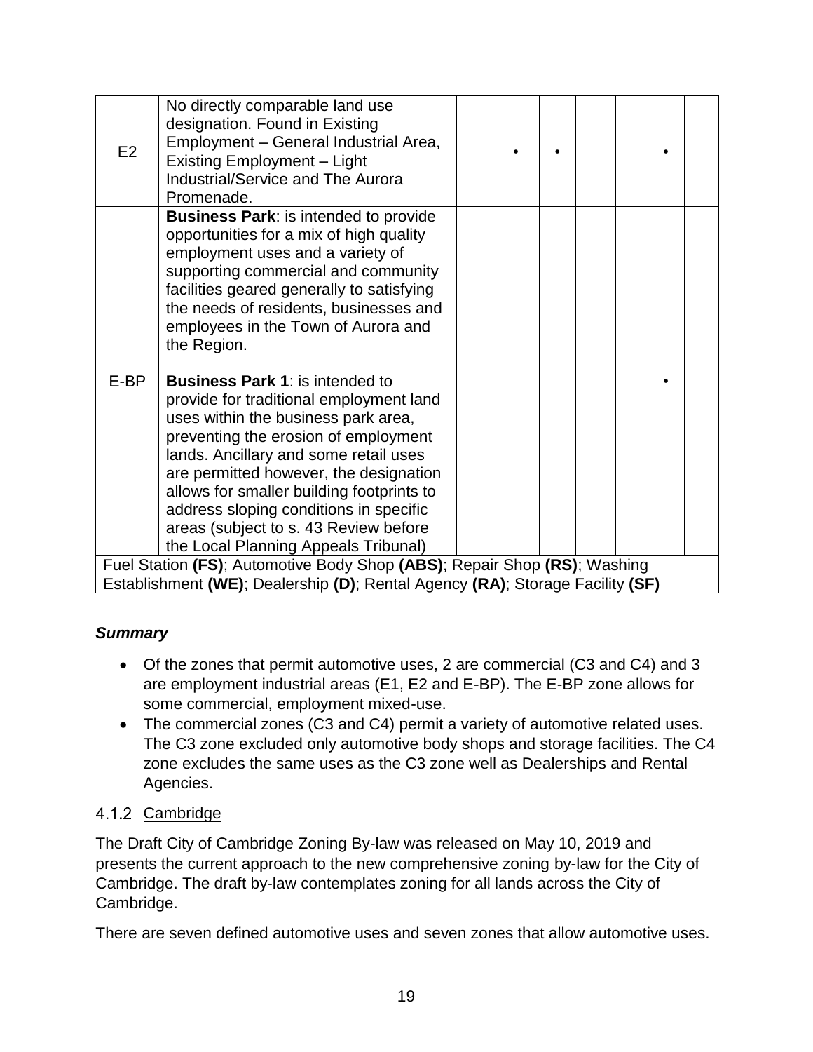| | | | | | | | | |
|---|---|---|---|---|---|---|---|---|
| E2 | No directly comparable land use designation. Found in Existing Employment – General Industrial Area, Existing Employment – Light Industrial/Service and The Aurora Promenade. | | • | • | | | • | |
| E-BP | **Business Park**: is intended to provide opportunities for a mix of high quality employment uses and a variety of supporting commercial and community facilities geared generally to satisfying the needs of residents, businesses and employees in the Town of Aurora and the Region.<br><br>**Business Park 1**: is intended to provide for traditional employment land uses within the business park area, preventing the erosion of employment lands. Ancillary and some retail uses are permitted however, the designation allows for smaller building footprints to address sloping conditions in specific areas (subject to s. 43 Review before the Local Planning Appeals Tribunal) | | | | | | • | |
| Fuel Station **(FS)**; Automotive Body Shop **(ABS)**; Repair Shop **(RS)**; Washing Establishment **(WE)**; Dealership **(D)**; Rental Agency **(RA)**; Storage Facility **(SF)** | | | | | | | | |

***Summary***

- Of the zones that permit automotive uses, 2 are commercial (C3 and C4) and 3 are employment industrial areas (E1, E2 and E-BP). The E-BP zone allows for some commercial, employment mixed-use.
- The commercial zones (C3 and C4) permit a variety of automotive related uses. The C3 zone excluded only automotive body shops and storage facilities. The C4 zone excludes the same uses as the C3 zone well as Dealerships and Rental Agencies.

### 4.1.2 Cambridge

The Draft City of Cambridge Zoning By-law was released on May 10, 2019 and presents the current approach to the new comprehensive zoning by-law for the City of Cambridge. The draft by-law contemplates zoning for all lands across the City of Cambridge.

There are seven defined automotive uses and seven zones that allow automotive uses.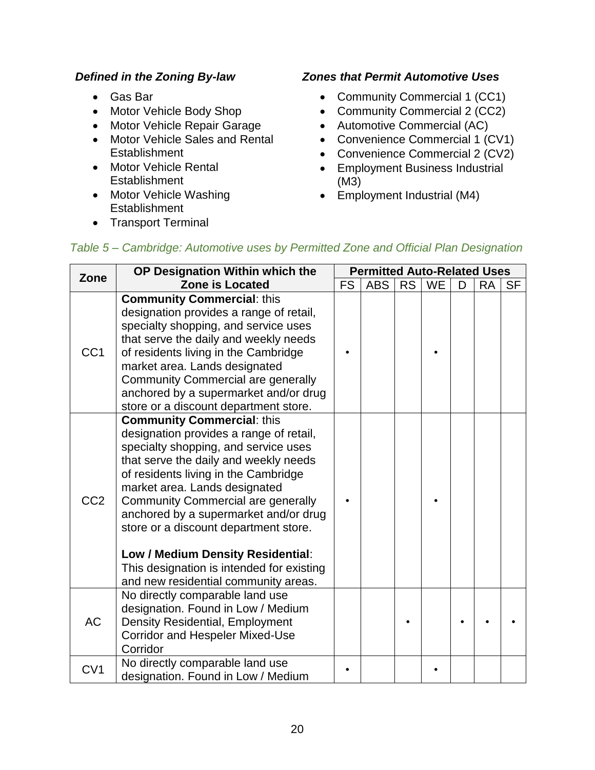***Defined in the Zoning By-law***

- Gas Bar
- Motor Vehicle Body Shop
- Motor Vehicle Repair Garage
- Motor Vehicle Sales and Rental Establishment
- Motor Vehicle Rental Establishment
- Motor Vehicle Washing Establishment
- Transport Terminal

***Zones that Permit Automotive Uses***

- Community Commercial 1 (CC1)
- Community Commercial 2 (CC2)
- Automotive Commercial (AC)
- Convenience Commercial 1 (CV1)
- Convenience Commercial 2 (CV2)
- Employment Business Industrial (M3)
- Employment Industrial (M4)

*Table 5 – Cambridge: Automotive uses by Permitted Zone and Official Plan Designation*

| Zone | OP Designation Within which the Zone is Located | Permitted Auto-Related Uses | | | | | | |
|---|---|---|---|---|---|---|---|---|
| | | FS | ABS | RS | WE | D | RA | SF |
| CC1 | **Community Commercial**: this designation provides a range of retail, specialty shopping, and service uses that serve the daily and weekly needs of residents living in the Cambridge market area. Lands designated Community Commercial are generally anchored by a supermarket and/or drug store or a discount department store. | • | | | • | | | |
| CC2 | **Community Commercial**: this designation provides a range of retail, specialty shopping, and service uses that serve the daily and weekly needs of residents living in the Cambridge market area. Lands designated Community Commercial are generally anchored by a supermarket and/or drug store or a discount department store. **Low / Medium Density Residential**: This designation is intended for existing and new residential community areas. | • | | | • | | | |
| AC | No directly comparable land use designation. Found in Low / Medium Density Residential, Employment Corridor and Hespeler Mixed-Use Corridor | | | • | | • | • | • |
| CV1 | No directly comparable land use designation. Found in Low / Medium | • | | | • | | | |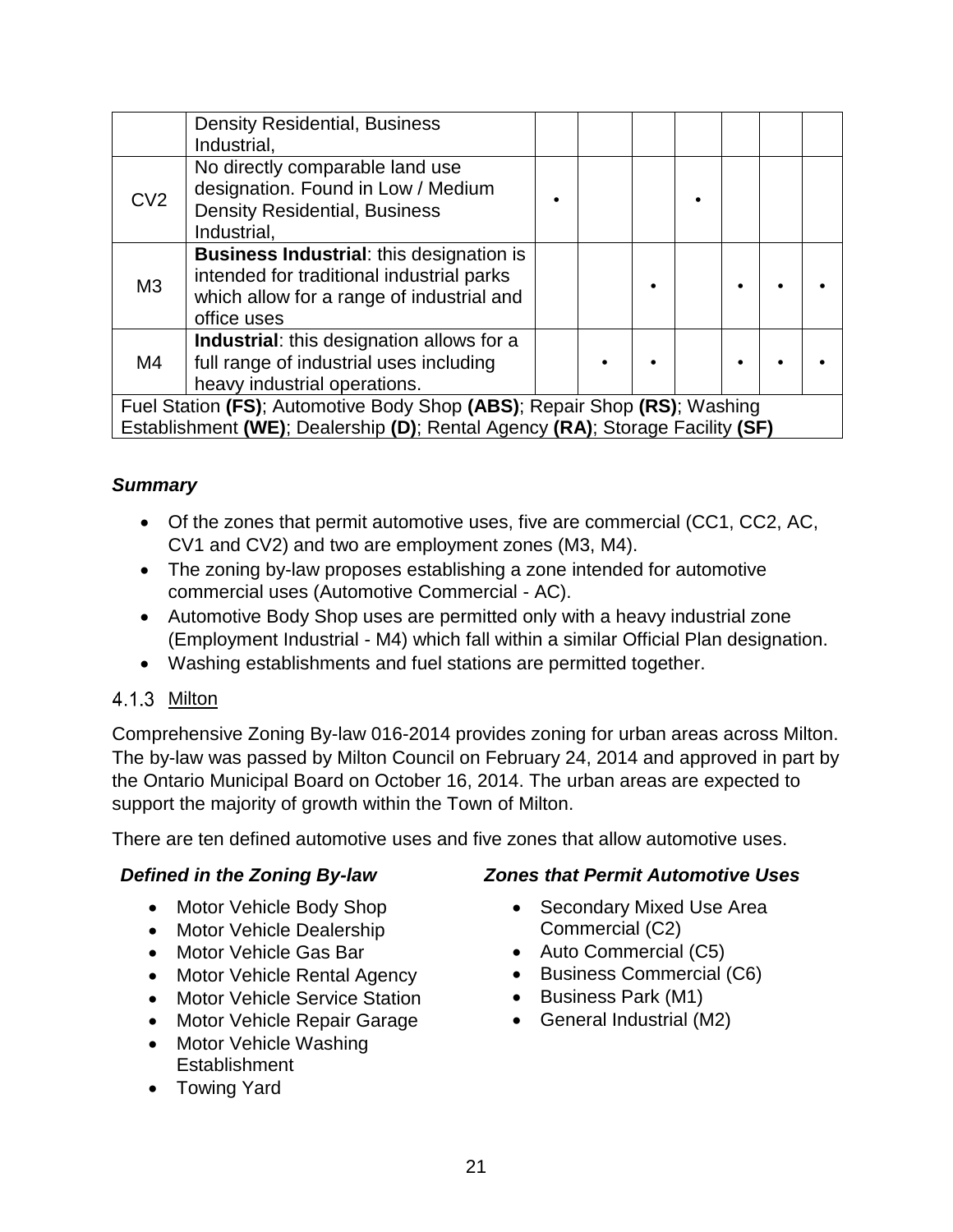| | Density Residential, Business Industrial, | | | | | | | |
|---|---|---|---|---|---|---|---|---|
| CV2 | No directly comparable land use designation. Found in Low / Medium Density Residential, Business Industrial, | • | | | • | | | |
| M3 | **Business Industrial**: this designation is intended for traditional industrial parks which allow for a range of industrial and office uses | | | • | | • | • | • |
| M4 | **Industrial**: this designation allows for a full range of industrial uses including heavy industrial operations. | | • | • | | • | • | • |
| Fuel Station **(FS)**; Automotive Body Shop **(ABS)**; Repair Shop **(RS)**; Washing Establishment **(WE)**; Dealership **(D)**; Rental Agency **(RA)**; Storage Facility **(SF)** | | | | | | | | |

***Summary***

- Of the zones that permit automotive uses, five are commercial (CC1, CC2, AC, CV1 and CV2) and two are employment zones (M3, M4).
- The zoning by-law proposes establishing a zone intended for automotive commercial uses (Automotive Commercial - AC).
- Automotive Body Shop uses are permitted only with a heavy industrial zone (Employment Industrial - M4) which fall within a similar Official Plan designation.
- Washing establishments and fuel stations are permitted together.

### 4.1.3 Milton

Comprehensive Zoning By-law 016-2014 provides zoning for urban areas across Milton. The by-law was passed by Milton Council on February 24, 2014 and approved in part by the Ontario Municipal Board on October 16, 2014. The urban areas are expected to support the majority of growth within the Town of Milton.

There are ten defined automotive uses and five zones that allow automotive uses.

***Defined in the Zoning By-law***

- Motor Vehicle Body Shop
- Motor Vehicle Dealership
- Motor Vehicle Gas Bar
- Motor Vehicle Rental Agency
- Motor Vehicle Service Station
- Motor Vehicle Repair Garage
- Motor Vehicle Washing Establishment
- Towing Yard

***Zones that Permit Automotive Uses***

- Secondary Mixed Use Area Commercial (C2)
- Auto Commercial (C5)
- Business Commercial (C6)
- Business Park (M1)
- General Industrial (M2)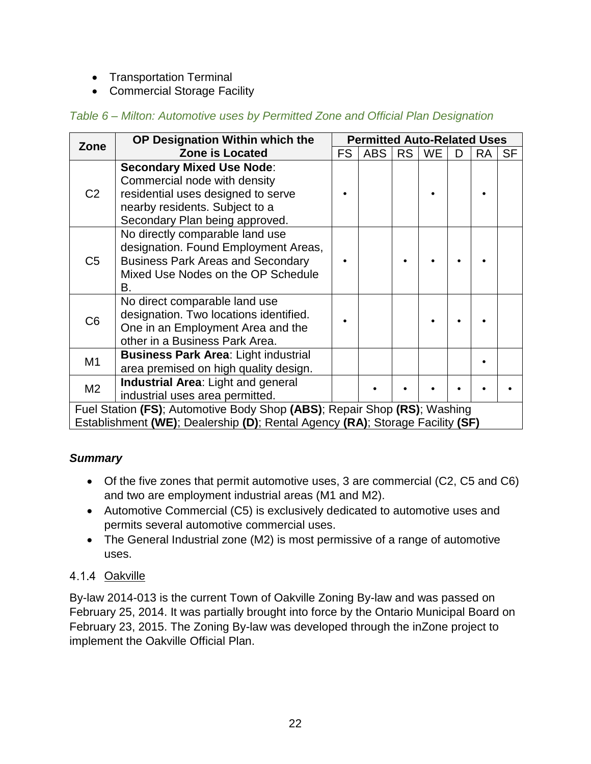- Transportation Terminal
- Commercial Storage Facility

*Table 6 – Milton: Automotive uses by Permitted Zone and Official Plan Designation*

| Zone | OP Designation Within which the Zone is Located | Permitted Auto-Related Uses | | | | | | |
|---|---|---|---|---|---|---|---|---|
| | | FS | ABS | RS | WE | D | RA | SF |
| C2 | **Secondary Mixed Use Node**: Commercial node with density residential uses designed to serve nearby residents. Subject to a Secondary Plan being approved. | • | | | • | | • | |
| C5 | No directly comparable land use designation. Found Employment Areas, Business Park Areas and Secondary Mixed Use Nodes on the OP Schedule B. | • | | • | • | • | • | |
| C6 | No direct comparable land use designation. Two locations identified. One in an Employment Area and the other in a Business Park Area. | • | | | • | • | • | |
| M1 | **Business Park Area**: Light industrial area premised on high quality design. | | | | | | • | |
| M2 | **Industrial Area**: Light and general industrial uses area permitted. | | • | • | • | • | • | • |
| Fuel Station **(FS)**; Automotive Body Shop **(ABS)**; Repair Shop **(RS)**; Washing Establishment **(WE)**; Dealership **(D)**; Rental Agency **(RA)**; Storage Facility **(SF)** | | | | | | | | |

***Summary***

- Of the five zones that permit automotive uses, 3 are commercial (C2, C5 and C6) and two are employment industrial areas (M1 and M2).
- Automotive Commercial (C5) is exclusively dedicated to automotive uses and permits several automotive commercial uses.
- The General Industrial zone (M2) is most permissive of a range of automotive uses.

#### 4.1.4 Oakville

By-law 2014-013 is the current Town of Oakville Zoning By-law and was passed on February 25, 2014. It was partially brought into force by the Ontario Municipal Board on February 23, 2015. The Zoning By-law was developed through the inZone project to implement the Oakville Official Plan.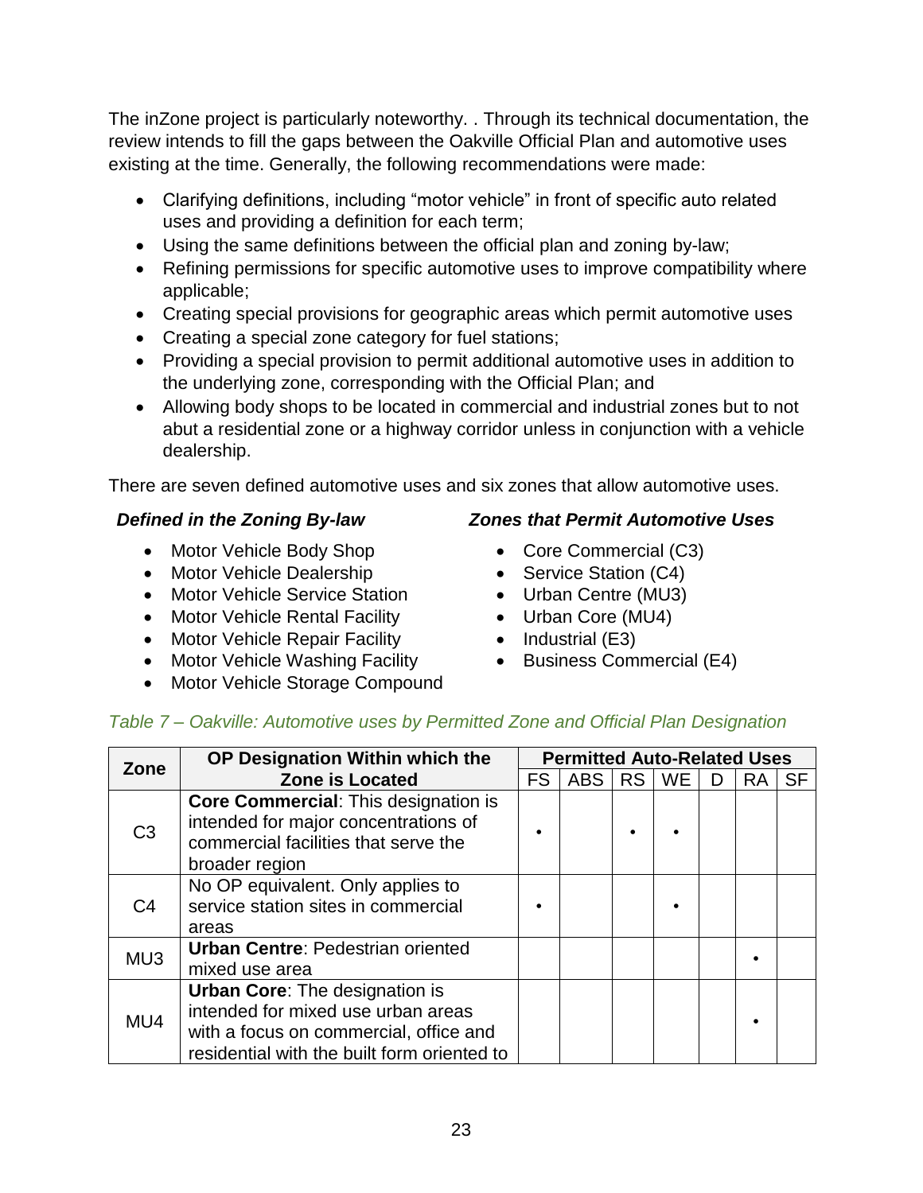The inZone project is particularly noteworthy. . Through its technical documentation, the review intends to fill the gaps between the Oakville Official Plan and automotive uses existing at the time. Generally, the following recommendations were made:

- Clarifying definitions, including "motor vehicle" in front of specific auto related uses and providing a definition for each term;
- Using the same definitions between the official plan and zoning by-law;
- Refining permissions for specific automotive uses to improve compatibility where applicable;
- Creating special provisions for geographic areas which permit automotive uses
- Creating a special zone category for fuel stations;
- Providing a special provision to permit additional automotive uses in addition to the underlying zone, corresponding with the Official Plan; and
- Allowing body shops to be located in commercial and industrial zones but to not abut a residential zone or a highway corridor unless in conjunction with a vehicle dealership.

There are seven defined automotive uses and six zones that allow automotive uses.

***Defined in the Zoning By-law***

- Motor Vehicle Body Shop
- Motor Vehicle Dealership
- Motor Vehicle Service Station
- Motor Vehicle Rental Facility
- Motor Vehicle Repair Facility
- Motor Vehicle Washing Facility
- Motor Vehicle Storage Compound

***Zones that Permit Automotive Uses***

- Core Commercial (C3)
- Service Station (C4)
- Urban Centre (MU3)
- Urban Core (MU4)
- Industrial (E3)
- Business Commercial (E4)

*Table 7 – Oakville: Automotive uses by Permitted Zone and Official Plan Designation*

| Zone | OP Designation Within which the Zone is Located | Permitted Auto-Related Uses | | | | | | |
|---|---|---|---|---|---|---|---|---|
| | | FS | ABS | RS | WE | D | RA | SF |
| C3 | **Core Commercial**: This designation is intended for major concentrations of commercial facilities that serve the broader region | • | | • | • | | | |
| C4 | No OP equivalent. Only applies to service station sites in commercial areas | • | | | • | | | |
| MU3 | **Urban Centre**: Pedestrian oriented mixed use area | | | | | | • | |
| MU4 | **Urban Core**: The designation is intended for mixed use urban areas with a focus on commercial, office and residential with the built form oriented to | | | | | | • | |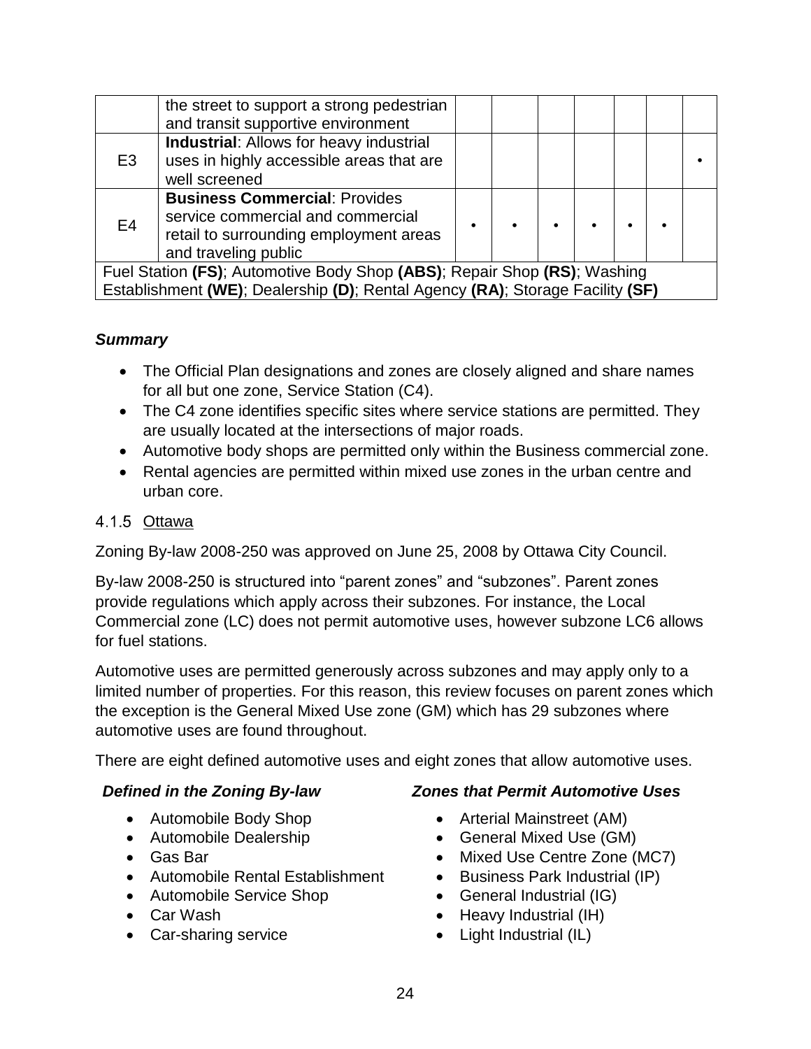|  |  |  |  |  |  |  |  |  |
|---|---|---|---|---|---|---|---|---|
|  | the street to support a strong pedestrian and transit supportive environment |  |  |  |  |  |  |  |
| E3 | **Industrial**: Allows for heavy industrial uses in highly accessible areas that are well screened |  |  |  |  |  |  | • |
| E4 | **Business Commercial**: Provides service commercial and commercial retail to surrounding employment areas and traveling public | • | • | • | • | • | • |  |
| Fuel Station **(FS)**; Automotive Body Shop **(ABS)**; Repair Shop **(RS)**; Washing Establishment **(WE)**; Dealership **(D)**; Rental Agency **(RA)**; Storage Facility **(SF)** |  |  |  |  |  |  |  |  |

***Summary***

- The Official Plan designations and zones are closely aligned and share names for all but one zone, Service Station (C4).
- The C4 zone identifies specific sites where service stations are permitted. They are usually located at the intersections of major roads.
- Automotive body shops are permitted only within the Business commercial zone.
- Rental agencies are permitted within mixed use zones in the urban centre and urban core.

### 4.1.5 Ottawa

Zoning By-law 2008-250 was approved on June 25, 2008 by Ottawa City Council.

By-law 2008-250 is structured into "parent zones" and "subzones". Parent zones provide regulations which apply across their subzones. For instance, the Local Commercial zone (LC) does not permit automotive uses, however subzone LC6 allows for fuel stations.

Automotive uses are permitted generously across subzones and may apply only to a limited number of properties. For this reason, this review focuses on parent zones which the exception is the General Mixed Use zone (GM) which has 29 subzones where automotive uses are found throughout.

There are eight defined automotive uses and eight zones that allow automotive uses.

***Defined in the Zoning By-law***

- Automobile Body Shop
- Automobile Dealership
- Gas Bar
- Automobile Rental Establishment
- Automobile Service Shop
- Car Wash
- Car-sharing service

***Zones that Permit Automotive Uses***

- Arterial Mainstreet (AM)
- General Mixed Use (GM)
- Mixed Use Centre Zone (MC7)
- Business Park Industrial (IP)
- General Industrial (IG)
- Heavy Industrial (IH)
- Light Industrial (IL)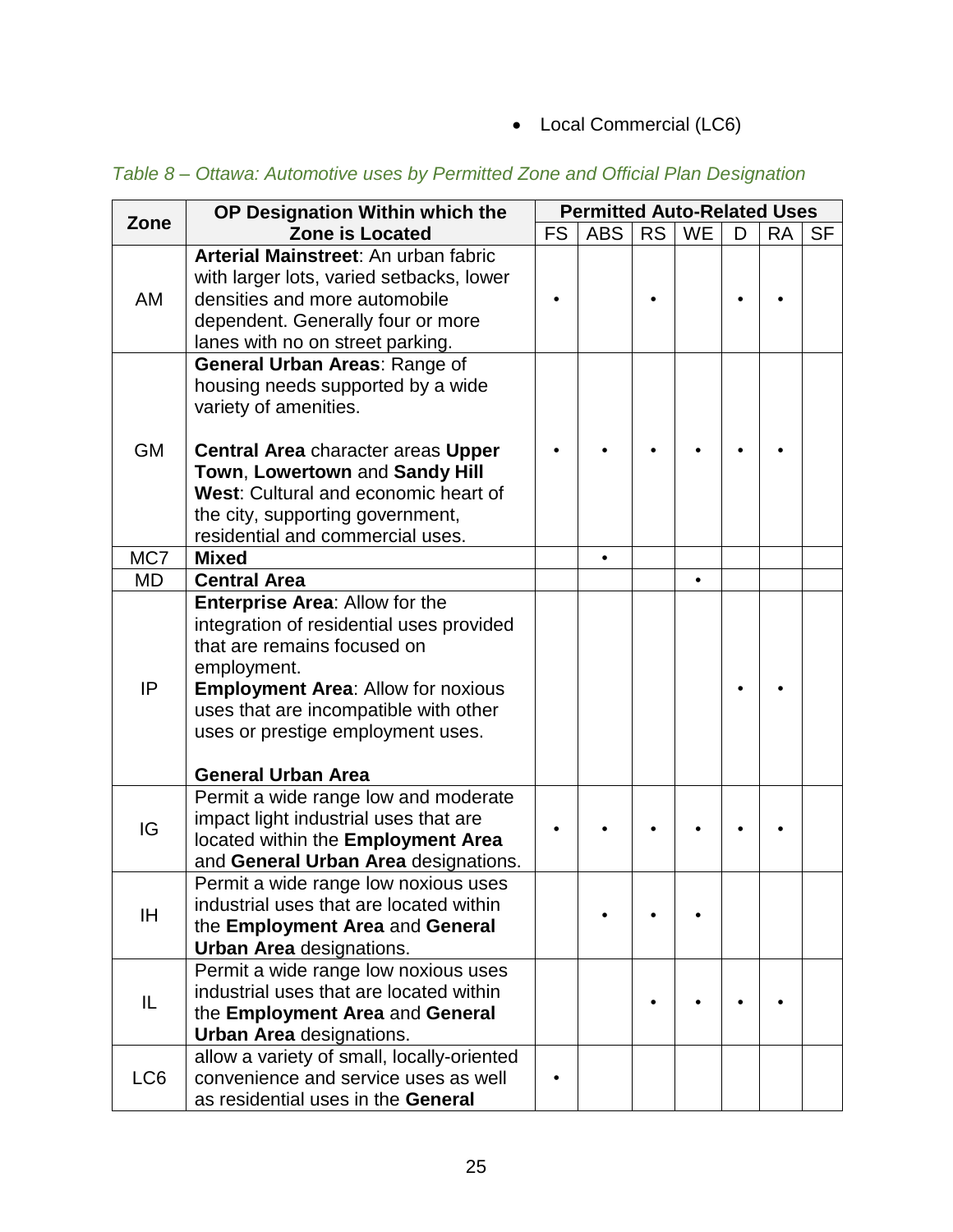- Local Commercial (LC6)

*Table 8 – Ottawa: Automotive uses by Permitted Zone and Official Plan Designation*

| Zone | OP Designation Within which the Zone is Located | Permitted Auto-Related Uses | | | | | | |
|---|---|---|---|---|---|---|---|---|
| | | FS | ABS | RS | WE | D | RA | SF |
| AM | **Arterial Mainstreet**: An urban fabric with larger lots, varied setbacks, lower densities and more automobile dependent. Generally four or more lanes with no on street parking. | • | | • | | • | • | |
| GM | **General Urban Areas**: Range of housing needs supported by a wide variety of amenities. **Central Area** character areas **Upper Town**, **Lowertown** and **Sandy Hill West**: Cultural and economic heart of the city, supporting government, residential and commercial uses. | • | • | • | • | • | • | |
| MC7 | **Mixed** | | • | | | | | |
| MD | **Central Area** | | | | • | | | |
| IP | **Enterprise Area**: Allow for the integration of residential uses provided that are remains focused on employment. **Employment Area**: Allow for noxious uses that are incompatible with other uses or prestige employment uses. **General Urban Area** | | | | | • | • | |
| IG | Permit a wide range low and moderate impact light industrial uses that are located within the **Employment Area** and **General Urban Area** designations. | • | • | • | • | • | • | |
| IH | Permit a wide range low noxious uses industrial uses that are located within the **Employment Area** and **General Urban Area** designations. | | • | • | • | | | |
| IL | Permit a wide range low noxious uses industrial uses that are located within the **Employment Area** and **General Urban Area** designations. | | | • | • | • | • | |
| LC6 | allow a variety of small, locally-oriented convenience and service uses as well as residential uses in the **General** | • | | | | | | |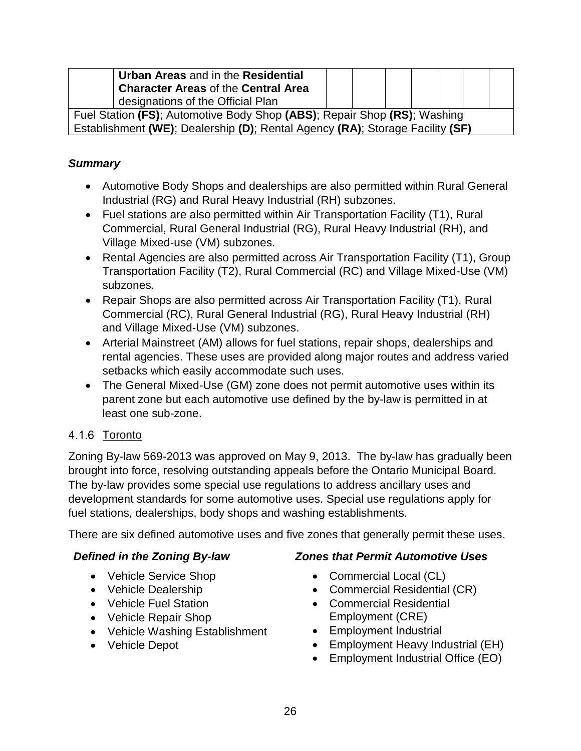| | **Urban Areas** and in the **Residential Character Areas** of the **Central Area** designations of the Official Plan | | | | | | | |
|---|---|---|---|---|---|---|---|---|
| Fuel Station **(FS)**; Automotive Body Shop **(ABS)**; Repair Shop **(RS)**; Washing Establishment **(WE)**; Dealership **(D)**; Rental Agency **(RA)**; Storage Facility **(SF)** | | | | | | | | |

***Summary***

- Automotive Body Shops and dealerships are also permitted within Rural General Industrial (RG) and Rural Heavy Industrial (RH) subzones.
- Fuel stations are also permitted within Air Transportation Facility (T1), Rural Commercial, Rural General Industrial (RG), Rural Heavy Industrial (RH), and Village Mixed-use (VM) subzones.
- Rental Agencies are also permitted across Air Transportation Facility (T1), Group Transportation Facility (T2), Rural Commercial (RC) and Village Mixed-Use (VM) subzones.
- Repair Shops are also permitted across Air Transportation Facility (T1), Rural Commercial (RC), Rural General Industrial (RG), Rural Heavy Industrial (RH) and Village Mixed-Use (VM) subzones.
- Arterial Mainstreet (AM) allows for fuel stations, repair shops, dealerships and rental agencies. These uses are provided along major routes and address varied setbacks which easily accommodate such uses.
- The General Mixed-Use (GM) zone does not permit automotive uses within its parent zone but each automotive use defined by the by-law is permitted in at least one sub-zone.

### 4.1.6 Toronto

Zoning By-law 569-2013 was approved on May 9, 2013. The by-law has gradually been brought into force, resolving outstanding appeals before the Ontario Municipal Board. The by-law provides some special use regulations to address ancillary uses and development standards for some automotive uses. Special use regulations apply for fuel stations, dealerships, body shops and washing establishments.

There are six defined automotive uses and five zones that generally permit these uses.

***Defined in the Zoning By-law***

- Vehicle Service Shop
- Vehicle Dealership
- Vehicle Fuel Station
- Vehicle Repair Shop
- Vehicle Washing Establishment
- Vehicle Depot

***Zones that Permit Automotive Uses***

- Commercial Local (CL)
- Commercial Residential (CR)
- Commercial Residential Employment (CRE)
- Employment Industrial
- Employment Heavy Industrial (EH)
- Employment Industrial Office (EO)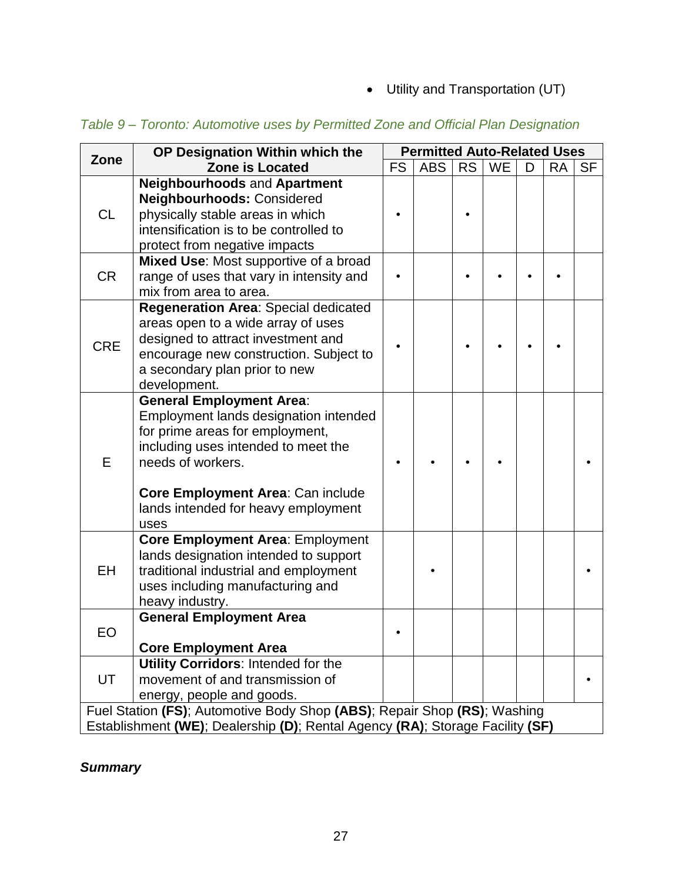- Utility and Transportation (UT)

*Table 9 – Toronto: Automotive uses by Permitted Zone and Official Plan Designation*

| Zone | OP Designation Within which the Zone is Located | Permitted Auto-Related Uses | | | | | | |
|---|---|---|---|---|---|---|---|---|
| | | FS | ABS | RS | WE | D | RA | SF |
| CL | **Neighbourhoods** and **Apartment Neighbourhoods:** Considered physically stable areas in which intensification is to be controlled to protect from negative impacts | • | | • | | | | |
| CR | **Mixed Use**: Most supportive of a broad range of uses that vary in intensity and mix from area to area. | • | | • | • | • | • | |
| CRE | **Regeneration Area**: Special dedicated areas open to a wide array of uses designed to attract investment and encourage new construction. Subject to a secondary plan prior to new development. | • | | • | • | • | • | |
| E | **General Employment Area**: Employment lands designation intended for prime areas for employment, including uses intended to meet the needs of workers. **Core Employment Area**: Can include lands intended for heavy employment uses | • | • | • | • | | | • |
| EH | **Core Employment Area**: Employment lands designation intended to support traditional industrial and employment uses including manufacturing and heavy industry. | | • | | | | | • |
| EO | **General Employment Area** **Core Employment Area** | • | | | | | | |
| UT | **Utility Corridors**: Intended for the movement of and transmission of energy, people and goods. | | | | | | | • |

Fuel Station **(FS)**; Automotive Body Shop **(ABS)**; Repair Shop **(RS)**; Washing Establishment **(WE)**; Dealership **(D)**; Rental Agency **(RA)**; Storage Facility **(SF)**

***Summary***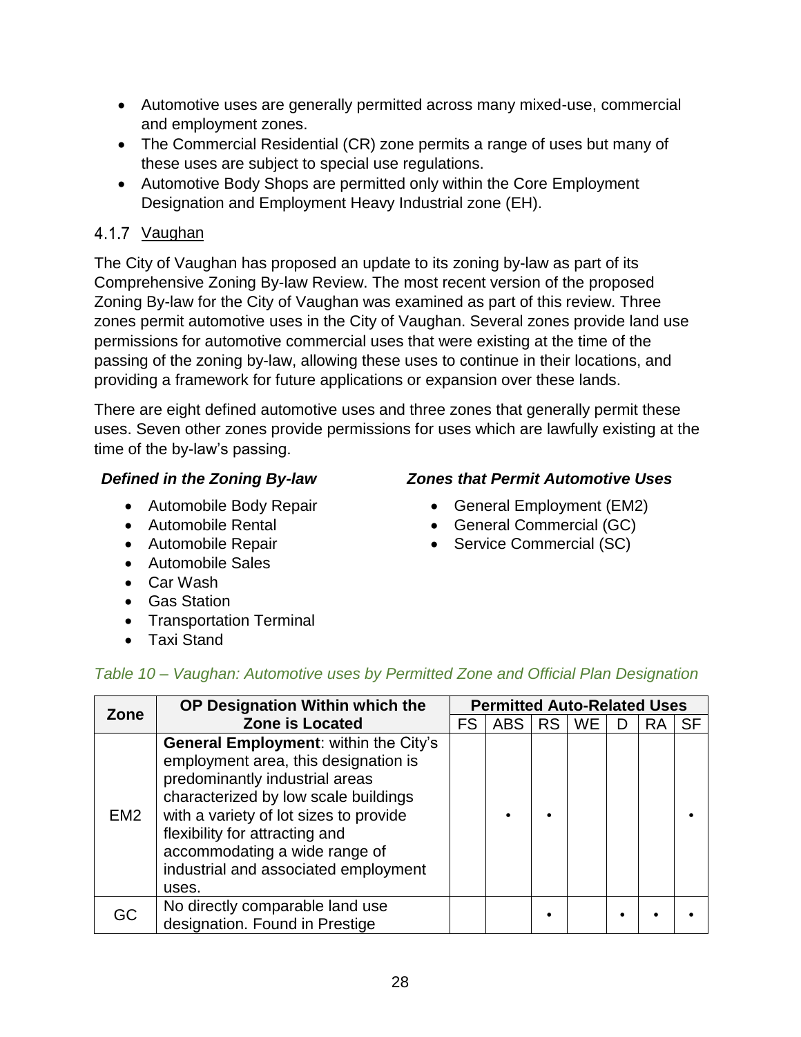- Automotive uses are generally permitted across many mixed-use, commercial and employment zones.
- The Commercial Residential (CR) zone permits a range of uses but many of these uses are subject to special use regulations.
- Automotive Body Shops are permitted only within the Core Employment Designation and Employment Heavy Industrial zone (EH).

### 4.1.7 Vaughan

The City of Vaughan has proposed an update to its zoning by-law as part of its Comprehensive Zoning By-law Review. The most recent version of the proposed Zoning By-law for the City of Vaughan was examined as part of this review. Three zones permit automotive uses in the City of Vaughan. Several zones provide land use permissions for automotive commercial uses that were existing at the time of the passing of the zoning by-law, allowing these uses to continue in their locations, and providing a framework for future applications or expansion over these lands.

There are eight defined automotive uses and three zones that generally permit these uses. Seven other zones provide permissions for uses which are lawfully existing at the time of the by-law's passing.

***Defined in the Zoning By-law***

- Automobile Body Repair
- Automobile Rental
- Automobile Repair
- Automobile Sales
- Car Wash
- Gas Station
- Transportation Terminal
- Taxi Stand

***Zones that Permit Automotive Uses***

- General Employment (EM2)
- General Commercial (GC)
- Service Commercial (SC)

*Table 10 – Vaughan: Automotive uses by Permitted Zone and Official Plan Designation*

| Zone | OP Designation Within which the Zone is Located | Permitted Auto-Related Uses | | | | | | |
|---|---|---|---|---|---|---|---|---|
| | | FS | ABS | RS | WE | D | RA | SF |
| EM2 | **General Employment**: within the City's employment area, this designation is predominantly industrial areas characterized by low scale buildings with a variety of lot sizes to provide flexibility for attracting and accommodating a wide range of industrial and associated employment uses. | | • | • | | | | • |
| GC | No directly comparable land use designation. Found in Prestige | | | • | | • | • | • |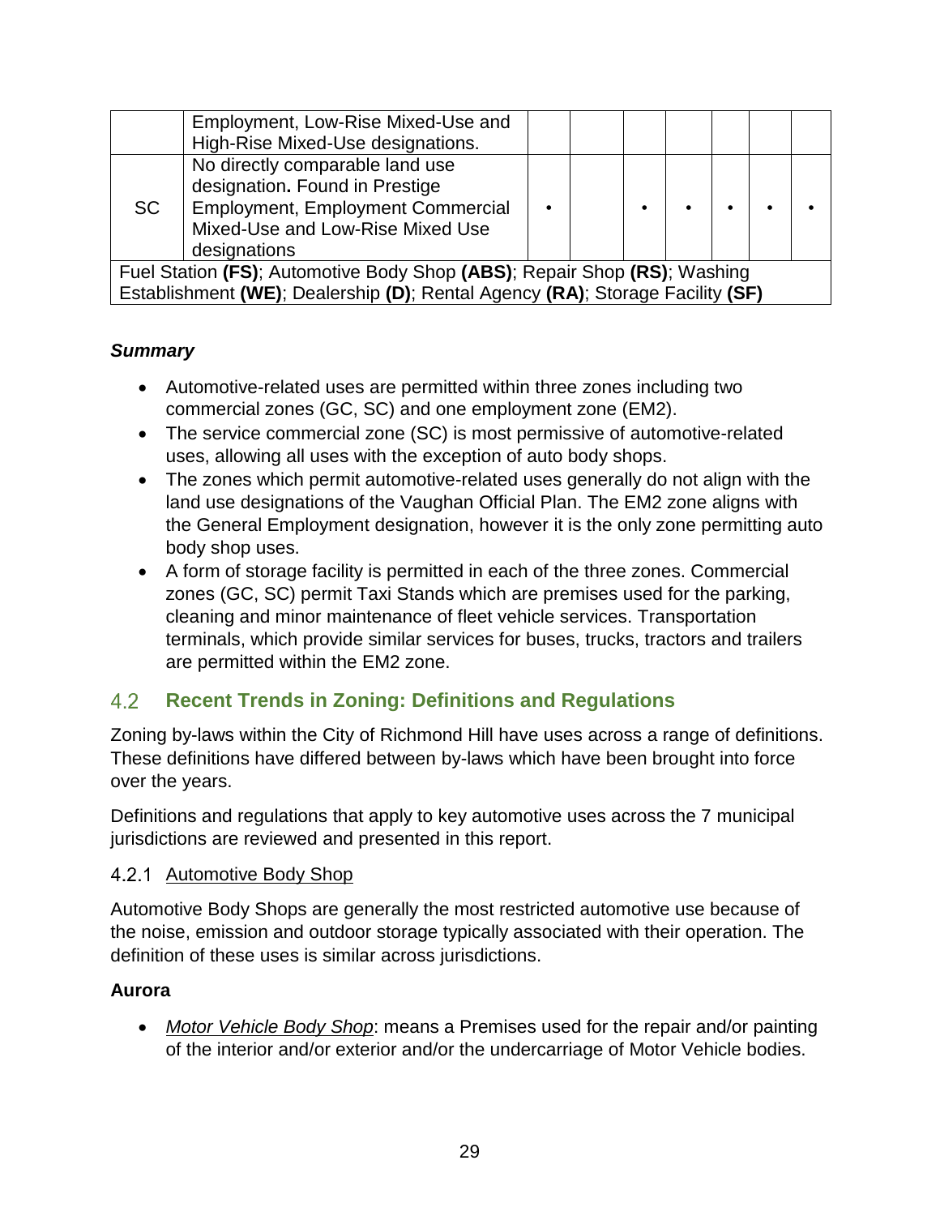| | Employment, Low-Rise Mixed-Use and High-Rise Mixed-Use designations. | | | | | | | |
|---|---|---|---|---|---|---|---|---|
| SC | No directly comparable land use designation**.** Found in Prestige Employment, Employment Commercial Mixed-Use and Low-Rise Mixed Use designations | • | | • | • | • | • | • |
| Fuel Station **(FS)**; Automotive Body Shop **(ABS)**; Repair Shop **(RS)**; Washing Establishment **(WE)**; Dealership **(D)**; Rental Agency **(RA)**; Storage Facility **(SF)** | | | | | | | | |

***Summary***

- Automotive-related uses are permitted within three zones including two commercial zones (GC, SC) and one employment zone (EM2).
- The service commercial zone (SC) is most permissive of automotive-related uses, allowing all uses with the exception of auto body shops.
- The zones which permit automotive-related uses generally do not align with the land use designations of the Vaughan Official Plan. The EM2 zone aligns with the General Employment designation, however it is the only zone permitting auto body shop uses.
- A form of storage facility is permitted in each of the three zones. Commercial zones (GC, SC) permit Taxi Stands which are premises used for the parking, cleaning and minor maintenance of fleet vehicle services. Transportation terminals, which provide similar services for buses, trucks, tractors and trailers are permitted within the EM2 zone.

## 4.2 Recent Trends in Zoning: Definitions and Regulations

Zoning by-laws within the City of Richmond Hill have uses across a range of definitions. These definitions have differed between by-laws which have been brought into force over the years.

Definitions and regulations that apply to key automotive uses across the 7 municipal jurisdictions are reviewed and presented in this report.

### 4.2.1 Automotive Body Shop

Automotive Body Shops are generally the most restricted automotive use because of the noise, emission and outdoor storage typically associated with their operation. The definition of these uses is similar across jurisdictions.

**Aurora**

- *Motor Vehicle Body Shop*: means a Premises used for the repair and/or painting of the interior and/or exterior and/or the undercarriage of Motor Vehicle bodies.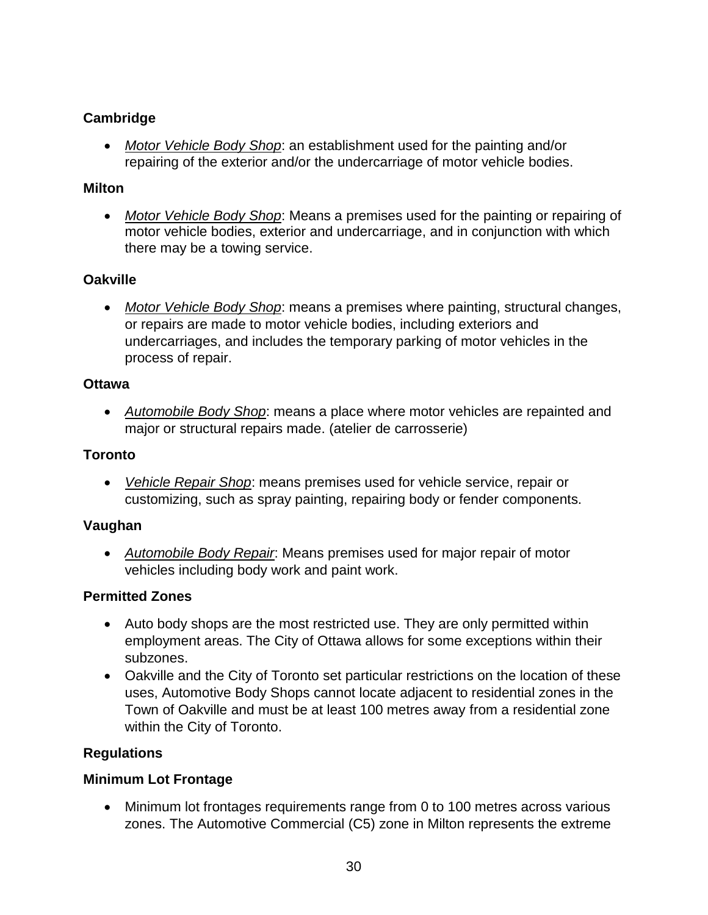**Cambridge**

- *Motor Vehicle Body Shop*: an establishment used for the painting and/or repairing of the exterior and/or the undercarriage of motor vehicle bodies.

**Milton**

- *Motor Vehicle Body Shop*: Means a premises used for the painting or repairing of motor vehicle bodies, exterior and undercarriage, and in conjunction with which there may be a towing service.

**Oakville**

- *Motor Vehicle Body Shop*: means a premises where painting, structural changes, or repairs are made to motor vehicle bodies, including exteriors and undercarriages, and includes the temporary parking of motor vehicles in the process of repair.

**Ottawa**

- *Automobile Body Shop*: means a place where motor vehicles are repainted and major or structural repairs made. (atelier de carrosserie)

**Toronto**

- *Vehicle Repair Shop*: means premises used for vehicle service, repair or customizing, such as spray painting, repairing body or fender components.

**Vaughan**

- *Automobile Body Repair*: Means premises used for major repair of motor vehicles including body work and paint work.

**Permitted Zones**

- Auto body shops are the most restricted use. They are only permitted within employment areas. The City of Ottawa allows for some exceptions within their subzones.
- Oakville and the City of Toronto set particular restrictions on the location of these uses, Automotive Body Shops cannot locate adjacent to residential zones in the Town of Oakville and must be at least 100 metres away from a residential zone within the City of Toronto.

**Regulations**

**Minimum Lot Frontage**

- Minimum lot frontages requirements range from 0 to 100 metres across various zones. The Automotive Commercial (C5) zone in Milton represents the extreme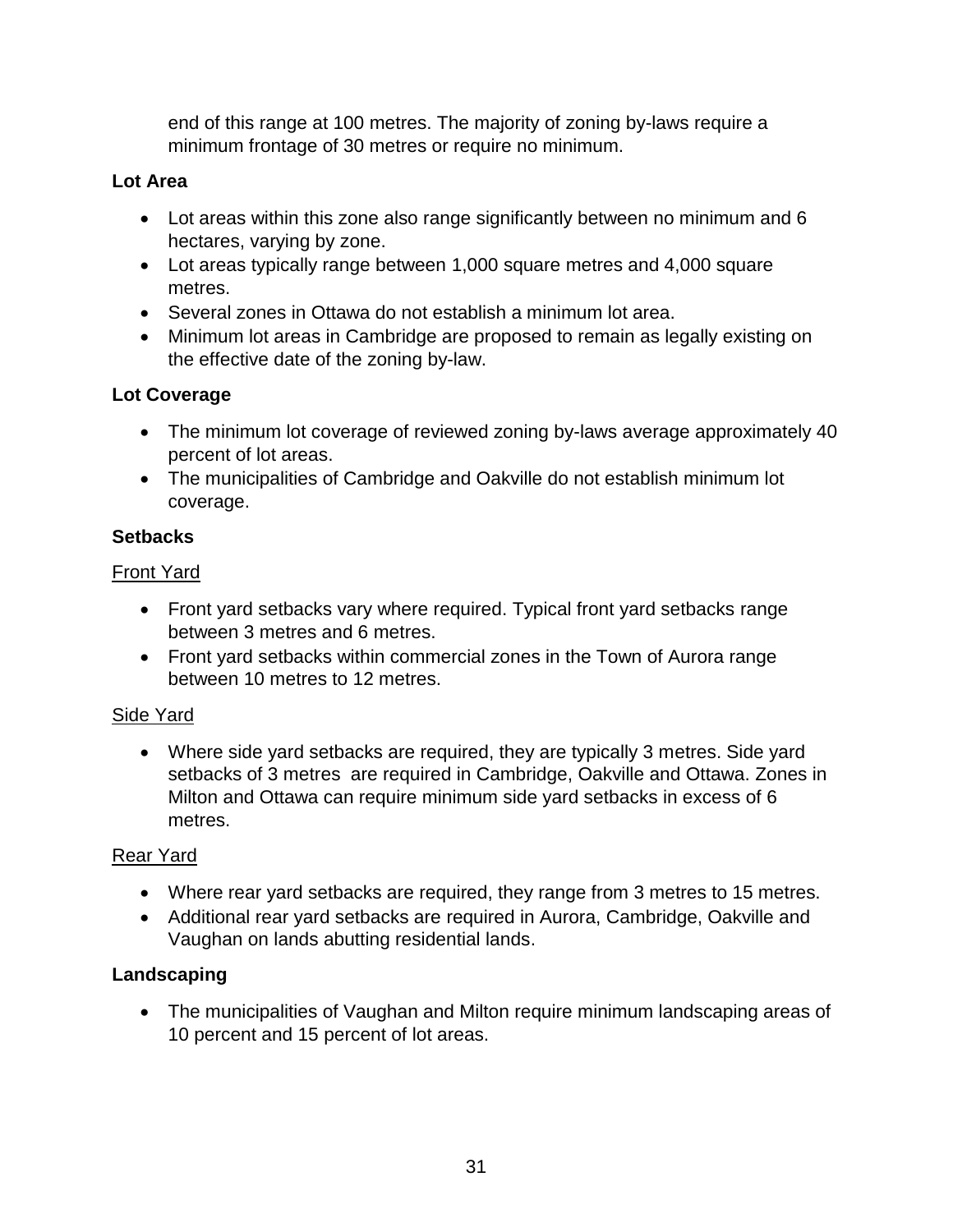end of this range at 100 metres. The majority of zoning by-laws require a minimum frontage of 30 metres or require no minimum.

**Lot Area**

- Lot areas within this zone also range significantly between no minimum and 6 hectares, varying by zone.
- Lot areas typically range between 1,000 square metres and 4,000 square metres.
- Several zones in Ottawa do not establish a minimum lot area.
- Minimum lot areas in Cambridge are proposed to remain as legally existing on the effective date of the zoning by-law.

**Lot Coverage**

- The minimum lot coverage of reviewed zoning by-laws average approximately 40 percent of lot areas.
- The municipalities of Cambridge and Oakville do not establish minimum lot coverage.

**Setbacks**

Front Yard

- Front yard setbacks vary where required. Typical front yard setbacks range between 3 metres and 6 metres.
- Front yard setbacks within commercial zones in the Town of Aurora range between 10 metres to 12 metres.

Side Yard

- Where side yard setbacks are required, they are typically 3 metres. Side yard setbacks of 3 metres are required in Cambridge, Oakville and Ottawa. Zones in Milton and Ottawa can require minimum side yard setbacks in excess of 6 metres.

Rear Yard

- Where rear yard setbacks are required, they range from 3 metres to 15 metres.
- Additional rear yard setbacks are required in Aurora, Cambridge, Oakville and Vaughan on lands abutting residential lands.

**Landscaping**

- The municipalities of Vaughan and Milton require minimum landscaping areas of 10 percent and 15 percent of lot areas.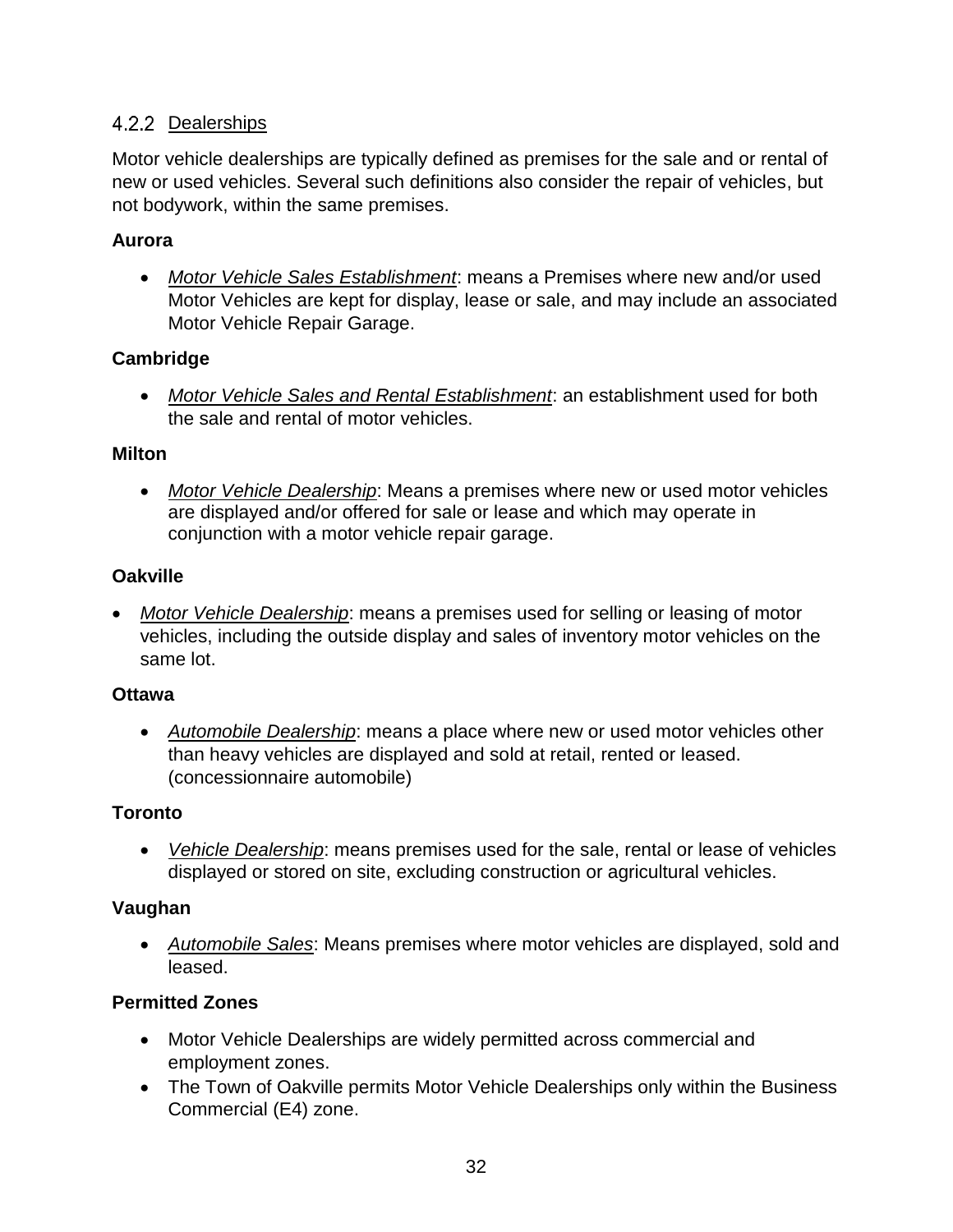### 4.2.2 Dealerships

Motor vehicle dealerships are typically defined as premises for the sale and or rental of new or used vehicles. Several such definitions also consider the repair of vehicles, but not bodywork, within the same premises.

**Aurora**

- *Motor Vehicle Sales Establishment*: means a Premises where new and/or used Motor Vehicles are kept for display, lease or sale, and may include an associated Motor Vehicle Repair Garage.

**Cambridge**

- *Motor Vehicle Sales and Rental Establishment*: an establishment used for both the sale and rental of motor vehicles.

**Milton**

- *Motor Vehicle Dealership*: Means a premises where new or used motor vehicles are displayed and/or offered for sale or lease and which may operate in conjunction with a motor vehicle repair garage.

**Oakville**

- *Motor Vehicle Dealership*: means a premises used for selling or leasing of motor vehicles, including the outside display and sales of inventory motor vehicles on the same lot.

**Ottawa**

- *Automobile Dealership*: means a place where new or used motor vehicles other than heavy vehicles are displayed and sold at retail, rented or leased. (concessionnaire automobile)

**Toronto**

- *Vehicle Dealership*: means premises used for the sale, rental or lease of vehicles displayed or stored on site, excluding construction or agricultural vehicles.

**Vaughan**

- *Automobile Sales*: Means premises where motor vehicles are displayed, sold and leased.

**Permitted Zones**

- Motor Vehicle Dealerships are widely permitted across commercial and employment zones.
- The Town of Oakville permits Motor Vehicle Dealerships only within the Business Commercial (E4) zone.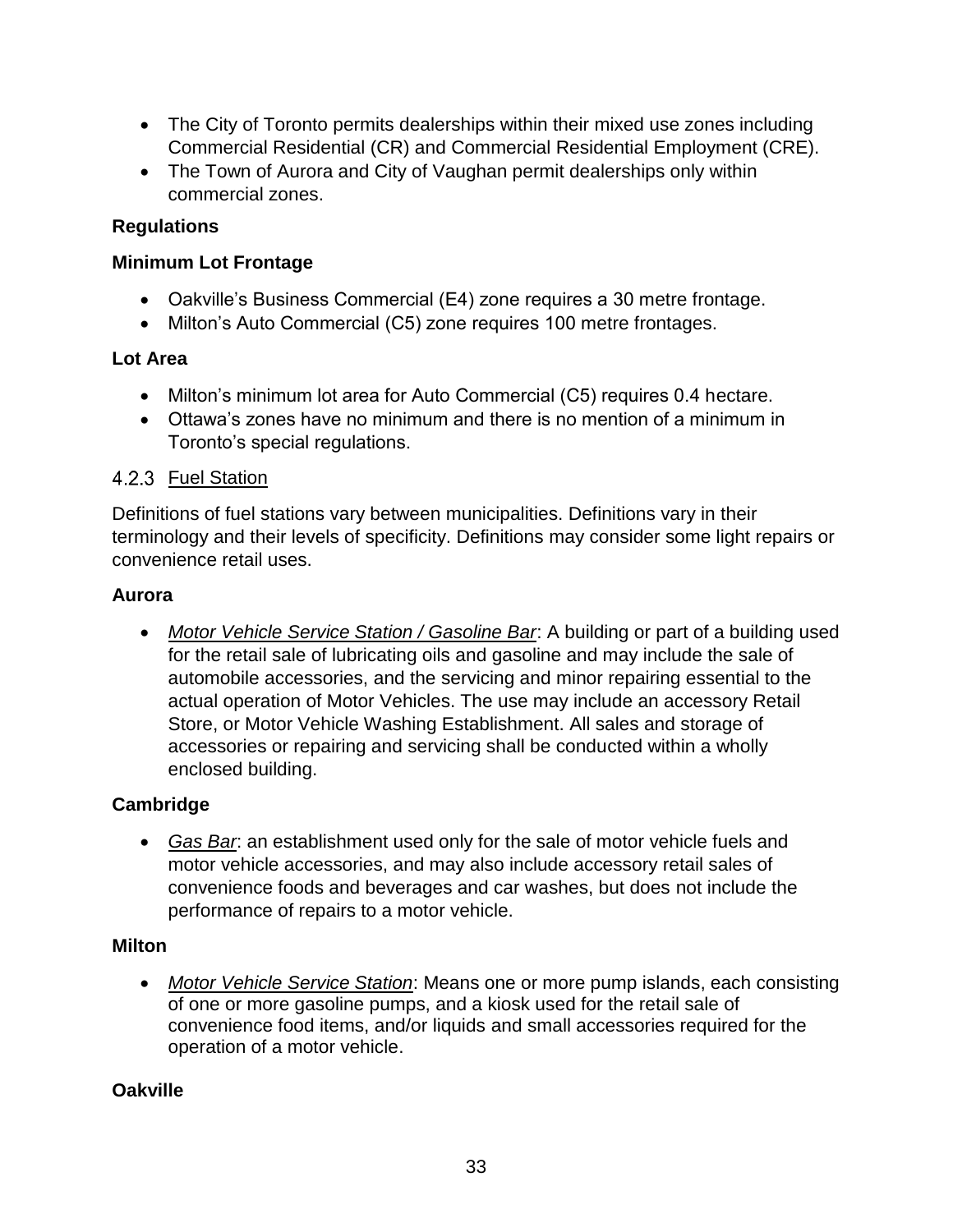- The City of Toronto permits dealerships within their mixed use zones including Commercial Residential (CR) and Commercial Residential Employment (CRE).
- The Town of Aurora and City of Vaughan permit dealerships only within commercial zones.

**Regulations**

**Minimum Lot Frontage**

- Oakville's Business Commercial (E4) zone requires a 30 metre frontage.
- Milton's Auto Commercial (C5) zone requires 100 metre frontages.

**Lot Area**

- Milton's minimum lot area for Auto Commercial (C5) requires 0.4 hectare.
- Ottawa's zones have no minimum and there is no mention of a minimum in Toronto's special regulations.

### 4.2.3 Fuel Station

Definitions of fuel stations vary between municipalities. Definitions vary in their terminology and their levels of specificity. Definitions may consider some light repairs or convenience retail uses.

**Aurora**

- *Motor Vehicle Service Station / Gasoline Bar*: A building or part of a building used for the retail sale of lubricating oils and gasoline and may include the sale of automobile accessories, and the servicing and minor repairing essential to the actual operation of Motor Vehicles. The use may include an accessory Retail Store, or Motor Vehicle Washing Establishment. All sales and storage of accessories or repairing and servicing shall be conducted within a wholly enclosed building.

**Cambridge**

- *Gas Bar*: an establishment used only for the sale of motor vehicle fuels and motor vehicle accessories, and may also include accessory retail sales of convenience foods and beverages and car washes, but does not include the performance of repairs to a motor vehicle.

**Milton**

- *Motor Vehicle Service Station*: Means one or more pump islands, each consisting of one or more gasoline pumps, and a kiosk used for the retail sale of convenience food items, and/or liquids and small accessories required for the operation of a motor vehicle.

**Oakville**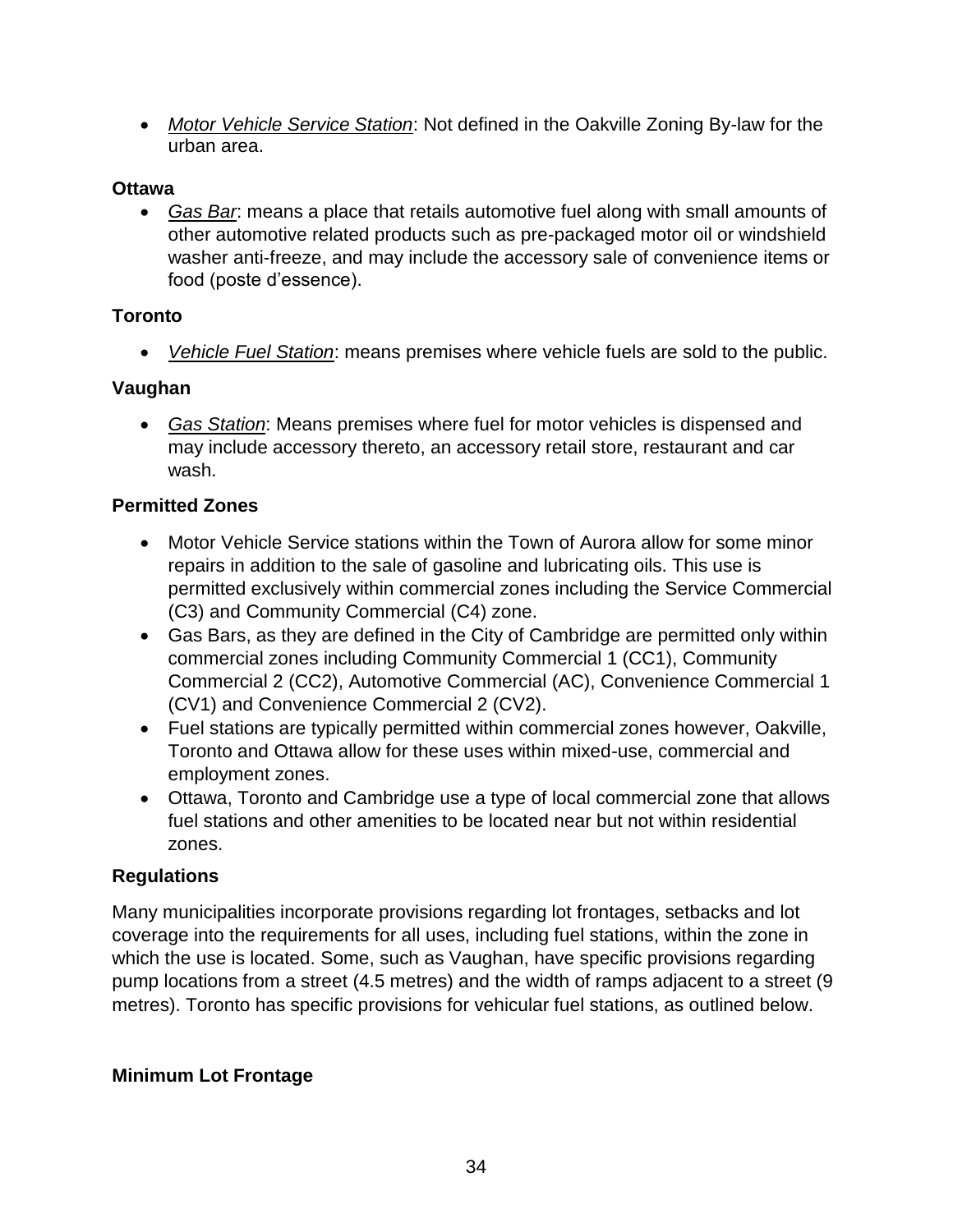- *Motor Vehicle Service Station*: Not defined in the Oakville Zoning By-law for the urban area.

**Ottawa**

- *Gas Bar*: means a place that retails automotive fuel along with small amounts of other automotive related products such as pre-packaged motor oil or windshield washer anti-freeze, and may include the accessory sale of convenience items or food (poste d'essence).

**Toronto**

- *Vehicle Fuel Station*: means premises where vehicle fuels are sold to the public.

**Vaughan**

- *Gas Station*: Means premises where fuel for motor vehicles is dispensed and may include accessory thereto, an accessory retail store, restaurant and car wash.

**Permitted Zones**

- Motor Vehicle Service stations within the Town of Aurora allow for some minor repairs in addition to the sale of gasoline and lubricating oils. This use is permitted exclusively within commercial zones including the Service Commercial (C3) and Community Commercial (C4) zone.
- Gas Bars, as they are defined in the City of Cambridge are permitted only within commercial zones including Community Commercial 1 (CC1), Community Commercial 2 (CC2), Automotive Commercial (AC), Convenience Commercial 1 (CV1) and Convenience Commercial 2 (CV2).
- Fuel stations are typically permitted within commercial zones however, Oakville, Toronto and Ottawa allow for these uses within mixed-use, commercial and employment zones.
- Ottawa, Toronto and Cambridge use a type of local commercial zone that allows fuel stations and other amenities to be located near but not within residential zones.

**Regulations**

Many municipalities incorporate provisions regarding lot frontages, setbacks and lot coverage into the requirements for all uses, including fuel stations, within the zone in which the use is located. Some, such as Vaughan, have specific provisions regarding pump locations from a street (4.5 metres) and the width of ramps adjacent to a street (9 metres). Toronto has specific provisions for vehicular fuel stations, as outlined below.

**Minimum Lot Frontage**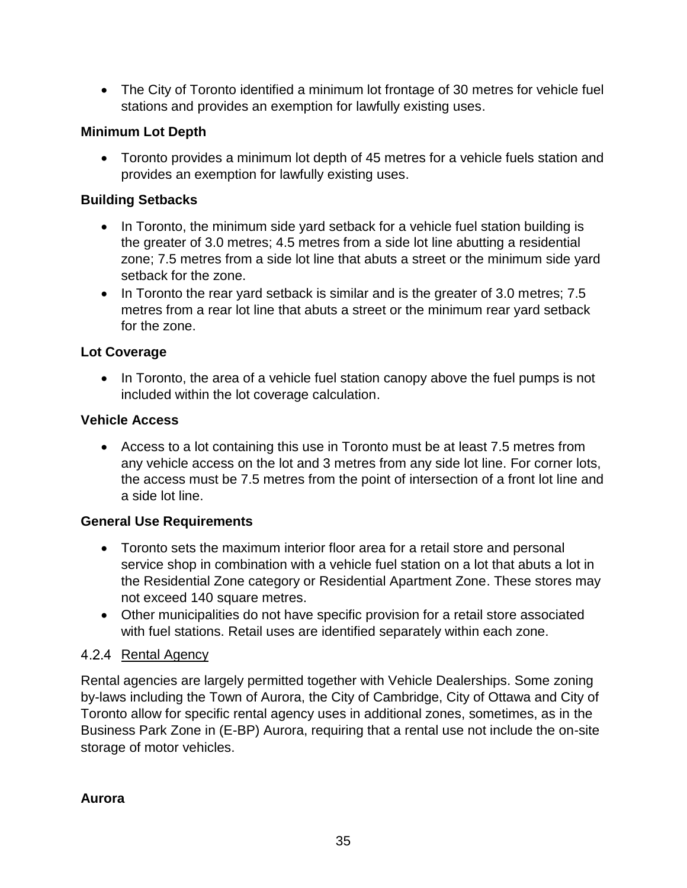- The City of Toronto identified a minimum lot frontage of 30 metres for vehicle fuel stations and provides an exemption for lawfully existing uses.

**Minimum Lot Depth**

- Toronto provides a minimum lot depth of 45 metres for a vehicle fuels station and provides an exemption for lawfully existing uses.

**Building Setbacks**

- In Toronto, the minimum side yard setback for a vehicle fuel station building is the greater of 3.0 metres; 4.5 metres from a side lot line abutting a residential zone; 7.5 metres from a side lot line that abuts a street or the minimum side yard setback for the zone.
- In Toronto the rear yard setback is similar and is the greater of 3.0 metres; 7.5 metres from a rear lot line that abuts a street or the minimum rear yard setback for the zone.

**Lot Coverage**

- In Toronto, the area of a vehicle fuel station canopy above the fuel pumps is not included within the lot coverage calculation.

**Vehicle Access**

- Access to a lot containing this use in Toronto must be at least 7.5 metres from any vehicle access on the lot and 3 metres from any side lot line. For corner lots, the access must be 7.5 metres from the point of intersection of a front lot line and a side lot line.

**General Use Requirements**

- Toronto sets the maximum interior floor area for a retail store and personal service shop in combination with a vehicle fuel station on a lot that abuts a lot in the Residential Zone category or Residential Apartment Zone. These stores may not exceed 140 square metres.
- Other municipalities do not have specific provision for a retail store associated with fuel stations. Retail uses are identified separately within each zone.

### 4.2.4 Rental Agency

Rental agencies are largely permitted together with Vehicle Dealerships. Some zoning by-laws including the Town of Aurora, the City of Cambridge, City of Ottawa and City of Toronto allow for specific rental agency uses in additional zones, sometimes, as in the Business Park Zone in (E-BP) Aurora, requiring that a rental use not include the on-site storage of motor vehicles.

**Aurora**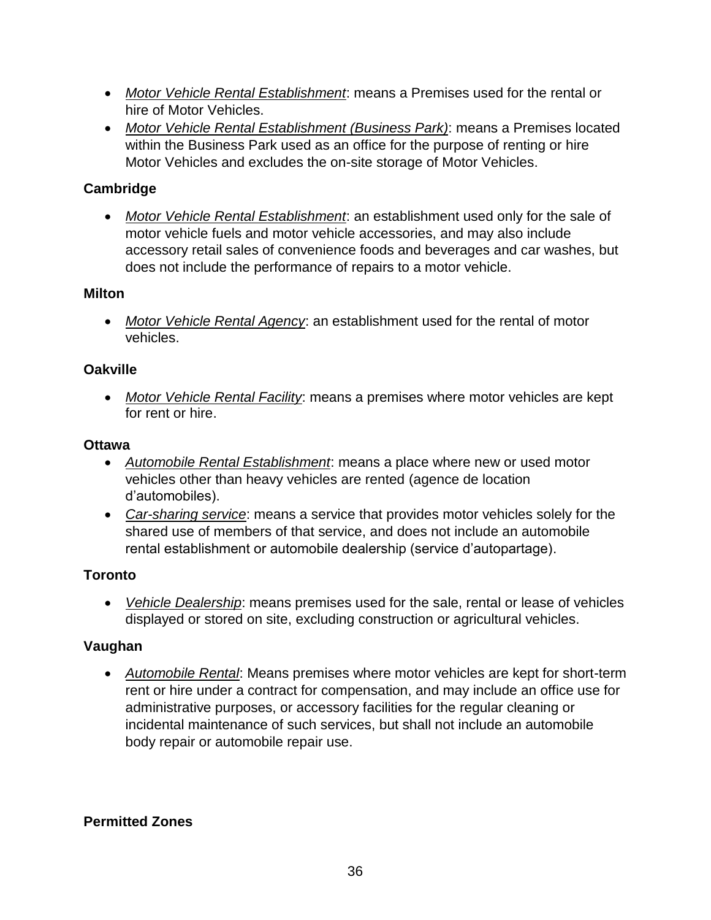- *Motor Vehicle Rental Establishment*: means a Premises used for the rental or hire of Motor Vehicles.
- *Motor Vehicle Rental Establishment (Business Park)*: means a Premises located within the Business Park used as an office for the purpose of renting or hire Motor Vehicles and excludes the on-site storage of Motor Vehicles.

**Cambridge**

- *Motor Vehicle Rental Establishment*: an establishment used only for the sale of motor vehicle fuels and motor vehicle accessories, and may also include accessory retail sales of convenience foods and beverages and car washes, but does not include the performance of repairs to a motor vehicle.

**Milton**

- *Motor Vehicle Rental Agency*: an establishment used for the rental of motor vehicles.

**Oakville**

- *Motor Vehicle Rental Facility*: means a premises where motor vehicles are kept for rent or hire.

**Ottawa**

- *Automobile Rental Establishment*: means a place where new or used motor vehicles other than heavy vehicles are rented (agence de location d'automobiles).
- *Car-sharing service*: means a service that provides motor vehicles solely for the shared use of members of that service, and does not include an automobile rental establishment or automobile dealership (service d'autopartage).

**Toronto**

- *Vehicle Dealership*: means premises used for the sale, rental or lease of vehicles displayed or stored on site, excluding construction or agricultural vehicles.

**Vaughan**

- *Automobile Rental*: Means premises where motor vehicles are kept for short-term rent or hire under a contract for compensation, and may include an office use for administrative purposes, or accessory facilities for the regular cleaning or incidental maintenance of such services, but shall not include an automobile body repair or automobile repair use.

**Permitted Zones**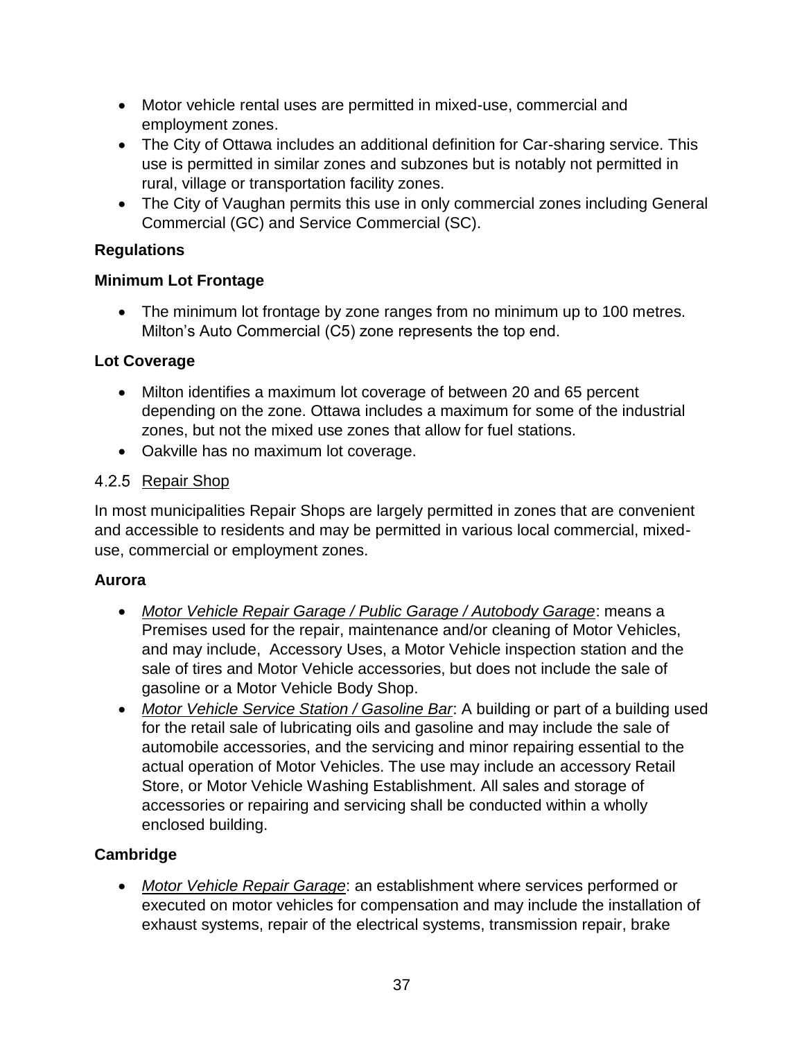- Motor vehicle rental uses are permitted in mixed-use, commercial and employment zones.
- The City of Ottawa includes an additional definition for Car-sharing service. This use is permitted in similar zones and subzones but is notably not permitted in rural, village or transportation facility zones.
- The City of Vaughan permits this use in only commercial zones including General Commercial (GC) and Service Commercial (SC).

**Regulations**

**Minimum Lot Frontage**

- The minimum lot frontage by zone ranges from no minimum up to 100 metres. Milton's Auto Commercial (C5) zone represents the top end.

**Lot Coverage**

- Milton identifies a maximum lot coverage of between 20 and 65 percent depending on the zone. Ottawa includes a maximum for some of the industrial zones, but not the mixed use zones that allow for fuel stations.
- Oakville has no maximum lot coverage.

### 4.2.5 Repair Shop

In most municipalities Repair Shops are largely permitted in zones that are convenient and accessible to residents and may be permitted in various local commercial, mixed-use, commercial or employment zones.

**Aurora**

- *Motor Vehicle Repair Garage / Public Garage / Autobody Garage*: means a Premises used for the repair, maintenance and/or cleaning of Motor Vehicles, and may include, Accessory Uses, a Motor Vehicle inspection station and the sale of tires and Motor Vehicle accessories, but does not include the sale of gasoline or a Motor Vehicle Body Shop.
- *Motor Vehicle Service Station / Gasoline Bar*: A building or part of a building used for the retail sale of lubricating oils and gasoline and may include the sale of automobile accessories, and the servicing and minor repairing essential to the actual operation of Motor Vehicles. The use may include an accessory Retail Store, or Motor Vehicle Washing Establishment. All sales and storage of accessories or repairing and servicing shall be conducted within a wholly enclosed building.

**Cambridge**

- *Motor Vehicle Repair Garage*: an establishment where services performed or executed on motor vehicles for compensation and may include the installation of exhaust systems, repair of the electrical systems, transmission repair, brake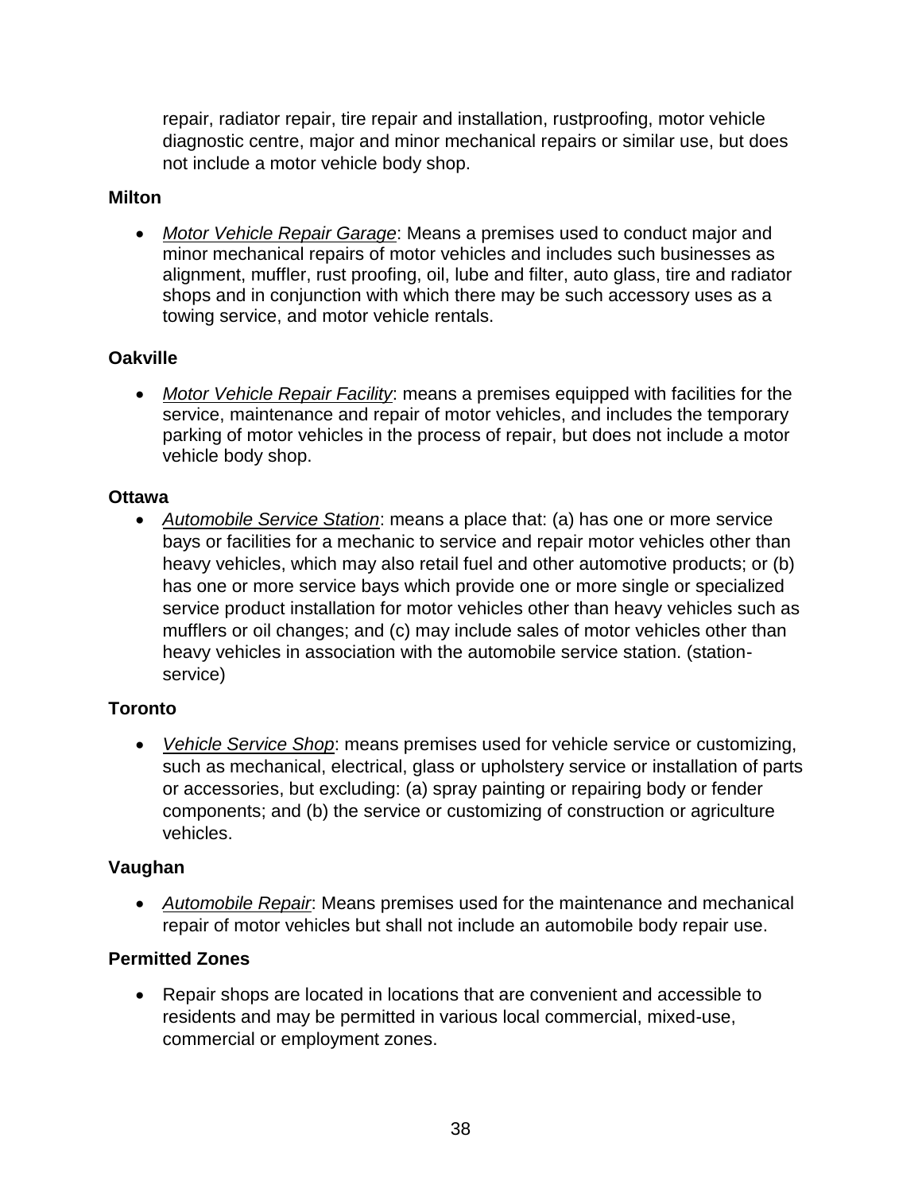repair, radiator repair, tire repair and installation, rustproofing, motor vehicle diagnostic centre, major and minor mechanical repairs or similar use, but does not include a motor vehicle body shop.

**Milton**

- *Motor Vehicle Repair Garage*: Means a premises used to conduct major and minor mechanical repairs of motor vehicles and includes such businesses as alignment, muffler, rust proofing, oil, lube and filter, auto glass, tire and radiator shops and in conjunction with which there may be such accessory uses as a towing service, and motor vehicle rentals.

**Oakville**

- *Motor Vehicle Repair Facility*: means a premises equipped with facilities for the service, maintenance and repair of motor vehicles, and includes the temporary parking of motor vehicles in the process of repair, but does not include a motor vehicle body shop.

**Ottawa**

- *Automobile Service Station*: means a place that: (a) has one or more service bays or facilities for a mechanic to service and repair motor vehicles other than heavy vehicles, which may also retail fuel and other automotive products; or (b) has one or more service bays which provide one or more single or specialized service product installation for motor vehicles other than heavy vehicles such as mufflers or oil changes; and (c) may include sales of motor vehicles other than heavy vehicles in association with the automobile service station. (station-service)

**Toronto**

- *Vehicle Service Shop*: means premises used for vehicle service or customizing, such as mechanical, electrical, glass or upholstery service or installation of parts or accessories, but excluding: (a) spray painting or repairing body or fender components; and (b) the service or customizing of construction or agriculture vehicles.

**Vaughan**

- *Automobile Repair*: Means premises used for the maintenance and mechanical repair of motor vehicles but shall not include an automobile body repair use.

**Permitted Zones**

- Repair shops are located in locations that are convenient and accessible to residents and may be permitted in various local commercial, mixed-use, commercial or employment zones.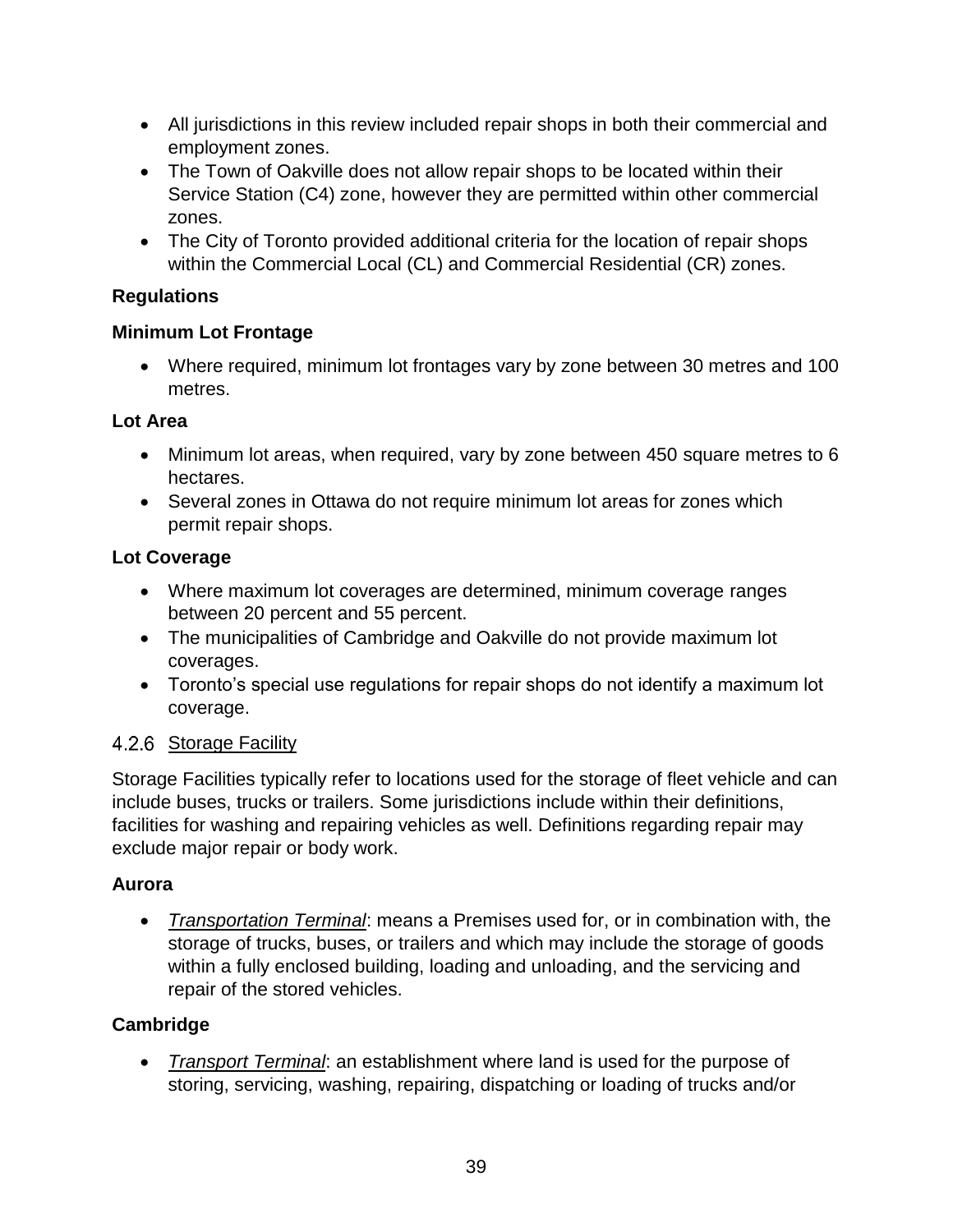- All jurisdictions in this review included repair shops in both their commercial and employment zones.
- The Town of Oakville does not allow repair shops to be located within their Service Station (C4) zone, however they are permitted within other commercial zones.
- The City of Toronto provided additional criteria for the location of repair shops within the Commercial Local (CL) and Commercial Residential (CR) zones.

**Regulations**

**Minimum Lot Frontage**

- Where required, minimum lot frontages vary by zone between 30 metres and 100 metres.

**Lot Area**

- Minimum lot areas, when required, vary by zone between 450 square metres to 6 hectares.
- Several zones in Ottawa do not require minimum lot areas for zones which permit repair shops.

**Lot Coverage**

- Where maximum lot coverages are determined, minimum coverage ranges between 20 percent and 55 percent.
- The municipalities of Cambridge and Oakville do not provide maximum lot coverages.
- Toronto's special use regulations for repair shops do not identify a maximum lot coverage.

### 4.2.6 Storage Facility

Storage Facilities typically refer to locations used for the storage of fleet vehicle and can include buses, trucks or trailers. Some jurisdictions include within their definitions, facilities for washing and repairing vehicles as well. Definitions regarding repair may exclude major repair or body work.

**Aurora**

- *Transportation Terminal*: means a Premises used for, or in combination with, the storage of trucks, buses, or trailers and which may include the storage of goods within a fully enclosed building, loading and unloading, and the servicing and repair of the stored vehicles.

**Cambridge**

- *Transport Terminal*: an establishment where land is used for the purpose of storing, servicing, washing, repairing, dispatching or loading of trucks and/or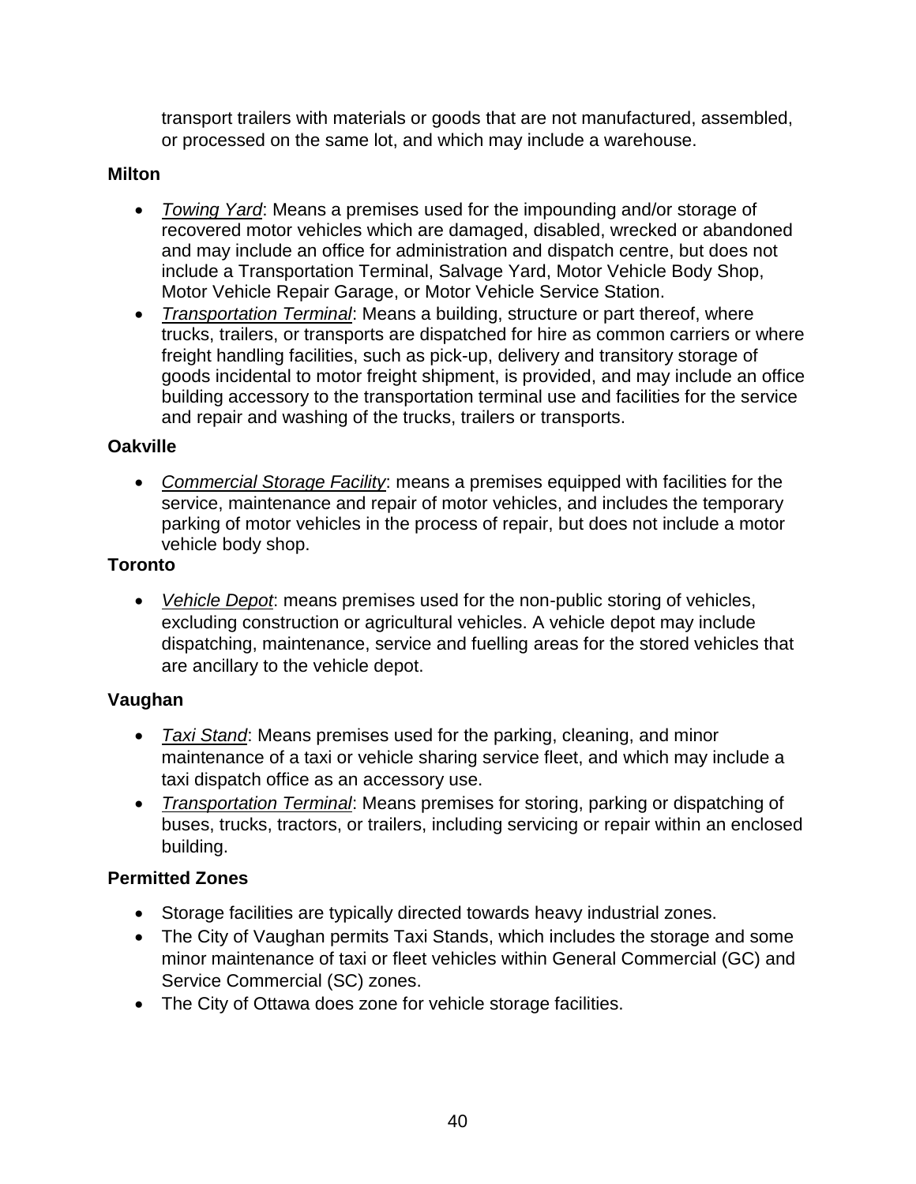transport trailers with materials or goods that are not manufactured, assembled, or processed on the same lot, and which may include a warehouse.

**Milton**

- *Towing Yard*: Means a premises used for the impounding and/or storage of recovered motor vehicles which are damaged, disabled, wrecked or abandoned and may include an office for administration and dispatch centre, but does not include a Transportation Terminal, Salvage Yard, Motor Vehicle Body Shop, Motor Vehicle Repair Garage, or Motor Vehicle Service Station.
- *Transportation Terminal*: Means a building, structure or part thereof, where trucks, trailers, or transports are dispatched for hire as common carriers or where freight handling facilities, such as pick-up, delivery and transitory storage of goods incidental to motor freight shipment, is provided, and may include an office building accessory to the transportation terminal use and facilities for the service and repair and washing of the trucks, trailers or transports.

**Oakville**

- *Commercial Storage Facility*: means a premises equipped with facilities for the service, maintenance and repair of motor vehicles, and includes the temporary parking of motor vehicles in the process of repair, but does not include a motor vehicle body shop.

**Toronto**

- *Vehicle Depot*: means premises used for the non-public storing of vehicles, excluding construction or agricultural vehicles. A vehicle depot may include dispatching, maintenance, service and fuelling areas for the stored vehicles that are ancillary to the vehicle depot.

**Vaughan**

- *Taxi Stand*: Means premises used for the parking, cleaning, and minor maintenance of a taxi or vehicle sharing service fleet, and which may include a taxi dispatch office as an accessory use.
- *Transportation Terminal*: Means premises for storing, parking or dispatching of buses, trucks, tractors, or trailers, including servicing or repair within an enclosed building.

**Permitted Zones**

- Storage facilities are typically directed towards heavy industrial zones.
- The City of Vaughan permits Taxi Stands, which includes the storage and some minor maintenance of taxi or fleet vehicles within General Commercial (GC) and Service Commercial (SC) zones.
- The City of Ottawa does zone for vehicle storage facilities.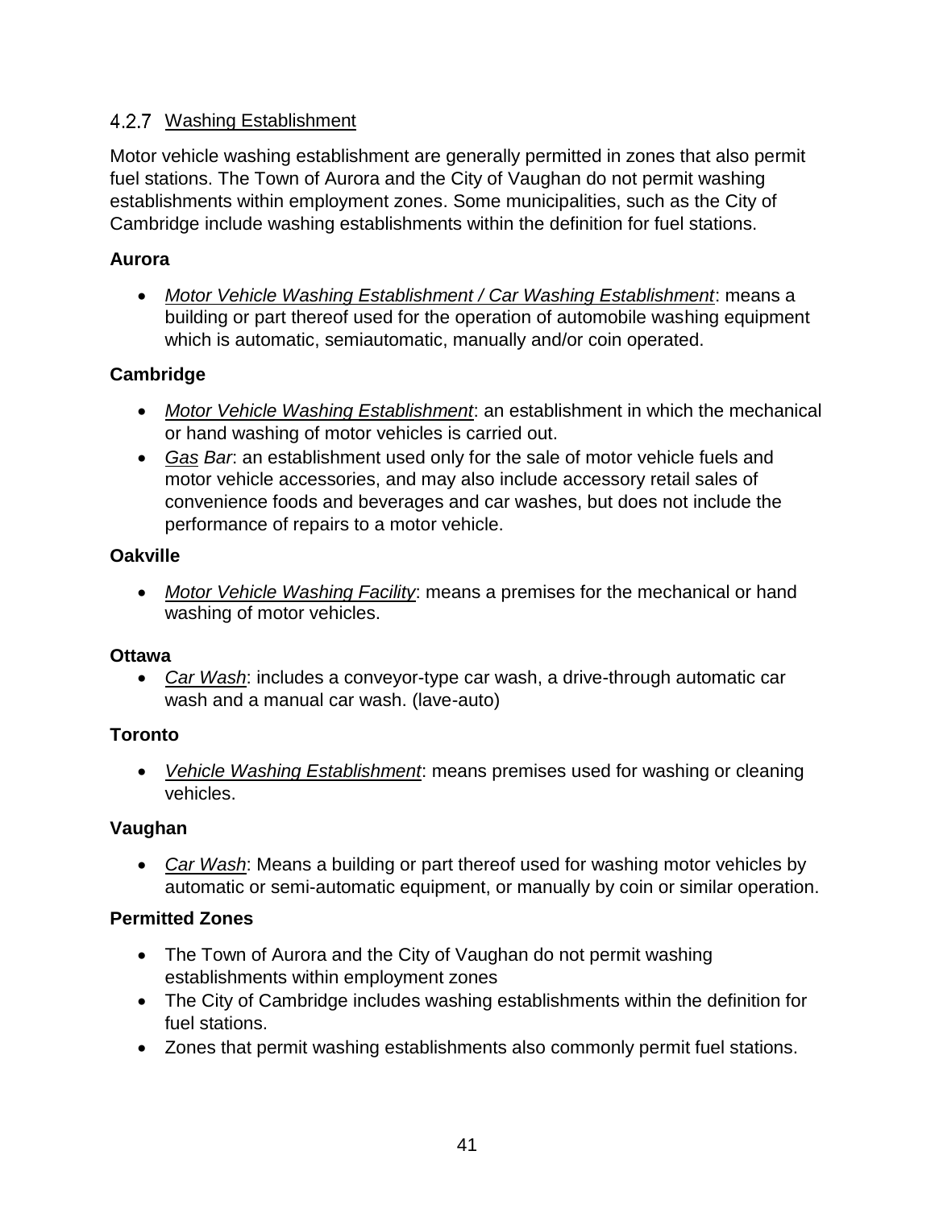### 4.2.7 Washing Establishment

Motor vehicle washing establishment are generally permitted in zones that also permit fuel stations. The Town of Aurora and the City of Vaughan do not permit washing establishments within employment zones. Some municipalities, such as the City of Cambridge include washing establishments within the definition for fuel stations.

**Aurora**

- *Motor Vehicle Washing Establishment / Car Washing Establishment*: means a building or part thereof used for the operation of automobile washing equipment which is automatic, semiautomatic, manually and/or coin operated.

**Cambridge**

- *Motor Vehicle Washing Establishment*: an establishment in which the mechanical or hand washing of motor vehicles is carried out.
- *Gas Bar*: an establishment used only for the sale of motor vehicle fuels and motor vehicle accessories, and may also include accessory retail sales of convenience foods and beverages and car washes, but does not include the performance of repairs to a motor vehicle.

**Oakville**

- *Motor Vehicle Washing Facility*: means a premises for the mechanical or hand washing of motor vehicles.

**Ottawa**

- *Car Wash*: includes a conveyor-type car wash, a drive-through automatic car wash and a manual car wash. (lave-auto)

**Toronto**

- *Vehicle Washing Establishment*: means premises used for washing or cleaning vehicles.

**Vaughan**

- *Car Wash*: Means a building or part thereof used for washing motor vehicles by automatic or semi-automatic equipment, or manually by coin or similar operation.

**Permitted Zones**

- The Town of Aurora and the City of Vaughan do not permit washing establishments within employment zones
- The City of Cambridge includes washing establishments within the definition for fuel stations.
- Zones that permit washing establishments also commonly permit fuel stations.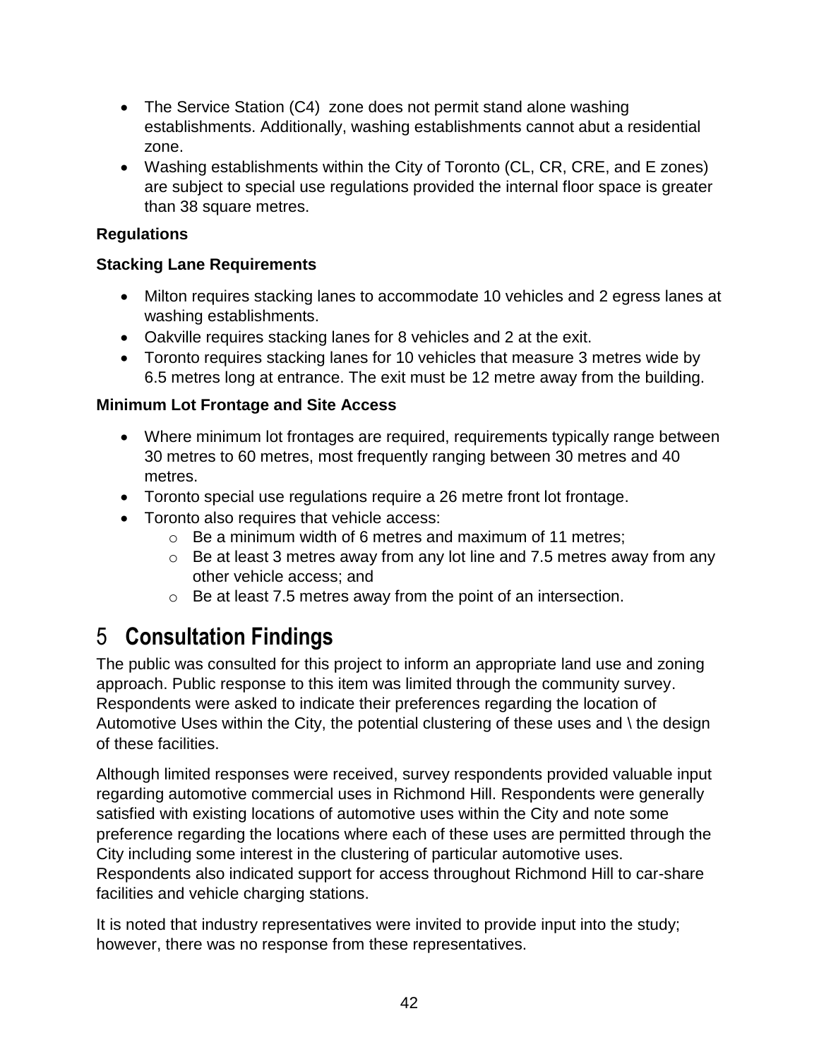- The Service Station (C4) zone does not permit stand alone washing establishments. Additionally, washing establishments cannot abut a residential zone.
- Washing establishments within the City of Toronto (CL, CR, CRE, and E zones) are subject to special use regulations provided the internal floor space is greater than 38 square metres.

**Regulations**

**Stacking Lane Requirements**

- Milton requires stacking lanes to accommodate 10 vehicles and 2 egress lanes at washing establishments.
- Oakville requires stacking lanes for 8 vehicles and 2 at the exit.
- Toronto requires stacking lanes for 10 vehicles that measure 3 metres wide by 6.5 metres long at entrance. The exit must be 12 metre away from the building.

**Minimum Lot Frontage and Site Access**

- Where minimum lot frontages are required, requirements typically range between 30 metres to 60 metres, most frequently ranging between 30 metres and 40 metres.
- Toronto special use regulations require a 26 metre front lot frontage.
- Toronto also requires that vehicle access:
  - Be a minimum width of 6 metres and maximum of 11 metres;
  - Be at least 3 metres away from any lot line and 7.5 metres away from any other vehicle access; and
  - Be at least 7.5 metres away from the point of an intersection.

# 5 Consultation Findings

The public was consulted for this project to inform an appropriate land use and zoning approach. Public response to this item was limited through the community survey. Respondents were asked to indicate their preferences regarding the location of Automotive Uses within the City, the potential clustering of these uses and \ the design of these facilities.

Although limited responses were received, survey respondents provided valuable input regarding automotive commercial uses in Richmond Hill. Respondents were generally satisfied with existing locations of automotive uses within the City and note some preference regarding the locations where each of these uses are permitted through the City including some interest in the clustering of particular automotive uses. Respondents also indicated support for access throughout Richmond Hill to car-share facilities and vehicle charging stations.

It is noted that industry representatives were invited to provide input into the study; however, there was no response from these representatives.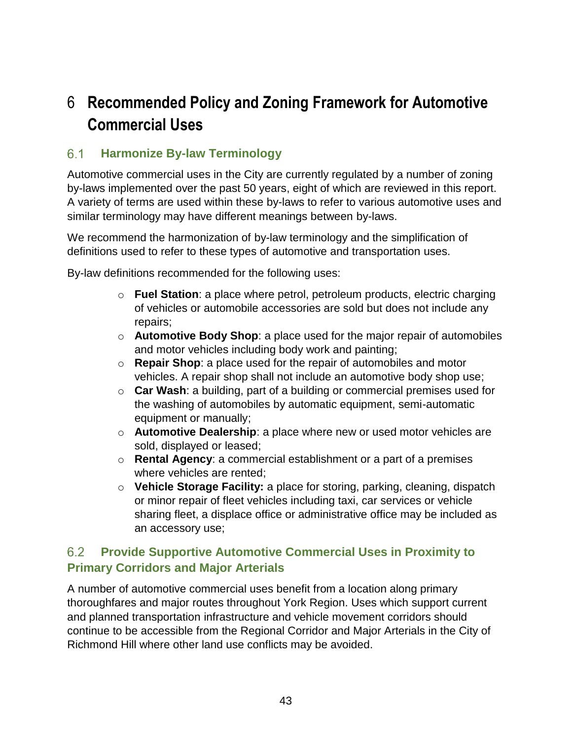# 6 Recommended Policy and Zoning Framework for Automotive Commercial Uses

## 6.1 Harmonize By-law Terminology

Automotive commercial uses in the City are currently regulated by a number of zoning by-laws implemented over the past 50 years, eight of which are reviewed in this report. A variety of terms are used within these by-laws to refer to various automotive uses and similar terminology may have different meanings between by-laws.

We recommend the harmonization of by-law terminology and the simplification of definitions used to refer to these types of automotive and transportation uses.

By-law definitions recommended for the following uses:

- **Fuel Station**: a place where petrol, petroleum products, electric charging of vehicles or automobile accessories are sold but does not include any repairs;
- **Automotive Body Shop**: a place used for the major repair of automobiles and motor vehicles including body work and painting;
- **Repair Shop**: a place used for the repair of automobiles and motor vehicles. A repair shop shall not include an automotive body shop use;
- **Car Wash**: a building, part of a building or commercial premises used for the washing of automobiles by automatic equipment, semi-automatic equipment or manually;
- **Automotive Dealership**: a place where new or used motor vehicles are sold, displayed or leased;
- **Rental Agency**: a commercial establishment or a part of a premises where vehicles are rented;
- **Vehicle Storage Facility:** a place for storing, parking, cleaning, dispatch or minor repair of fleet vehicles including taxi, car services or vehicle sharing fleet, a displace office or administrative office may be included as an accessory use;

## 6.2 Provide Supportive Automotive Commercial Uses in Proximity to Primary Corridors and Major Arterials

A number of automotive commercial uses benefit from a location along primary thoroughfares and major routes throughout York Region. Uses which support current and planned transportation infrastructure and vehicle movement corridors should continue to be accessible from the Regional Corridor and Major Arterials in the City of Richmond Hill where other land use conflicts may be avoided.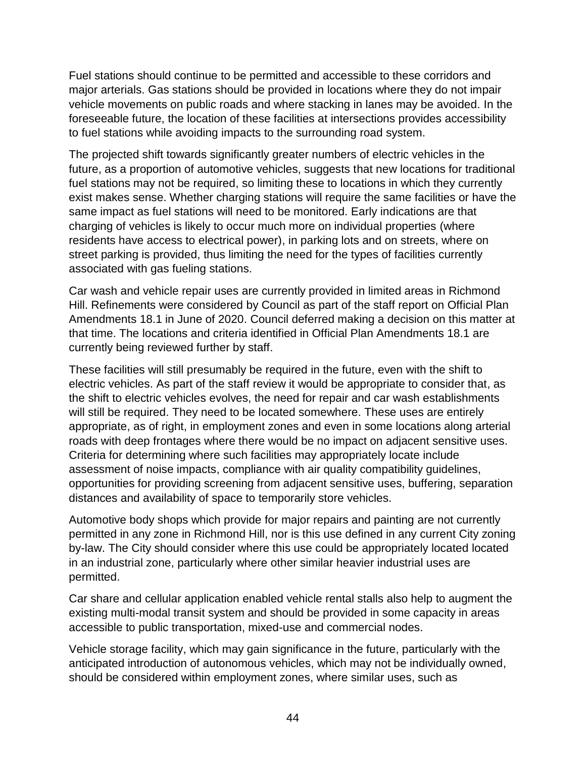Fuel stations should continue to be permitted and accessible to these corridors and major arterials. Gas stations should be provided in locations where they do not impair vehicle movements on public roads and where stacking in lanes may be avoided. In the foreseeable future, the location of these facilities at intersections provides accessibility to fuel stations while avoiding impacts to the surrounding road system.

The projected shift towards significantly greater numbers of electric vehicles in the future, as a proportion of automotive vehicles, suggests that new locations for traditional fuel stations may not be required, so limiting these to locations in which they currently exist makes sense. Whether charging stations will require the same facilities or have the same impact as fuel stations will need to be monitored. Early indications are that charging of vehicles is likely to occur much more on individual properties (where residents have access to electrical power), in parking lots and on streets, where on street parking is provided, thus limiting the need for the types of facilities currently associated with gas fueling stations.

Car wash and vehicle repair uses are currently provided in limited areas in Richmond Hill. Refinements were considered by Council as part of the staff report on Official Plan Amendments 18.1 in June of 2020. Council deferred making a decision on this matter at that time. The locations and criteria identified in Official Plan Amendments 18.1 are currently being reviewed further by staff.

These facilities will still presumably be required in the future, even with the shift to electric vehicles. As part of the staff review it would be appropriate to consider that, as the shift to electric vehicles evolves, the need for repair and car wash establishments will still be required. They need to be located somewhere. These uses are entirely appropriate, as of right, in employment zones and even in some locations along arterial roads with deep frontages where there would be no impact on adjacent sensitive uses. Criteria for determining where such facilities may appropriately locate include assessment of noise impacts, compliance with air quality compatibility guidelines, opportunities for providing screening from adjacent sensitive uses, buffering, separation distances and availability of space to temporarily store vehicles.

Automotive body shops which provide for major repairs and painting are not currently permitted in any zone in Richmond Hill, nor is this use defined in any current City zoning by-law. The City should consider where this use could be appropriately located located in an industrial zone, particularly where other similar heavier industrial uses are permitted.

Car share and cellular application enabled vehicle rental stalls also help to augment the existing multi-modal transit system and should be provided in some capacity in areas accessible to public transportation, mixed-use and commercial nodes.

Vehicle storage facility, which may gain significance in the future, particularly with the anticipated introduction of autonomous vehicles, which may not be individually owned, should be considered within employment zones, where similar uses, such as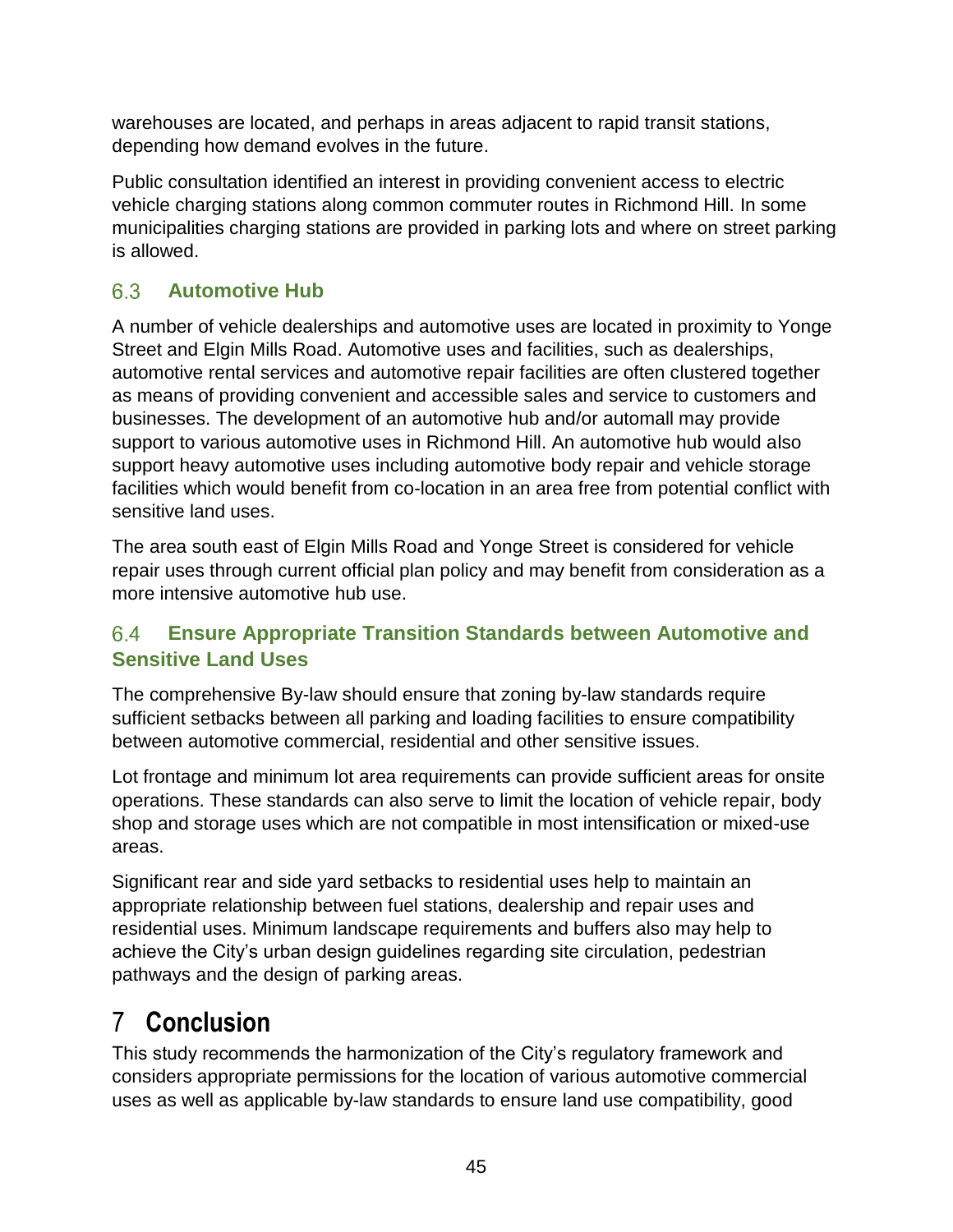warehouses are located, and perhaps in areas adjacent to rapid transit stations, depending how demand evolves in the future.

Public consultation identified an interest in providing convenient access to electric vehicle charging stations along common commuter routes in Richmond Hill. In some municipalities charging stations are provided in parking lots and where on street parking is allowed.

### 6.3 Automotive Hub

A number of vehicle dealerships and automotive uses are located in proximity to Yonge Street and Elgin Mills Road. Automotive uses and facilities, such as dealerships, automotive rental services and automotive repair facilities are often clustered together as means of providing convenient and accessible sales and service to customers and businesses. The development of an automotive hub and/or automall may provide support to various automotive uses in Richmond Hill. An automotive hub would also support heavy automotive uses including automotive body repair and vehicle storage facilities which would benefit from co-location in an area free from potential conflict with sensitive land uses.

The area south east of Elgin Mills Road and Yonge Street is considered for vehicle repair uses through current official plan policy and may benefit from consideration as a more intensive automotive hub use.

### 6.4 Ensure Appropriate Transition Standards between Automotive and Sensitive Land Uses

The comprehensive By-law should ensure that zoning by-law standards require sufficient setbacks between all parking and loading facilities to ensure compatibility between automotive commercial, residential and other sensitive issues.

Lot frontage and minimum lot area requirements can provide sufficient areas for onsite operations. These standards can also serve to limit the location of vehicle repair, body shop and storage uses which are not compatible in most intensification or mixed-use areas.

Significant rear and side yard setbacks to residential uses help to maintain an appropriate relationship between fuel stations, dealership and repair uses and residential uses. Minimum landscape requirements and buffers also may help to achieve the City's urban design guidelines regarding site circulation, pedestrian pathways and the design of parking areas.

# 7 Conclusion

This study recommends the harmonization of the City's regulatory framework and considers appropriate permissions for the location of various automotive commercial uses as well as applicable by-law standards to ensure land use compatibility, good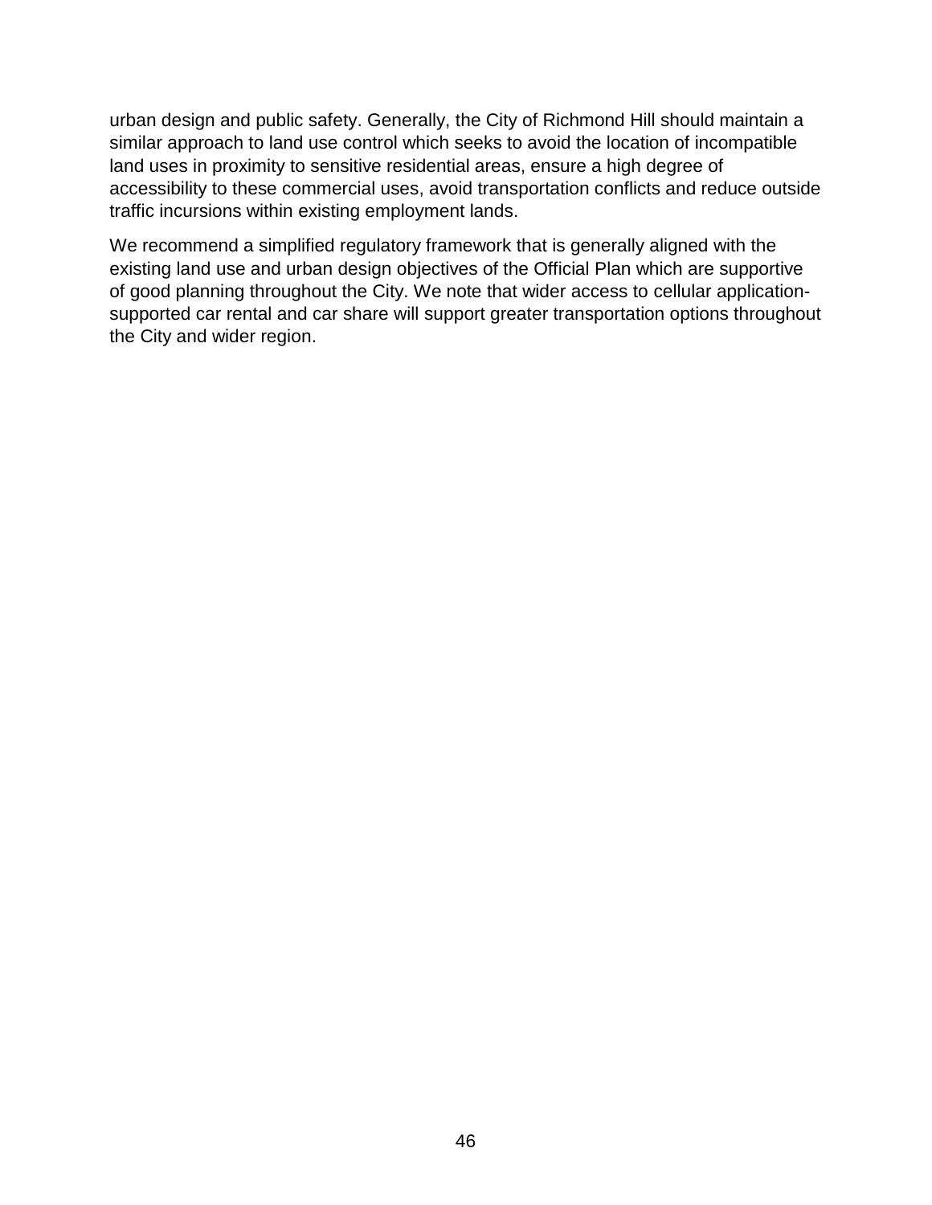urban design and public safety. Generally, the City of Richmond Hill should maintain a similar approach to land use control which seeks to avoid the location of incompatible land uses in proximity to sensitive residential areas, ensure a high degree of accessibility to these commercial uses, avoid transportation conflicts and reduce outside traffic incursions within existing employment lands.

We recommend a simplified regulatory framework that is generally aligned with the existing land use and urban design objectives of the Official Plan which are supportive of good planning throughout the City. We note that wider access to cellular application-supported car rental and car share will support greater transportation options throughout the City and wider region.